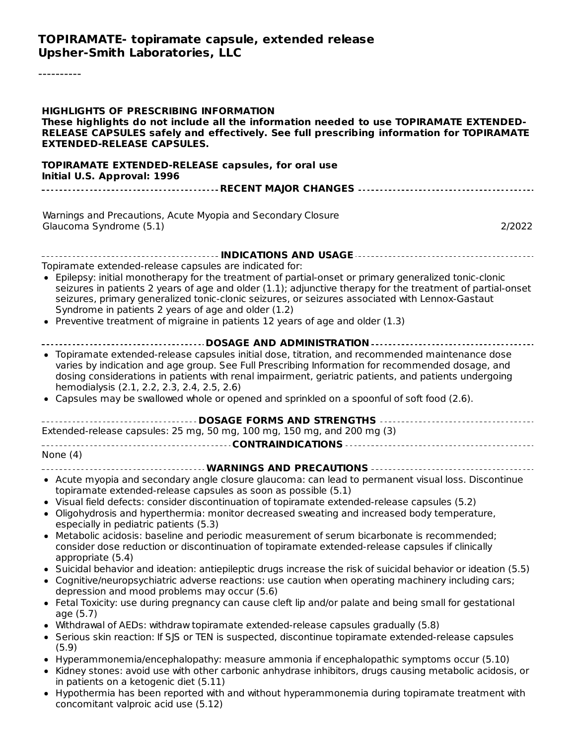# TOPIRAMATE- topiramate capsule, extended release
# Upsher-Smith Laboratories, LLC

----------

**HIGHLIGHTS OF PRESCRIBING INFORMATION**
**These highlights do not include all the information needed to use TOPIRAMATE EXTENDED-RELEASE CAPSULES safely and effectively. See full prescribing information for TOPIRAMATE EXTENDED-RELEASE CAPSULES.**

**TOPIRAMATE EXTENDED-RELEASE capsules, for oral use**
**Initial U.S. Approval: 1996**

## RECENT MAJOR CHANGES

| | |
|---|---|
| Warnings and Precautions, Acute Myopia and Secondary Closure Glaucoma Syndrome (5.1) | 2/2022 |

## INDICATIONS AND USAGE

Topiramate extended-release capsules are indicated for:

- Epilepsy: initial monotherapy for the treatment of partial-onset or primary generalized tonic-clonic seizures in patients 2 years of age and older (1.1); adjunctive therapy for the treatment of partial-onset seizures, primary generalized tonic-clonic seizures, or seizures associated with Lennox-Gastaut Syndrome in patients 2 years of age and older (1.2)
- Preventive treatment of migraine in patients 12 years of age and older (1.3)

## DOSAGE AND ADMINISTRATION

- Topiramate extended-release capsules initial dose, titration, and recommended maintenance dose varies by indication and age group. See Full Prescribing Information for recommended dosage, and dosing considerations in patients with renal impairment, geriatric patients, and patients undergoing hemodialysis (2.1, 2.2, 2.3, 2.4, 2.5, 2.6)
- Capsules may be swallowed whole or opened and sprinkled on a spoonful of soft food (2.6).

## DOSAGE FORMS AND STRENGTHS

Extended-release capsules: 25 mg, 50 mg, 100 mg, 150 mg, and 200 mg (3)

## CONTRAINDICATIONS

None (4)

## WARNINGS AND PRECAUTIONS

- Acute myopia and secondary angle closure glaucoma: can lead to permanent visual loss. Discontinue topiramate extended-release capsules as soon as possible (5.1)
- Visual field defects: consider discontinuation of topiramate extended-release capsules (5.2)
- Oligohydrosis and hyperthermia: monitor decreased sweating and increased body temperature, especially in pediatric patients (5.3)
- Metabolic acidosis: baseline and periodic measurement of serum bicarbonate is recommended; consider dose reduction or discontinuation of topiramate extended-release capsules if clinically appropriate (5.4)
- Suicidal behavior and ideation: antiepileptic drugs increase the risk of suicidal behavior or ideation (5.5)
- Cognitive/neuropsychiatric adverse reactions: use caution when operating machinery including cars; depression and mood problems may occur (5.6)
- Fetal Toxicity: use during pregnancy can cause cleft lip and/or palate and being small for gestational age (5.7)
- Withdrawal of AEDs: withdraw topiramate extended-release capsules gradually (5.8)
- Serious skin reaction: If SJS or TEN is suspected, discontinue topiramate extended-release capsules (5.9)
- Hyperammonemia/encephalopathy: measure ammonia if encephalopathic symptoms occur (5.10)
- Kidney stones: avoid use with other carbonic anhydrase inhibitors, drugs causing metabolic acidosis, or in patients on a ketogenic diet (5.11)
- Hypothermia has been reported with and without hyperammonemia during topiramate treatment with concomitant valproic acid use (5.12)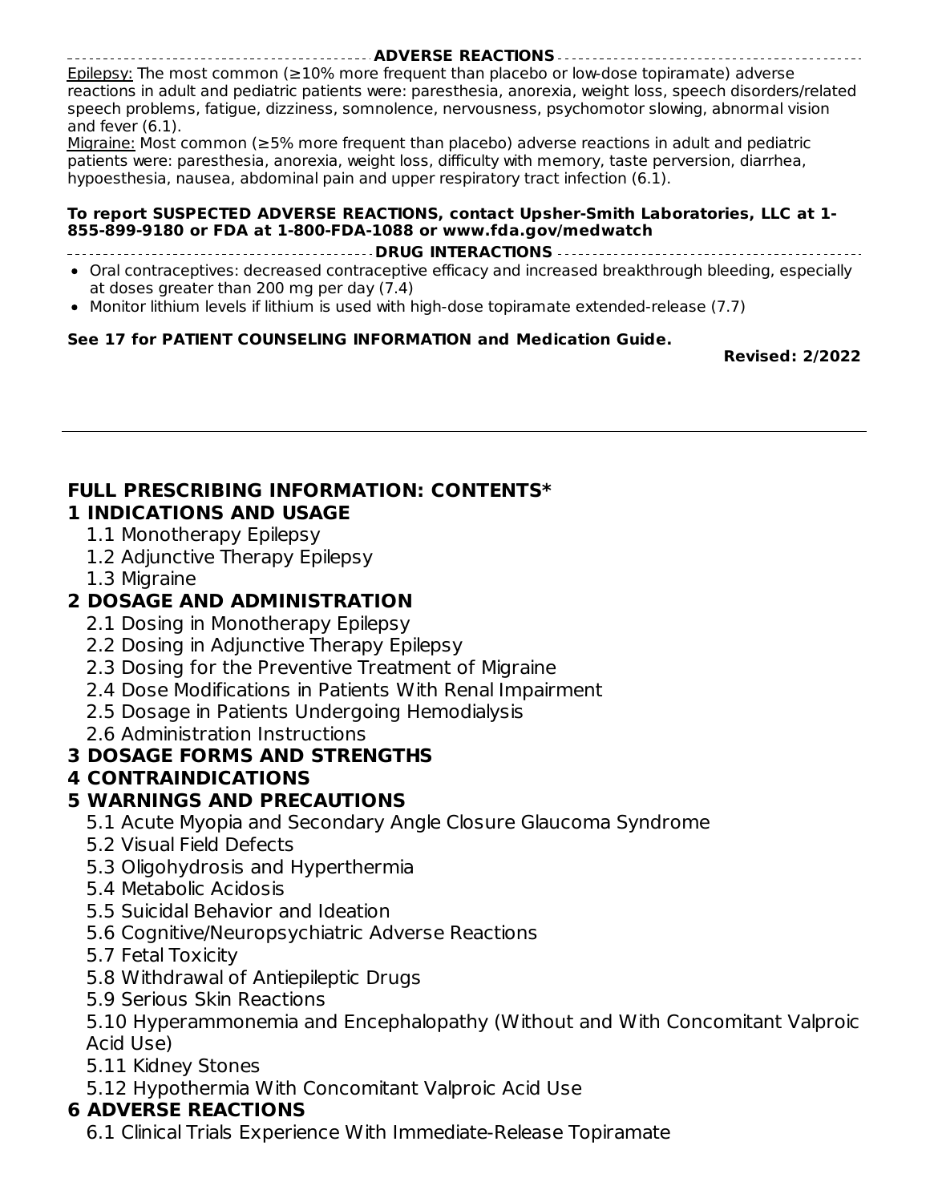## ADVERSE REACTIONS

Epilepsy: The most common (≥10% more frequent than placebo or low-dose topiramate) adverse reactions in adult and pediatric patients were: paresthesia, anorexia, weight loss, speech disorders/related speech problems, fatigue, dizziness, somnolence, nervousness, psychomotor slowing, abnormal vision and fever (6.1).

Migraine: Most common (≥5% more frequent than placebo) adverse reactions in adult and pediatric patients were: paresthesia, anorexia, weight loss, difficulty with memory, taste perversion, diarrhea, hypoesthesia, nausea, abdominal pain and upper respiratory tract infection (6.1).

**To report SUSPECTED ADVERSE REACTIONS, contact Upsher-Smith Laboratories, LLC at 1-855-899-9180 or FDA at 1-800-FDA-1088 or www.fda.gov/medwatch**

## DRUG INTERACTIONS

- Oral contraceptives: decreased contraceptive efficacy and increased breakthrough bleeding, especially at doses greater than 200 mg per day (7.4)
- Monitor lithium levels if lithium is used with high-dose topiramate extended-release (7.7)

**See 17 for PATIENT COUNSELING INFORMATION and Medication Guide.**

**Revised: 2/2022**

---

# FULL PRESCRIBING INFORMATION: CONTENTS*

## 1 INDICATIONS AND USAGE
- 1.1 Monotherapy Epilepsy
- 1.2 Adjunctive Therapy Epilepsy
- 1.3 Migraine

## 2 DOSAGE AND ADMINISTRATION
- 2.1 Dosing in Monotherapy Epilepsy
- 2.2 Dosing in Adjunctive Therapy Epilepsy
- 2.3 Dosing for the Preventive Treatment of Migraine
- 2.4 Dose Modifications in Patients With Renal Impairment
- 2.5 Dosage in Patients Undergoing Hemodialysis
- 2.6 Administration Instructions

## 3 DOSAGE FORMS AND STRENGTHS

## 4 CONTRAINDICATIONS

## 5 WARNINGS AND PRECAUTIONS
- 5.1 Acute Myopia and Secondary Angle Closure Glaucoma Syndrome
- 5.2 Visual Field Defects
- 5.3 Oligohydrosis and Hyperthermia
- 5.4 Metabolic Acidosis
- 5.5 Suicidal Behavior and Ideation
- 5.6 Cognitive/Neuropsychiatric Adverse Reactions
- 5.7 Fetal Toxicity
- 5.8 Withdrawal of Antiepileptic Drugs
- 5.9 Serious Skin Reactions
- 5.10 Hyperammonemia and Encephalopathy (Without and With Concomitant Valproic Acid Use)
- 5.11 Kidney Stones
- 5.12 Hypothermia With Concomitant Valproic Acid Use

## 6 ADVERSE REACTIONS
- 6.1 Clinical Trials Experience With Immediate-Release Topiramate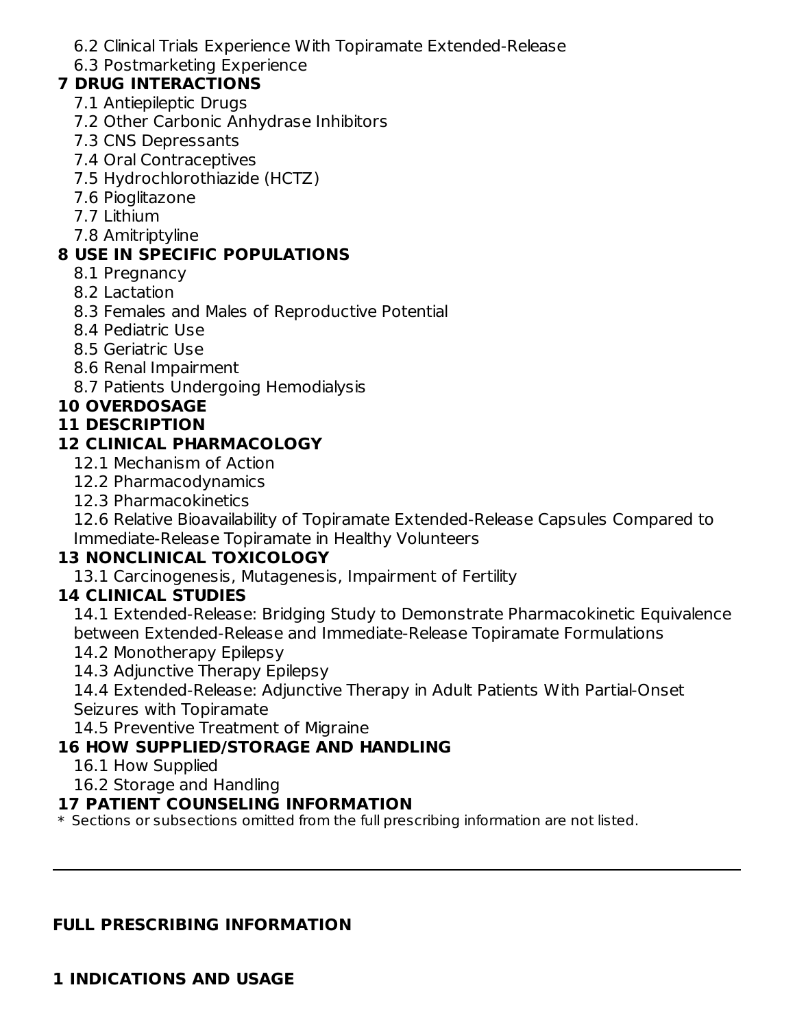6.2 Clinical Trials Experience With Topiramate Extended-Release
6.3 Postmarketing Experience

**7 DRUG INTERACTIONS**

7.1 Antiepileptic Drugs
7.2 Other Carbonic Anhydrase Inhibitors
7.3 CNS Depressants
7.4 Oral Contraceptives
7.5 Hydrochlorothiazide (HCTZ)
7.6 Pioglitazone
7.7 Lithium
7.8 Amitriptyline

**8 USE IN SPECIFIC POPULATIONS**

8.1 Pregnancy
8.2 Lactation
8.3 Females and Males of Reproductive Potential
8.4 Pediatric Use
8.5 Geriatric Use
8.6 Renal Impairment
8.7 Patients Undergoing Hemodialysis

**10 OVERDOSAGE**

**11 DESCRIPTION**

**12 CLINICAL PHARMACOLOGY**

12.1 Mechanism of Action
12.2 Pharmacodynamics
12.3 Pharmacokinetics
12.6 Relative Bioavailability of Topiramate Extended-Release Capsules Compared to Immediate-Release Topiramate in Healthy Volunteers

**13 NONCLINICAL TOXICOLOGY**

13.1 Carcinogenesis, Mutagenesis, Impairment of Fertility

**14 CLINICAL STUDIES**

14.1 Extended-Release: Bridging Study to Demonstrate Pharmacokinetic Equivalence between Extended-Release and Immediate-Release Topiramate Formulations
14.2 Monotherapy Epilepsy
14.3 Adjunctive Therapy Epilepsy
14.4 Extended-Release: Adjunctive Therapy in Adult Patients With Partial-Onset Seizures with Topiramate
14.5 Preventive Treatment of Migraine

**16 HOW SUPPLIED/STORAGE AND HANDLING**

16.1 How Supplied
16.2 Storage and Handling

**17 PATIENT COUNSELING INFORMATION**

\* Sections or subsections omitted from the full prescribing information are not listed.

---

## FULL PRESCRIBING INFORMATION

## 1 INDICATIONS AND USAGE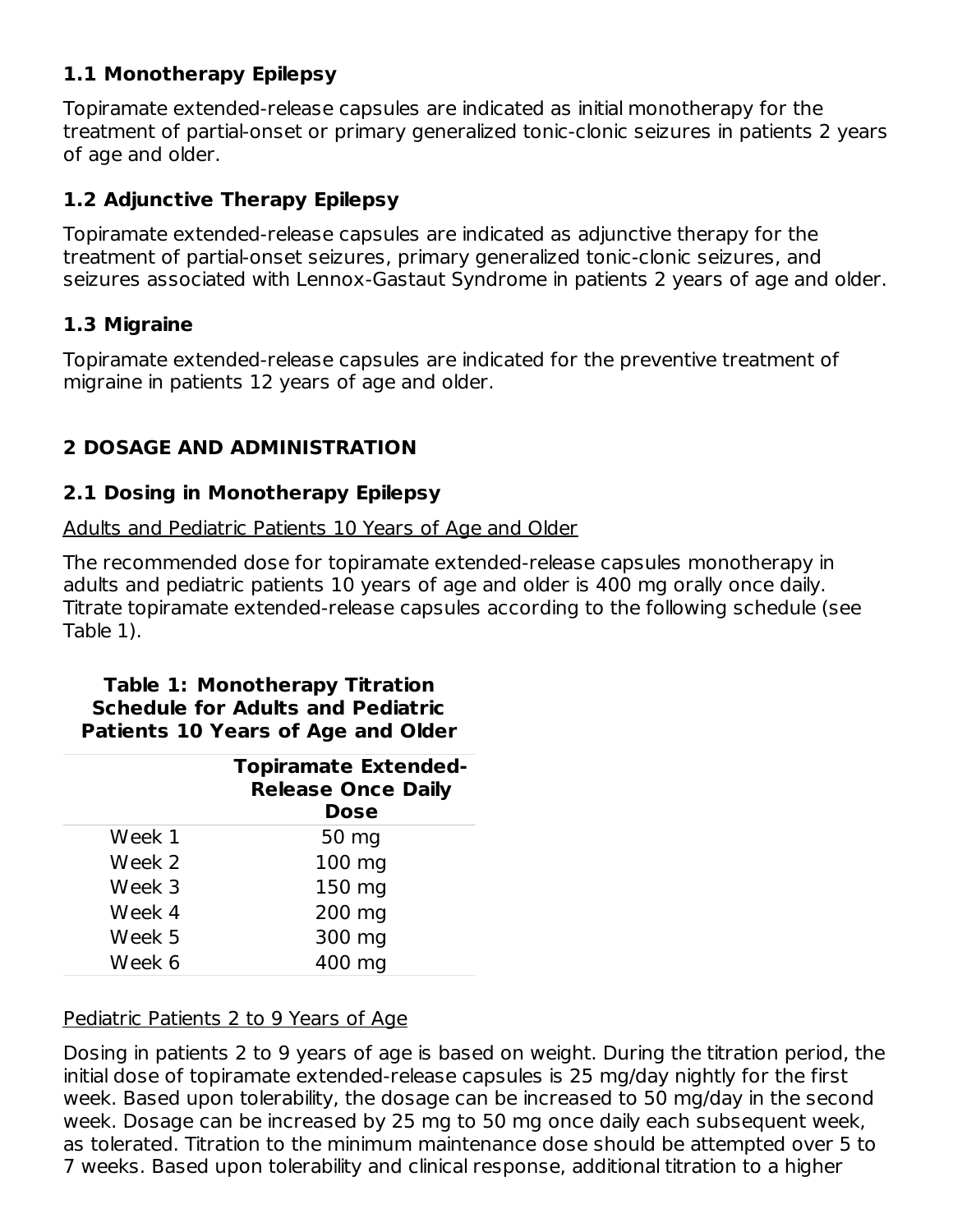### 1.1 Monotherapy Epilepsy

Topiramate extended-release capsules are indicated as initial monotherapy for the treatment of partial-onset or primary generalized tonic-clonic seizures in patients 2 years of age and older.

### 1.2 Adjunctive Therapy Epilepsy

Topiramate extended-release capsules are indicated as adjunctive therapy for the treatment of partial-onset seizures, primary generalized tonic-clonic seizures, and seizures associated with Lennox-Gastaut Syndrome in patients 2 years of age and older.

### 1.3 Migraine

Topiramate extended-release capsules are indicated for the preventive treatment of migraine in patients 12 years of age and older.

## 2 DOSAGE AND ADMINISTRATION

### 2.1 Dosing in Monotherapy Epilepsy

Adults and Pediatric Patients 10 Years of Age and Older

The recommended dose for topiramate extended-release capsules monotherapy in adults and pediatric patients 10 years of age and older is 400 mg orally once daily. Titrate topiramate extended-release capsules according to the following schedule (see Table 1).

**Table 1: Monotherapy Titration Schedule for Adults and Pediatric Patients 10 Years of Age and Older**

| | Topiramate Extended-Release Once Daily Dose |
|---|---|
| Week 1 | 50 mg |
| Week 2 | 100 mg |
| Week 3 | 150 mg |
| Week 4 | 200 mg |
| Week 5 | 300 mg |
| Week 6 | 400 mg |

Pediatric Patients 2 to 9 Years of Age

Dosing in patients 2 to 9 years of age is based on weight. During the titration period, the initial dose of topiramate extended-release capsules is 25 mg/day nightly for the first week. Based upon tolerability, the dosage can be increased to 50 mg/day in the second week. Dosage can be increased by 25 mg to 50 mg once daily each subsequent week, as tolerated. Titration to the minimum maintenance dose should be attempted over 5 to 7 weeks. Based upon tolerability and clinical response, additional titration to a higher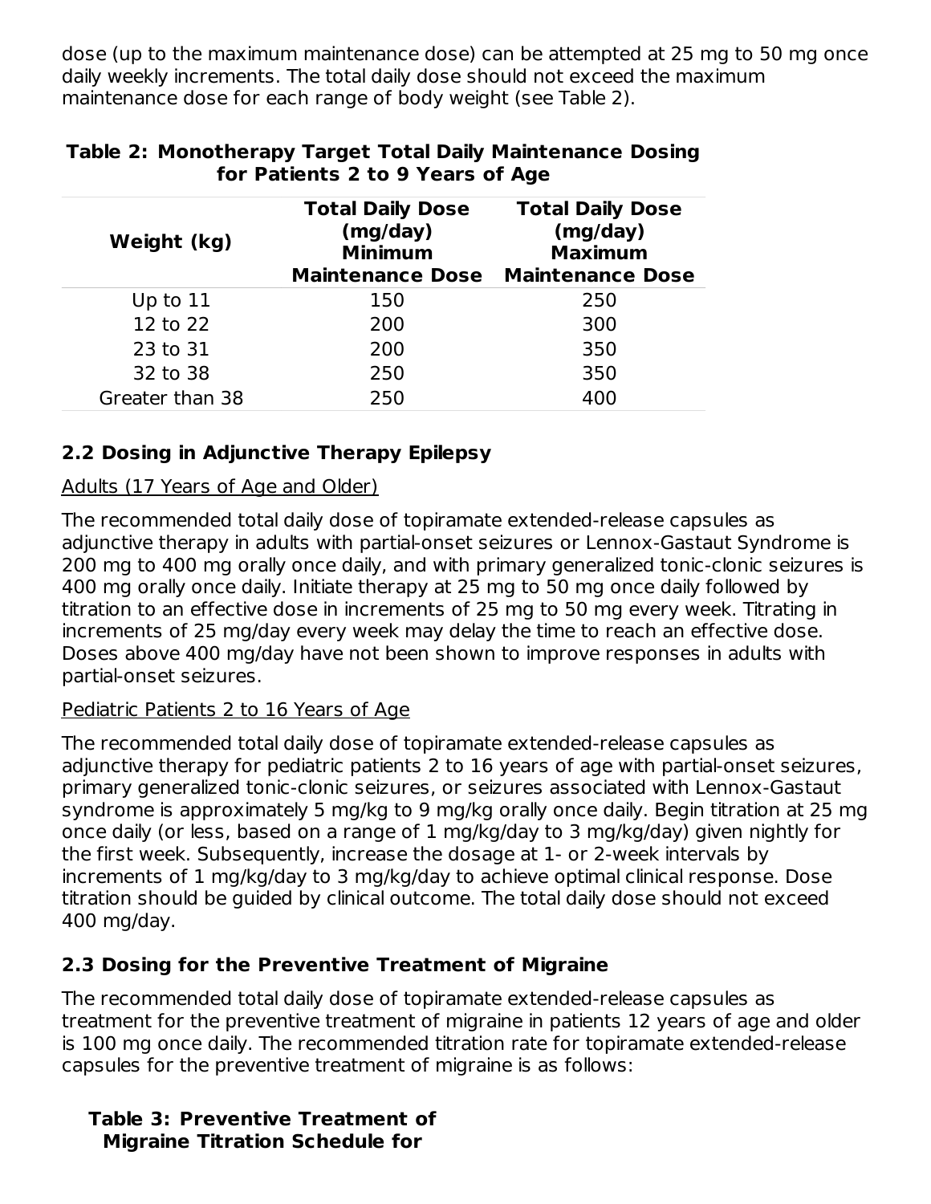dose (up to the maximum maintenance dose) can be attempted at 25 mg to 50 mg once daily weekly increments. The total daily dose should not exceed the maximum maintenance dose for each range of body weight (see Table 2).

**Table 2: Monotherapy Target Total Daily Maintenance Dosing for Patients 2 to 9 Years of Age**

| Weight (kg) | Total Daily Dose (mg/day) Minimum Maintenance Dose | Total Daily Dose (mg/day) Maximum Maintenance Dose |
|---|---|---|
| Up to 11 | 150 | 250 |
| 12 to 22 | 200 | 300 |
| 23 to 31 | 200 | 350 |
| 32 to 38 | 250 | 350 |
| Greater than 38 | 250 | 400 |

## 2.2 Dosing in Adjunctive Therapy Epilepsy

Adults (17 Years of Age and Older)

The recommended total daily dose of topiramate extended-release capsules as adjunctive therapy in adults with partial-onset seizures or Lennox-Gastaut Syndrome is 200 mg to 400 mg orally once daily, and with primary generalized tonic-clonic seizures is 400 mg orally once daily. Initiate therapy at 25 mg to 50 mg once daily followed by titration to an effective dose in increments of 25 mg to 50 mg every week. Titrating in increments of 25 mg/day every week may delay the time to reach an effective dose. Doses above 400 mg/day have not been shown to improve responses in adults with partial-onset seizures.

Pediatric Patients 2 to 16 Years of Age

The recommended total daily dose of topiramate extended-release capsules as adjunctive therapy for pediatric patients 2 to 16 years of age with partial-onset seizures, primary generalized tonic-clonic seizures, or seizures associated with Lennox-Gastaut syndrome is approximately 5 mg/kg to 9 mg/kg orally once daily. Begin titration at 25 mg once daily (or less, based on a range of 1 mg/kg/day to 3 mg/kg/day) given nightly for the first week. Subsequently, increase the dosage at 1- or 2-week intervals by increments of 1 mg/kg/day to 3 mg/kg/day to achieve optimal clinical response. Dose titration should be guided by clinical outcome. The total daily dose should not exceed 400 mg/day.

## 2.3 Dosing for the Preventive Treatment of Migraine

The recommended total daily dose of topiramate extended-release capsules as treatment for the preventive treatment of migraine in patients 12 years of age and older is 100 mg once daily. The recommended titration rate for topiramate extended-release capsules for the preventive treatment of migraine is as follows:

**Table 3: Preventive Treatment of Migraine Titration Schedule for**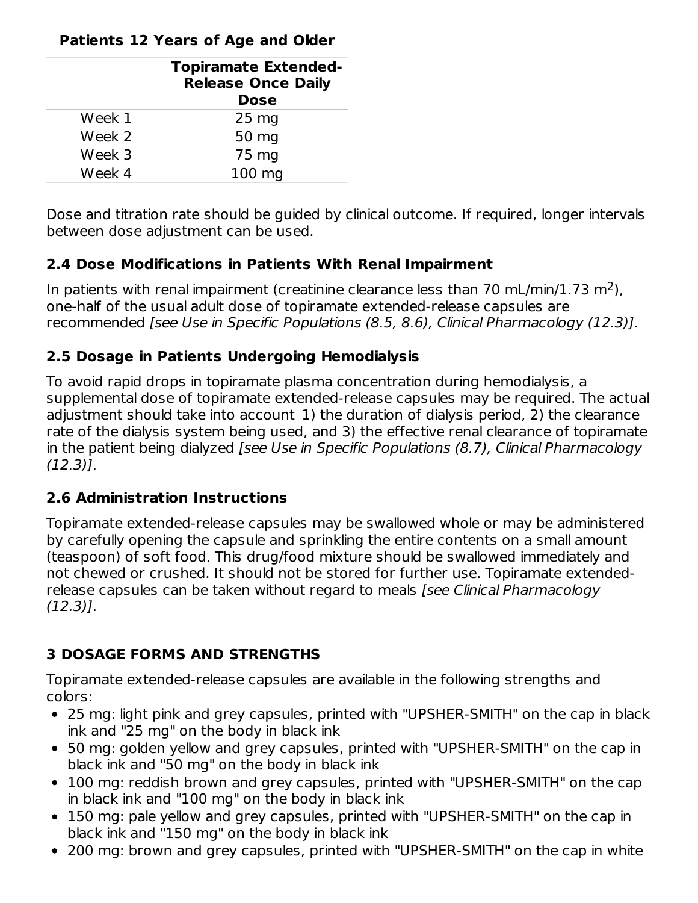**Patients 12 Years of Age and Older**

| | Topiramate Extended-Release Once Daily Dose |
|---|---|
| Week 1 | 25 mg |
| Week 2 | 50 mg |
| Week 3 | 75 mg |
| Week 4 | 100 mg |

Dose and titration rate should be guided by clinical outcome. If required, longer intervals between dose adjustment can be used.

### 2.4 Dose Modifications in Patients With Renal Impairment

In patients with renal impairment (creatinine clearance less than 70 mL/min/1.73 $m^2$), one-half of the usual adult dose of topiramate extended-release capsules are recommended *[see Use in Specific Populations (8.5, 8.6), Clinical Pharmacology (12.3)]*.

### 2.5 Dosage in Patients Undergoing Hemodialysis

To avoid rapid drops in topiramate plasma concentration during hemodialysis, a supplemental dose of topiramate extended-release capsules may be required. The actual adjustment should take into account 1) the duration of dialysis period, 2) the clearance rate of the dialysis system being used, and 3) the effective renal clearance of topiramate in the patient being dialyzed *[see Use in Specific Populations (8.7), Clinical Pharmacology (12.3)]*.

### 2.6 Administration Instructions

Topiramate extended-release capsules may be swallowed whole or may be administered by carefully opening the capsule and sprinkling the entire contents on a small amount (teaspoon) of soft food. This drug/food mixture should be swallowed immediately and not chewed or crushed. It should not be stored for further use. Topiramate extended-release capsules can be taken without regard to meals *[see Clinical Pharmacology (12.3)]*.

## 3 DOSAGE FORMS AND STRENGTHS

Topiramate extended-release capsules are available in the following strengths and colors:

- 25 mg: light pink and grey capsules, printed with "UPSHER-SMITH" on the cap in black ink and "25 mg" on the body in black ink
- 50 mg: golden yellow and grey capsules, printed with "UPSHER-SMITH" on the cap in black ink and "50 mg" on the body in black ink
- 100 mg: reddish brown and grey capsules, printed with "UPSHER-SMITH" on the cap in black ink and "100 mg" on the body in black ink
- 150 mg: pale yellow and grey capsules, printed with "UPSHER-SMITH" on the cap in black ink and "150 mg" on the body in black ink
- 200 mg: brown and grey capsules, printed with "UPSHER-SMITH" on the cap in white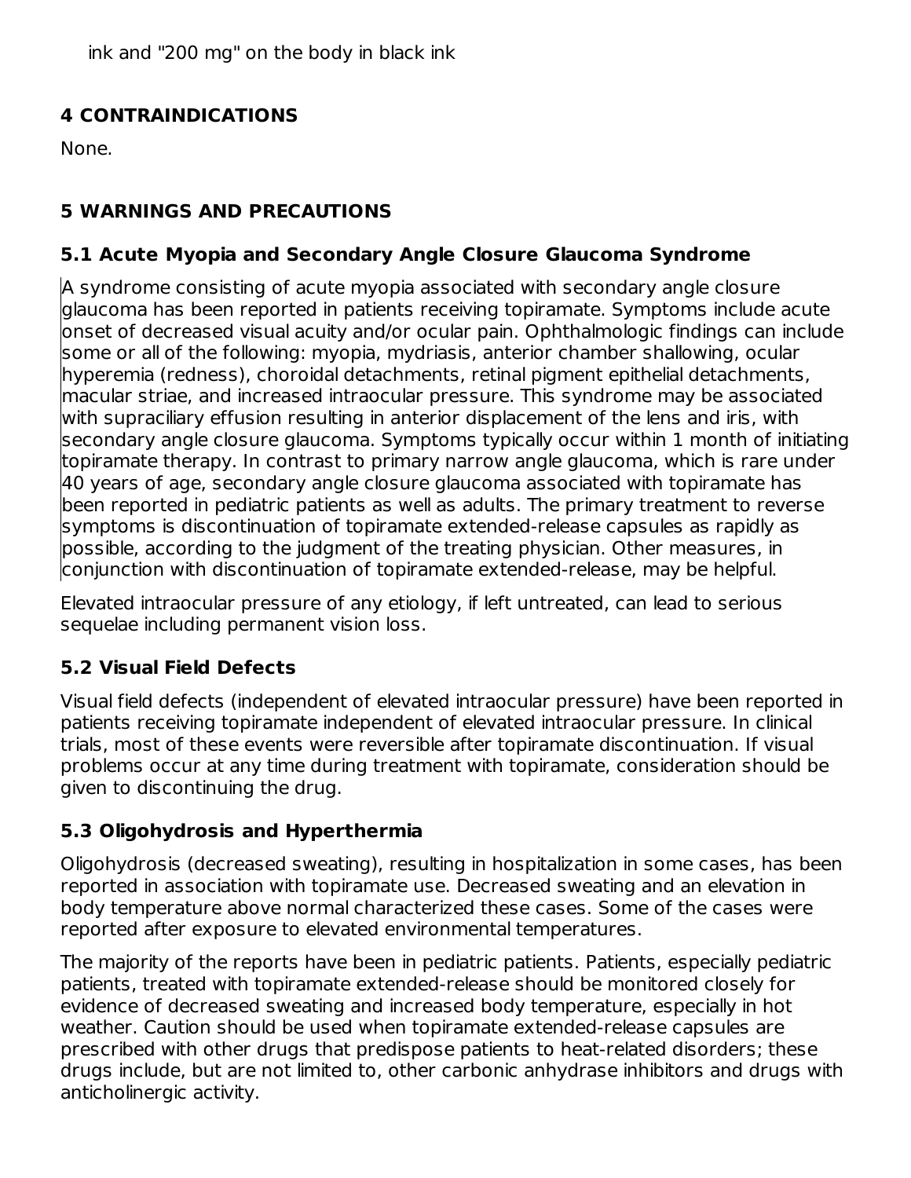ink and "200 mg" on the body in black ink

## 4 CONTRAINDICATIONS

None.

## 5 WARNINGS AND PRECAUTIONS

### 5.1 Acute Myopia and Secondary Angle Closure Glaucoma Syndrome

A syndrome consisting of acute myopia associated with secondary angle closure glaucoma has been reported in patients receiving topiramate. Symptoms include acute onset of decreased visual acuity and/or ocular pain. Ophthalmologic findings can include some or all of the following: myopia, mydriasis, anterior chamber shallowing, ocular hyperemia (redness), choroidal detachments, retinal pigment epithelial detachments, macular striae, and increased intraocular pressure. This syndrome may be associated with supraciliary effusion resulting in anterior displacement of the lens and iris, with secondary angle closure glaucoma. Symptoms typically occur within 1 month of initiating topiramate therapy. In contrast to primary narrow angle glaucoma, which is rare under 40 years of age, secondary angle closure glaucoma associated with topiramate has been reported in pediatric patients as well as adults. The primary treatment to reverse symptoms is discontinuation of topiramate extended-release capsules as rapidly as possible, according to the judgment of the treating physician. Other measures, in conjunction with discontinuation of topiramate extended-release, may be helpful.

Elevated intraocular pressure of any etiology, if left untreated, can lead to serious sequelae including permanent vision loss.

### 5.2 Visual Field Defects

Visual field defects (independent of elevated intraocular pressure) have been reported in patients receiving topiramate independent of elevated intraocular pressure. In clinical trials, most of these events were reversible after topiramate discontinuation. If visual problems occur at any time during treatment with topiramate, consideration should be given to discontinuing the drug.

### 5.3 Oligohydrosis and Hyperthermia

Oligohydrosis (decreased sweating), resulting in hospitalization in some cases, has been reported in association with topiramate use. Decreased sweating and an elevation in body temperature above normal characterized these cases. Some of the cases were reported after exposure to elevated environmental temperatures.

The majority of the reports have been in pediatric patients. Patients, especially pediatric patients, treated with topiramate extended-release should be monitored closely for evidence of decreased sweating and increased body temperature, especially in hot weather. Caution should be used when topiramate extended-release capsules are prescribed with other drugs that predispose patients to heat-related disorders; these drugs include, but are not limited to, other carbonic anhydrase inhibitors and drugs with anticholinergic activity.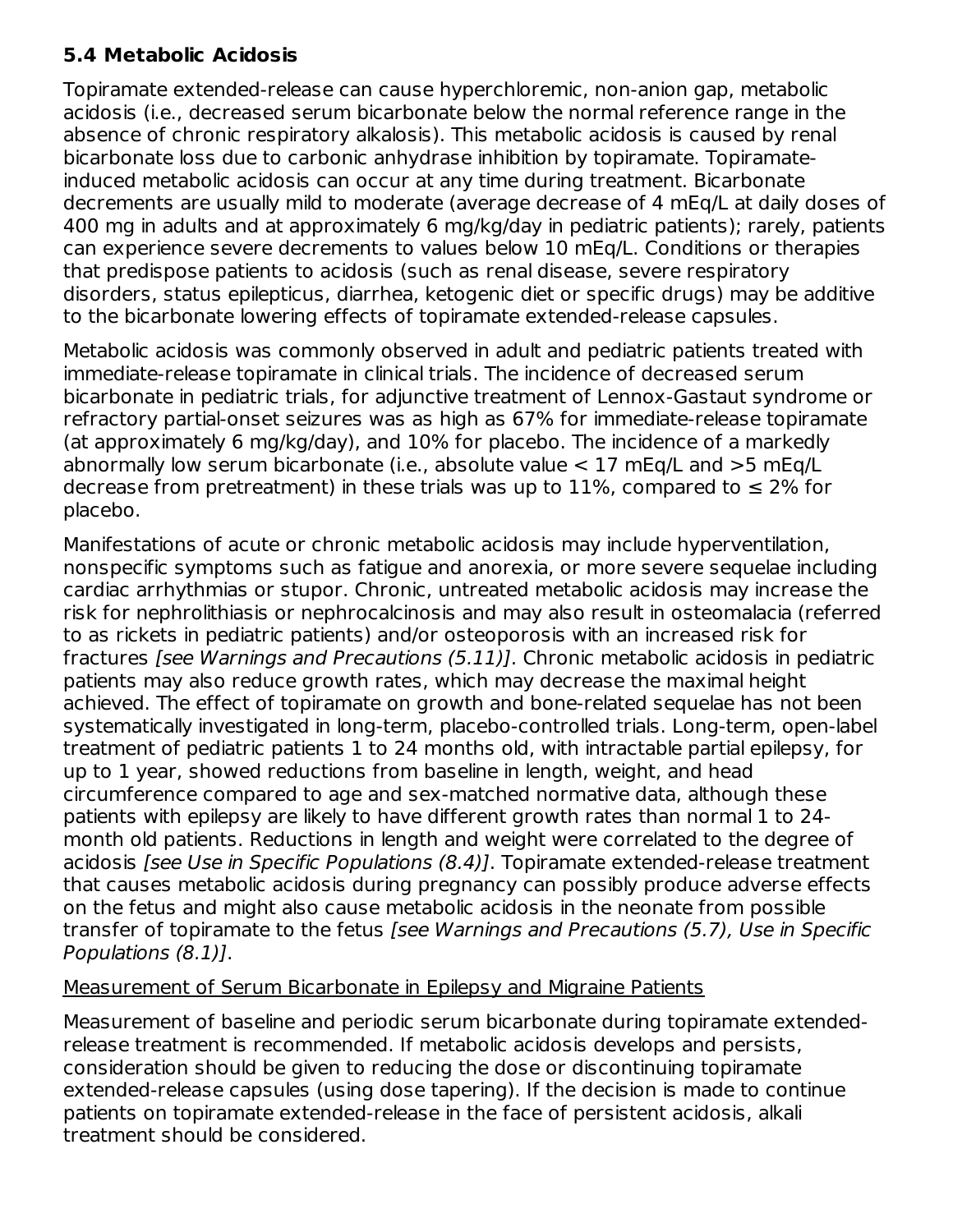### 5.4 Metabolic Acidosis

Topiramate extended-release can cause hyperchloremic, non-anion gap, metabolic acidosis (i.e., decreased serum bicarbonate below the normal reference range in the absence of chronic respiratory alkalosis). This metabolic acidosis is caused by renal bicarbonate loss due to carbonic anhydrase inhibition by topiramate. Topiramate-induced metabolic acidosis can occur at any time during treatment. Bicarbonate decrements are usually mild to moderate (average decrease of 4 mEq/L at daily doses of 400 mg in adults and at approximately 6 mg/kg/day in pediatric patients); rarely, patients can experience severe decrements to values below 10 mEq/L. Conditions or therapies that predispose patients to acidosis (such as renal disease, severe respiratory disorders, status epilepticus, diarrhea, ketogenic diet or specific drugs) may be additive to the bicarbonate lowering effects of topiramate extended-release capsules.

Metabolic acidosis was commonly observed in adult and pediatric patients treated with immediate-release topiramate in clinical trials. The incidence of decreased serum bicarbonate in pediatric trials, for adjunctive treatment of Lennox-Gastaut syndrome or refractory partial-onset seizures was as high as 67% for immediate-release topiramate (at approximately 6 mg/kg/day), and 10% for placebo. The incidence of a markedly abnormally low serum bicarbonate (i.e., absolute value < 17 mEq/L and >5 mEq/L decrease from pretreatment) in these trials was up to 11%, compared to ≤ 2% for placebo.

Manifestations of acute or chronic metabolic acidosis may include hyperventilation, nonspecific symptoms such as fatigue and anorexia, or more severe sequelae including cardiac arrhythmias or stupor. Chronic, untreated metabolic acidosis may increase the risk for nephrolithiasis or nephrocalcinosis and may also result in osteomalacia (referred to as rickets in pediatric patients) and/or osteoporosis with an increased risk for fractures *[see Warnings and Precautions (5.11)]*. Chronic metabolic acidosis in pediatric patients may also reduce growth rates, which may decrease the maximal height achieved. The effect of topiramate on growth and bone-related sequelae has not been systematically investigated in long-term, placebo-controlled trials. Long-term, open-label treatment of pediatric patients 1 to 24 months old, with intractable partial epilepsy, for up to 1 year, showed reductions from baseline in length, weight, and head circumference compared to age and sex-matched normative data, although these patients with epilepsy are likely to have different growth rates than normal 1 to 24-month old patients. Reductions in length and weight were correlated to the degree of acidosis *[see Use in Specific Populations (8.4)]*. Topiramate extended-release treatment that causes metabolic acidosis during pregnancy can possibly produce adverse effects on the fetus and might also cause metabolic acidosis in the neonate from possible transfer of topiramate to the fetus *[see Warnings and Precautions (5.7), Use in Specific Populations (8.1)]*.

<u>Measurement of Serum Bicarbonate in Epilepsy and Migraine Patients</u>

Measurement of baseline and periodic serum bicarbonate during topiramate extended-release treatment is recommended. If metabolic acidosis develops and persists, consideration should be given to reducing the dose or discontinuing topiramate extended-release capsules (using dose tapering). If the decision is made to continue patients on topiramate extended-release in the face of persistent acidosis, alkali treatment should be considered.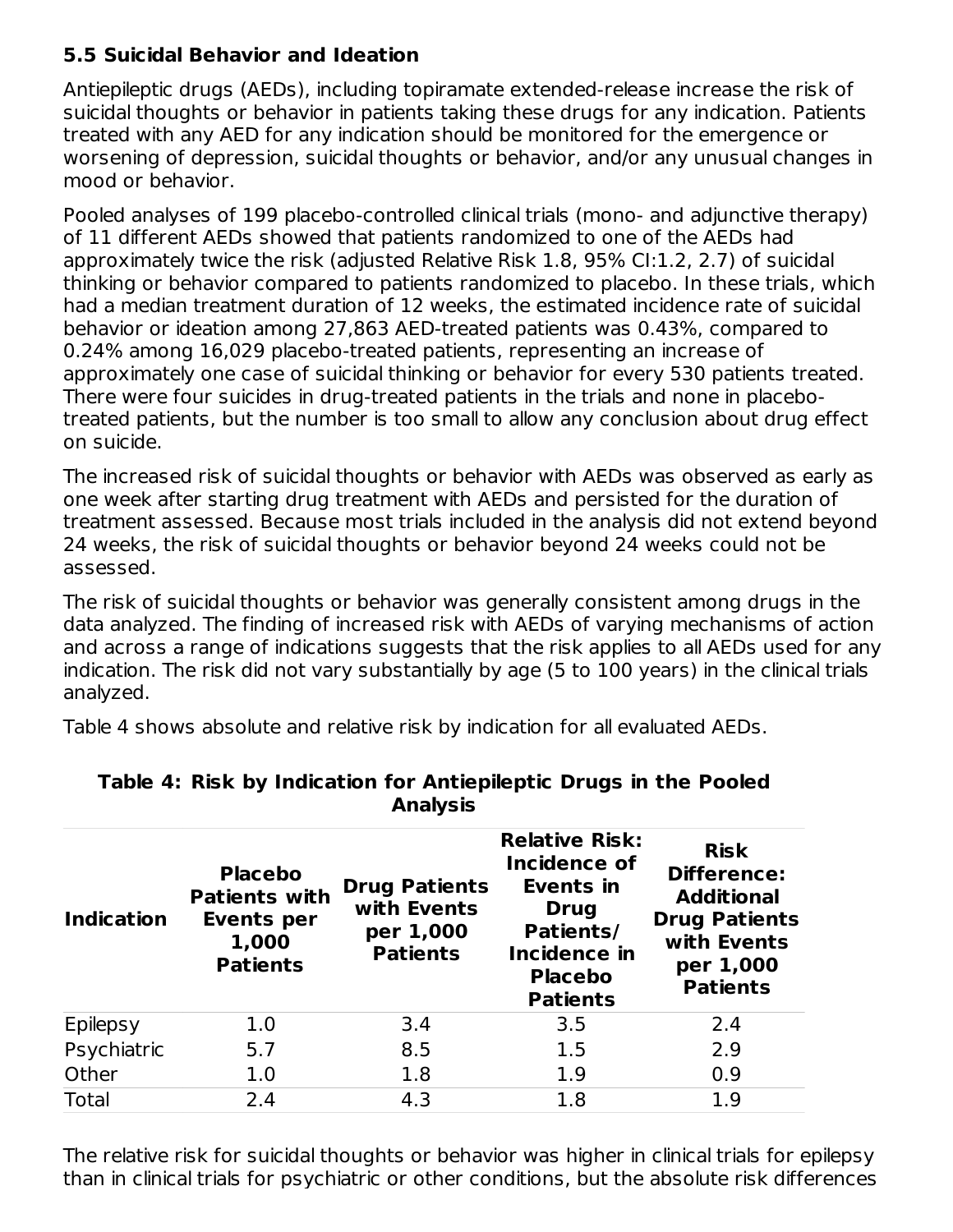### 5.5 Suicidal Behavior and Ideation

Antiepileptic drugs (AEDs), including topiramate extended-release increase the risk of suicidal thoughts or behavior in patients taking these drugs for any indication. Patients treated with any AED for any indication should be monitored for the emergence or worsening of depression, suicidal thoughts or behavior, and/or any unusual changes in mood or behavior.

Pooled analyses of 199 placebo-controlled clinical trials (mono- and adjunctive therapy) of 11 different AEDs showed that patients randomized to one of the AEDs had approximately twice the risk (adjusted Relative Risk 1.8, 95% CI:1.2, 2.7) of suicidal thinking or behavior compared to patients randomized to placebo. In these trials, which had a median treatment duration of 12 weeks, the estimated incidence rate of suicidal behavior or ideation among 27,863 AED-treated patients was 0.43%, compared to 0.24% among 16,029 placebo-treated patients, representing an increase of approximately one case of suicidal thinking or behavior for every 530 patients treated. There were four suicides in drug-treated patients in the trials and none in placebo-treated patients, but the number is too small to allow any conclusion about drug effect on suicide.

The increased risk of suicidal thoughts or behavior with AEDs was observed as early as one week after starting drug treatment with AEDs and persisted for the duration of treatment assessed. Because most trials included in the analysis did not extend beyond 24 weeks, the risk of suicidal thoughts or behavior beyond 24 weeks could not be assessed.

The risk of suicidal thoughts or behavior was generally consistent among drugs in the data analyzed. The finding of increased risk with AEDs of varying mechanisms of action and across a range of indications suggests that the risk applies to all AEDs used for any indication. The risk did not vary substantially by age (5 to 100 years) in the clinical trials analyzed.

Table 4 shows absolute and relative risk by indication for all evaluated AEDs.

**Table 4: Risk by Indication for Antiepileptic Drugs in the Pooled Analysis**

| Indication | Placebo Patients with Events per 1,000 Patients | Drug Patients with Events per 1,000 Patients | Relative Risk: Incidence of Events in Drug Patients/ Incidence in Placebo Patients | Risk Difference: Additional Drug Patients with Events per 1,000 Patients |
|---|---|---|---|---|
| Epilepsy | 1.0 | 3.4 | 3.5 | 2.4 |
| Psychiatric | 5.7 | 8.5 | 1.5 | 2.9 |
| Other | 1.0 | 1.8 | 1.9 | 0.9 |
| Total | 2.4 | 4.3 | 1.8 | 1.9 |

The relative risk for suicidal thoughts or behavior was higher in clinical trials for epilepsy than in clinical trials for psychiatric or other conditions, but the absolute risk differences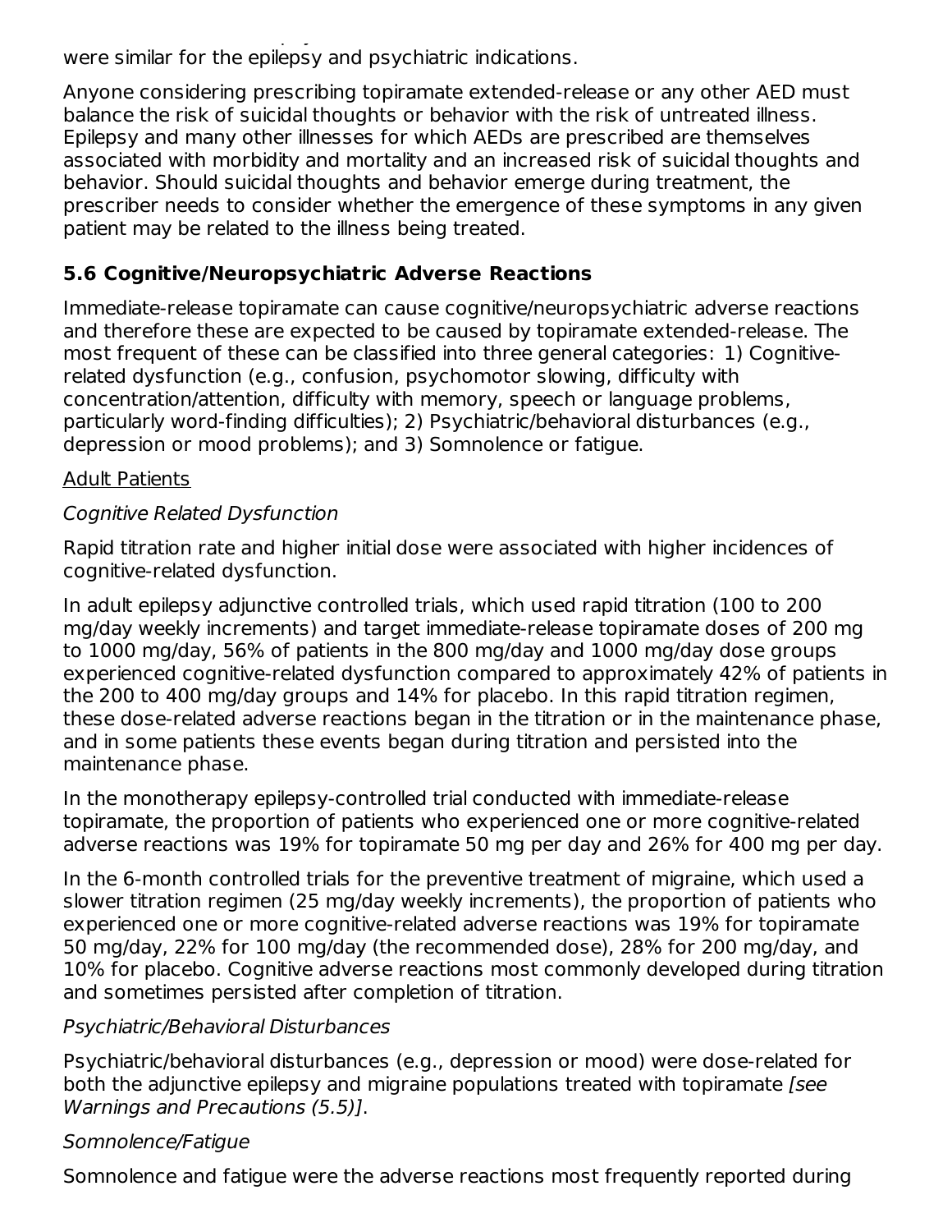were similar for the epilepsy and psychiatric indications.

Anyone considering prescribing topiramate extended-release or any other AED must balance the risk of suicidal thoughts or behavior with the risk of untreated illness. Epilepsy and many other illnesses for which AEDs are prescribed are themselves associated with morbidity and mortality and an increased risk of suicidal thoughts and behavior. Should suicidal thoughts and behavior emerge during treatment, the prescriber needs to consider whether the emergence of these symptoms in any given patient may be related to the illness being treated.

## 5.6 Cognitive/Neuropsychiatric Adverse Reactions

Immediate-release topiramate can cause cognitive/neuropsychiatric adverse reactions and therefore these are expected to be caused by topiramate extended-release. The most frequent of these can be classified into three general categories: 1) Cognitive-related dysfunction (e.g., confusion, psychomotor slowing, difficulty with concentration/attention, difficulty with memory, speech or language problems, particularly word-finding difficulties); 2) Psychiatric/behavioral disturbances (e.g., depression or mood problems); and 3) Somnolence or fatigue.

Adult Patients

*Cognitive Related Dysfunction*

Rapid titration rate and higher initial dose were associated with higher incidences of cognitive-related dysfunction.

In adult epilepsy adjunctive controlled trials, which used rapid titration (100 to 200 mg/day weekly increments) and target immediate-release topiramate doses of 200 mg to 1000 mg/day, 56% of patients in the 800 mg/day and 1000 mg/day dose groups experienced cognitive-related dysfunction compared to approximately 42% of patients in the 200 to 400 mg/day groups and 14% for placebo. In this rapid titration regimen, these dose-related adverse reactions began in the titration or in the maintenance phase, and in some patients these events began during titration and persisted into the maintenance phase.

In the monotherapy epilepsy-controlled trial conducted with immediate-release topiramate, the proportion of patients who experienced one or more cognitive-related adverse reactions was 19% for topiramate 50 mg per day and 26% for 400 mg per day.

In the 6-month controlled trials for the preventive treatment of migraine, which used a slower titration regimen (25 mg/day weekly increments), the proportion of patients who experienced one or more cognitive-related adverse reactions was 19% for topiramate 50 mg/day, 22% for 100 mg/day (the recommended dose), 28% for 200 mg/day, and 10% for placebo. Cognitive adverse reactions most commonly developed during titration and sometimes persisted after completion of titration.

*Psychiatric/Behavioral Disturbances*

Psychiatric/behavioral disturbances (e.g., depression or mood) were dose-related for both the adjunctive epilepsy and migraine populations treated with topiramate *[see Warnings and Precautions (5.5)]*.

*Somnolence/Fatigue*

Somnolence and fatigue were the adverse reactions most frequently reported during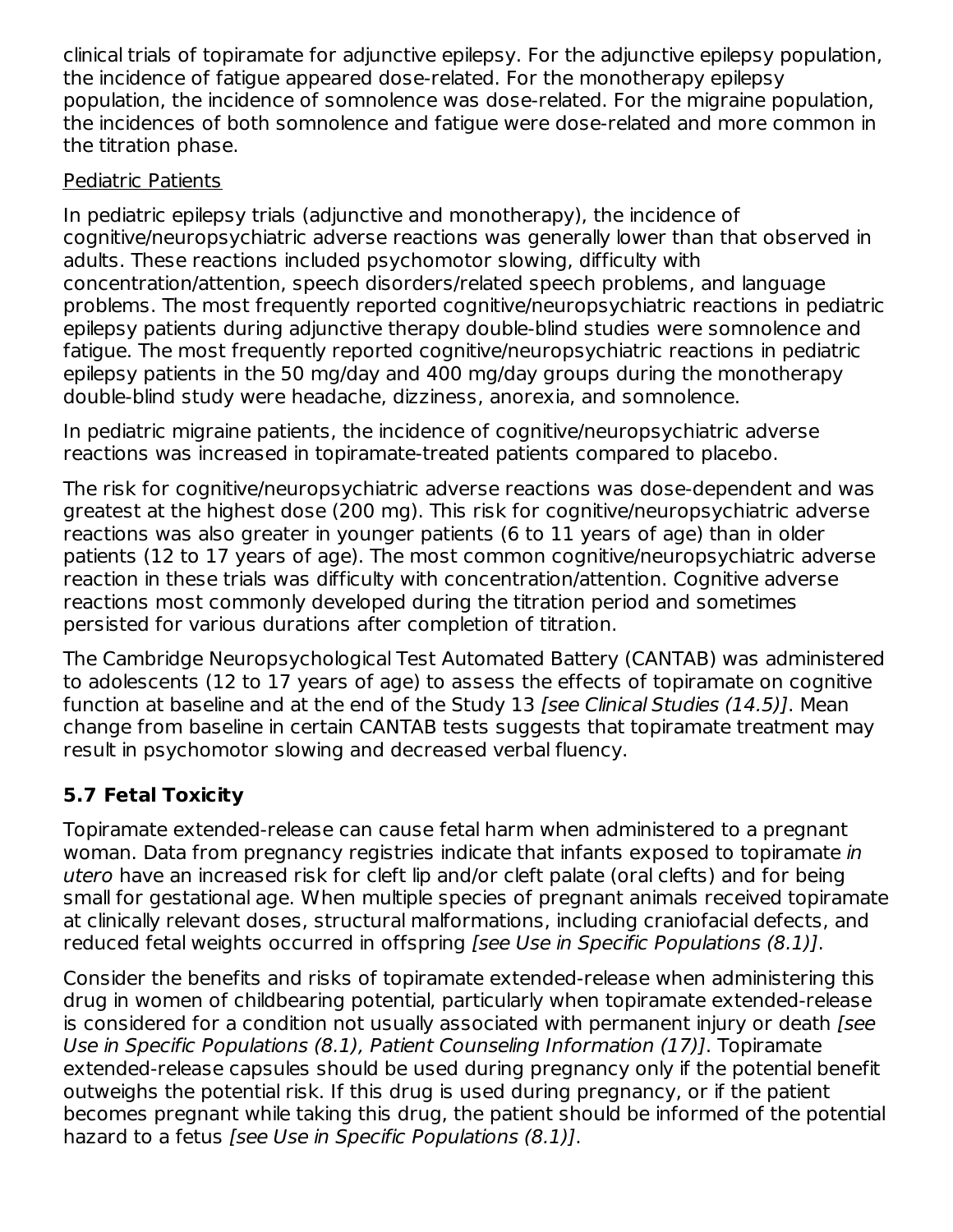clinical trials of topiramate for adjunctive epilepsy. For the adjunctive epilepsy population, the incidence of fatigue appeared dose-related. For the monotherapy epilepsy population, the incidence of somnolence was dose-related. For the migraine population, the incidences of both somnolence and fatigue were dose-related and more common in the titration phase.

Pediatric Patients

In pediatric epilepsy trials (adjunctive and monotherapy), the incidence of cognitive/neuropsychiatric adverse reactions was generally lower than that observed in adults. These reactions included psychomotor slowing, difficulty with concentration/attention, speech disorders/related speech problems, and language problems. The most frequently reported cognitive/neuropsychiatric reactions in pediatric epilepsy patients during adjunctive therapy double-blind studies were somnolence and fatigue. The most frequently reported cognitive/neuropsychiatric reactions in pediatric epilepsy patients in the 50 mg/day and 400 mg/day groups during the monotherapy double-blind study were headache, dizziness, anorexia, and somnolence.

In pediatric migraine patients, the incidence of cognitive/neuropsychiatric adverse reactions was increased in topiramate-treated patients compared to placebo.

The risk for cognitive/neuropsychiatric adverse reactions was dose-dependent and was greatest at the highest dose (200 mg). This risk for cognitive/neuropsychiatric adverse reactions was also greater in younger patients (6 to 11 years of age) than in older patients (12 to 17 years of age). The most common cognitive/neuropsychiatric adverse reaction in these trials was difficulty with concentration/attention. Cognitive adverse reactions most commonly developed during the titration period and sometimes persisted for various durations after completion of titration.

The Cambridge Neuropsychological Test Automated Battery (CANTAB) was administered to adolescents (12 to 17 years of age) to assess the effects of topiramate on cognitive function at baseline and at the end of the Study 13 *[see Clinical Studies (14.5)]*. Mean change from baseline in certain CANTAB tests suggests that topiramate treatment may result in psychomotor slowing and decreased verbal fluency.

### 5.7 Fetal Toxicity

Topiramate extended-release can cause fetal harm when administered to a pregnant woman. Data from pregnancy registries indicate that infants exposed to topiramate *in utero* have an increased risk for cleft lip and/or cleft palate (oral clefts) and for being small for gestational age. When multiple species of pregnant animals received topiramate at clinically relevant doses, structural malformations, including craniofacial defects, and reduced fetal weights occurred in offspring *[see Use in Specific Populations (8.1)]*.

Consider the benefits and risks of topiramate extended-release when administering this drug in women of childbearing potential, particularly when topiramate extended-release is considered for a condition not usually associated with permanent injury or death *[see Use in Specific Populations (8.1), Patient Counseling Information (17)]*. Topiramate extended-release capsules should be used during pregnancy only if the potential benefit outweighs the potential risk. If this drug is used during pregnancy, or if the patient becomes pregnant while taking this drug, the patient should be informed of the potential hazard to a fetus *[see Use in Specific Populations (8.1)]*.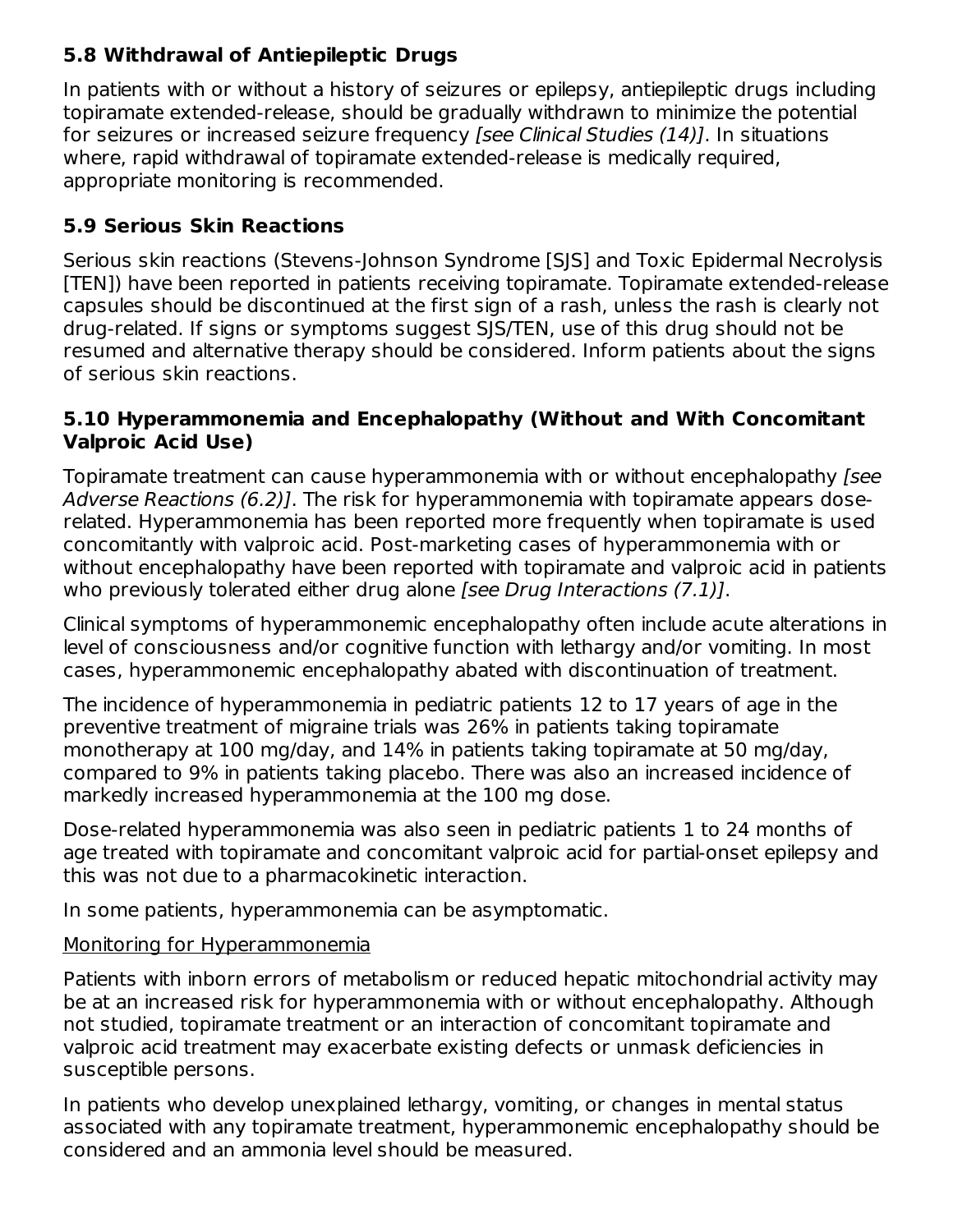### 5.8 Withdrawal of Antiepileptic Drugs

In patients with or without a history of seizures or epilepsy, antiepileptic drugs including topiramate extended-release, should be gradually withdrawn to minimize the potential for seizures or increased seizure frequency *[see Clinical Studies (14)]*. In situations where, rapid withdrawal of topiramate extended-release is medically required, appropriate monitoring is recommended.

### 5.9 Serious Skin Reactions

Serious skin reactions (Stevens-Johnson Syndrome [SJS] and Toxic Epidermal Necrolysis [TEN]) have been reported in patients receiving topiramate. Topiramate extended-release capsules should be discontinued at the first sign of a rash, unless the rash is clearly not drug-related. If signs or symptoms suggest SJS/TEN, use of this drug should not be resumed and alternative therapy should be considered. Inform patients about the signs of serious skin reactions.

### 5.10 Hyperammonemia and Encephalopathy (Without and With Concomitant Valproic Acid Use)

Topiramate treatment can cause hyperammonemia with or without encephalopathy *[see Adverse Reactions (6.2)]*. The risk for hyperammonemia with topiramate appears dose-related. Hyperammonemia has been reported more frequently when topiramate is used concomitantly with valproic acid. Post-marketing cases of hyperammonemia with or without encephalopathy have been reported with topiramate and valproic acid in patients who previously tolerated either drug alone *[see Drug Interactions (7.1)]*.

Clinical symptoms of hyperammonemic encephalopathy often include acute alterations in level of consciousness and/or cognitive function with lethargy and/or vomiting. In most cases, hyperammonemic encephalopathy abated with discontinuation of treatment.

The incidence of hyperammonemia in pediatric patients 12 to 17 years of age in the preventive treatment of migraine trials was 26% in patients taking topiramate monotherapy at 100 mg/day, and 14% in patients taking topiramate at 50 mg/day, compared to 9% in patients taking placebo. There was also an increased incidence of markedly increased hyperammonemia at the 100 mg dose.

Dose-related hyperammonemia was also seen in pediatric patients 1 to 24 months of age treated with topiramate and concomitant valproic acid for partial-onset epilepsy and this was not due to a pharmacokinetic interaction.

In some patients, hyperammonemia can be asymptomatic.

Monitoring for Hyperammonemia

Patients with inborn errors of metabolism or reduced hepatic mitochondrial activity may be at an increased risk for hyperammonemia with or without encephalopathy. Although not studied, topiramate treatment or an interaction of concomitant topiramate and valproic acid treatment may exacerbate existing defects or unmask deficiencies in susceptible persons.

In patients who develop unexplained lethargy, vomiting, or changes in mental status associated with any topiramate treatment, hyperammonemic encephalopathy should be considered and an ammonia level should be measured.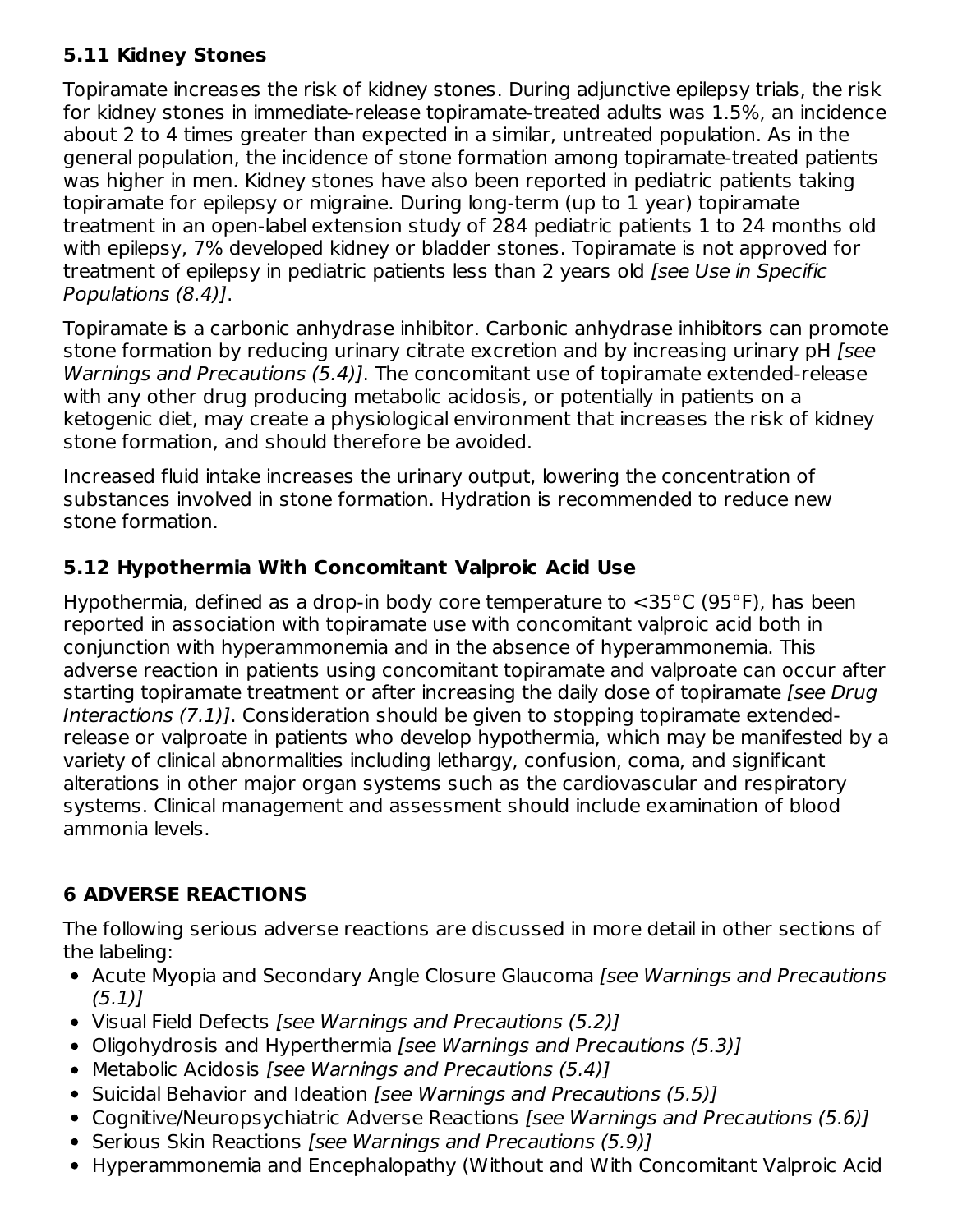### 5.11 Kidney Stones

Topiramate increases the risk of kidney stones. During adjunctive epilepsy trials, the risk for kidney stones in immediate-release topiramate-treated adults was 1.5%, an incidence about 2 to 4 times greater than expected in a similar, untreated population. As in the general population, the incidence of stone formation among topiramate-treated patients was higher in men. Kidney stones have also been reported in pediatric patients taking topiramate for epilepsy or migraine. During long-term (up to 1 year) topiramate treatment in an open-label extension study of 284 pediatric patients 1 to 24 months old with epilepsy, 7% developed kidney or bladder stones. Topiramate is not approved for treatment of epilepsy in pediatric patients less than 2 years old *[see Use in Specific Populations (8.4)]*.

Topiramate is a carbonic anhydrase inhibitor. Carbonic anhydrase inhibitors can promote stone formation by reducing urinary citrate excretion and by increasing urinary pH *[see Warnings and Precautions (5.4)]*. The concomitant use of topiramate extended-release with any other drug producing metabolic acidosis, or potentially in patients on a ketogenic diet, may create a physiological environment that increases the risk of kidney stone formation, and should therefore be avoided.

Increased fluid intake increases the urinary output, lowering the concentration of substances involved in stone formation. Hydration is recommended to reduce new stone formation.

### 5.12 Hypothermia With Concomitant Valproic Acid Use

Hypothermia, defined as a drop-in body core temperature to <35°C (95°F), has been reported in association with topiramate use with concomitant valproic acid both in conjunction with hyperammonemia and in the absence of hyperammonemia. This adverse reaction in patients using concomitant topiramate and valproate can occur after starting topiramate treatment or after increasing the daily dose of topiramate *[see Drug Interactions (7.1)]*. Consideration should be given to stopping topiramate extended-release or valproate in patients who develop hypothermia, which may be manifested by a variety of clinical abnormalities including lethargy, confusion, coma, and significant alterations in other major organ systems such as the cardiovascular and respiratory systems. Clinical management and assessment should include examination of blood ammonia levels.

## 6 ADVERSE REACTIONS

The following serious adverse reactions are discussed in more detail in other sections of the labeling:

- Acute Myopia and Secondary Angle Closure Glaucoma *[see Warnings and Precautions (5.1)]*
- Visual Field Defects *[see Warnings and Precautions (5.2)]*
- Oligohydrosis and Hyperthermia *[see Warnings and Precautions (5.3)]*
- Metabolic Acidosis *[see Warnings and Precautions (5.4)]*
- Suicidal Behavior and Ideation *[see Warnings and Precautions (5.5)]*
- Cognitive/Neuropsychiatric Adverse Reactions *[see Warnings and Precautions (5.6)]*
- Serious Skin Reactions *[see Warnings and Precautions (5.9)]*
- Hyperammonemia and Encephalopathy (Without and With Concomitant Valproic Acid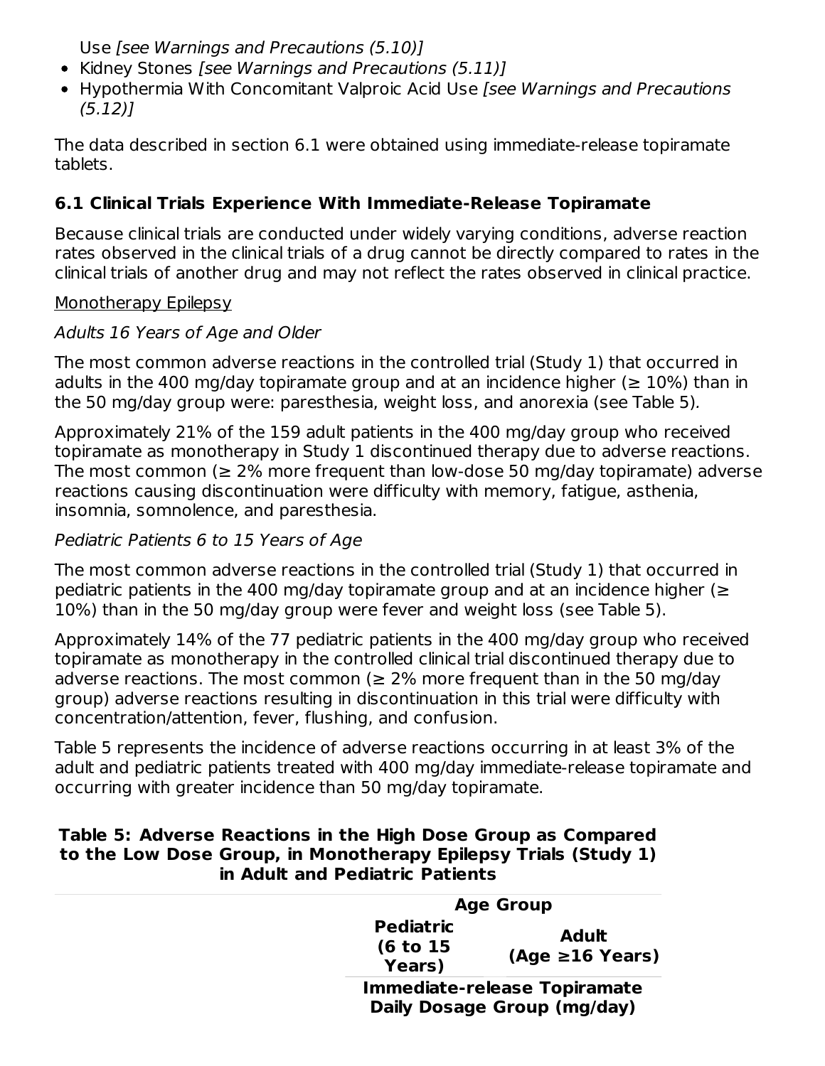Use *[see Warnings and Precautions (5.10)]*

- Kidney Stones *[see Warnings and Precautions (5.11)]*
- Hypothermia With Concomitant Valproic Acid Use *[see Warnings and Precautions (5.12)]*

The data described in section 6.1 were obtained using immediate-release topiramate tablets.

### 6.1 Clinical Trials Experience With Immediate-Release Topiramate

Because clinical trials are conducted under widely varying conditions, adverse reaction rates observed in the clinical trials of a drug cannot be directly compared to rates in the clinical trials of another drug and may not reflect the rates observed in clinical practice.

Monotherapy Epilepsy

*Adults 16 Years of Age and Older*

The most common adverse reactions in the controlled trial (Study 1) that occurred in adults in the 400 mg/day topiramate group and at an incidence higher (≥ 10%) than in the 50 mg/day group were: paresthesia, weight loss, and anorexia (see Table 5).

Approximately 21% of the 159 adult patients in the 400 mg/day group who received topiramate as monotherapy in Study 1 discontinued therapy due to adverse reactions. The most common (≥ 2% more frequent than low-dose 50 mg/day topiramate) adverse reactions causing discontinuation were difficulty with memory, fatigue, asthenia, insomnia, somnolence, and paresthesia.

*Pediatric Patients 6 to 15 Years of Age*

The most common adverse reactions in the controlled trial (Study 1) that occurred in pediatric patients in the 400 mg/day topiramate group and at an incidence higher (≥ 10%) than in the 50 mg/day group were fever and weight loss (see Table 5).

Approximately 14% of the 77 pediatric patients in the 400 mg/day group who received topiramate as monotherapy in the controlled clinical trial discontinued therapy due to adverse reactions. The most common (≥ 2% more frequent than in the 50 mg/day group) adverse reactions resulting in discontinuation in this trial were difficulty with concentration/attention, fever, flushing, and confusion.

Table 5 represents the incidence of adverse reactions occurring in at least 3% of the adult and pediatric patients treated with 400 mg/day immediate-release topiramate and occurring with greater incidence than 50 mg/day topiramate.

**Table 5: Adverse Reactions in the High Dose Group as Compared to the Low Dose Group, in Monotherapy Epilepsy Trials (Study 1) in Adult and Pediatric Patients**

| | Age Group | |
|---|---|---|
| | **Pediatric (6 to 15 Years)** | **Adult (Age ≥16 Years)** |
| | **Immediate-release Topiramate Daily Dosage Group (mg/day)** | |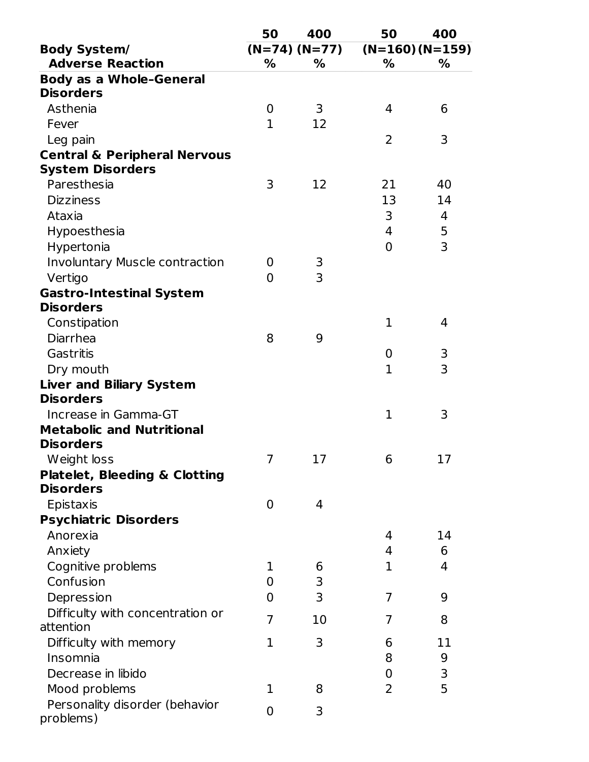| Body System/ Adverse Reaction | 50 (N=74) % | 400 (N=77) % | 50 (N=160) % | 400 (N=159) % |
|---|---|---|---|---|
| **Body as a Whole–General Disorders** | | | | |
| Asthenia | 0 | 3 | 4 | 6 |
| Fever | 1 | 12 | | |
| Leg pain | | | 2 | 3 |
| **Central & Peripheral Nervous System Disorders** | | | | |
| Paresthesia | 3 | 12 | 21 | 40 |
| Dizziness | | | 13 | 14 |
| Ataxia | | | 3 | 4 |
| Hypoesthesia | | | 4 | 5 |
| Hypertonia | | | 0 | 3 |
| Involuntary Muscle contraction | 0 | 3 | | |
| Vertigo | 0 | 3 | | |
| **Gastro-Intestinal System Disorders** | | | | |
| Constipation | | | 1 | 4 |
| Diarrhea | 8 | 9 | | |
| Gastritis | | | 0 | 3 |
| Dry mouth | | | 1 | 3 |
| **Liver and Biliary System Disorders** | | | | |
| Increase in Gamma-GT | | | 1 | 3 |
| **Metabolic and Nutritional Disorders** | | | | |
| Weight loss | 7 | 17 | 6 | 17 |
| **Platelet, Bleeding & Clotting Disorders** | | | | |
| Epistaxis | 0 | 4 | | |
| **Psychiatric Disorders** | | | | |
| Anorexia | | | 4 | 14 |
| Anxiety | | | 4 | 6 |
| Cognitive problems | 1 | 6 | 1 | 4 |
| Confusion | 0 | 3 | | |
| Depression | 0 | 3 | 7 | 9 |
| Difficulty with concentration or attention | 7 | 10 | 7 | 8 |
| Difficulty with memory | 1 | 3 | 6 | 11 |
| Insomnia | | | 8 | 9 |
| Decrease in libido | | | 0 | 3 |
| Mood problems | 1 | 8 | 2 | 5 |
| Personality disorder (behavior problems) | 0 | 3 | | |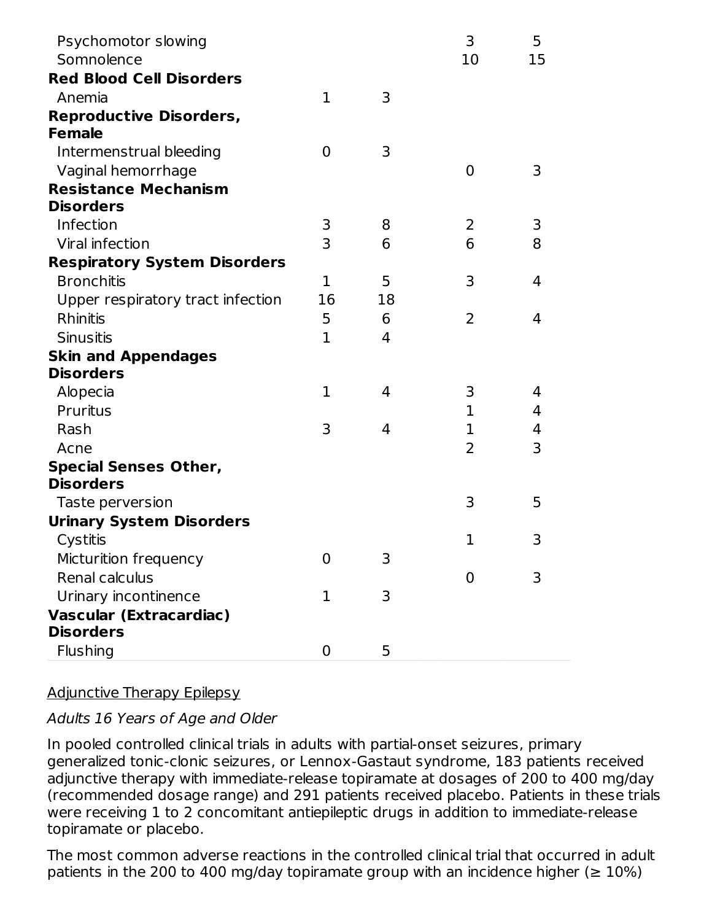| | | | | |
|---|---|---|---|---|
| Psychomotor slowing | | | 3 | 5 |
| Somnolence | | | 10 | 15 |
| **Red Blood Cell Disorders** | | | | |
| Anemia | 1 | 3 | | |
| **Reproductive Disorders, Female** | | | | |
| Intermenstrual bleeding | 0 | 3 | | |
| Vaginal hemorrhage | | | 0 | 3 |
| **Resistance Mechanism Disorders** | | | | |
| Infection | 3 | 8 | 2 | 3 |
| Viral infection | 3 | 6 | 6 | 8 |
| **Respiratory System Disorders** | | | | |
| Bronchitis | 1 | 5 | 3 | 4 |
| Upper respiratory tract infection | 16 | 18 | | |
| Rhinitis | 5 | 6 | 2 | 4 |
| Sinusitis | 1 | 4 | | |
| **Skin and Appendages Disorders** | | | | |
| Alopecia | 1 | 4 | 3 | 4 |
| Pruritus | | | 1 | 4 |
| Rash | 3 | 4 | 1 | 4 |
| Acne | | | 2 | 3 |
| **Special Senses Other, Disorders** | | | | |
| Taste perversion | | | 3 | 5 |
| **Urinary System Disorders** | | | | |
| Cystitis | | | 1 | 3 |
| Micturition frequency | 0 | 3 | | |
| Renal calculus | | | 0 | 3 |
| Urinary incontinence | 1 | 3 | | |
| **Vascular (Extracardiac) Disorders** | | | | |
| Flushing | 0 | 5 | | |

Adjunctive Therapy Epilepsy

*Adults 16 Years of Age and Older*

In pooled controlled clinical trials in adults with partial-onset seizures, primary generalized tonic-clonic seizures, or Lennox-Gastaut syndrome, 183 patients received adjunctive therapy with immediate-release topiramate at dosages of 200 to 400 mg/day (recommended dosage range) and 291 patients received placebo. Patients in these trials were receiving 1 to 2 concomitant antiepileptic drugs in addition to immediate-release topiramate or placebo.

The most common adverse reactions in the controlled clinical trial that occurred in adult patients in the 200 to 400 mg/day topiramate group with an incidence higher (≥ 10%)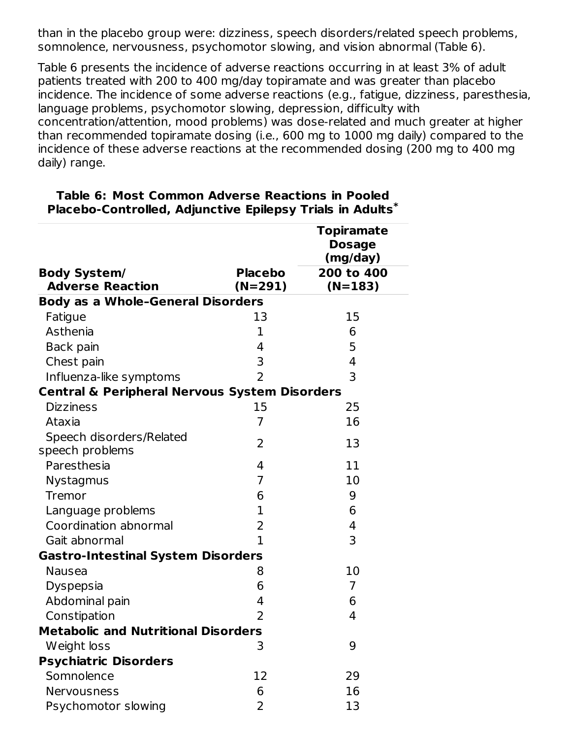than in the placebo group were: dizziness, speech disorders/related speech problems, somnolence, nervousness, psychomotor slowing, and vision abnormal (Table 6).

Table 6 presents the incidence of adverse reactions occurring in at least 3% of adult patients treated with 200 to 400 mg/day topiramate and was greater than placebo incidence. The incidence of some adverse reactions (e.g., fatigue, dizziness, paresthesia, language problems, psychomotor slowing, depression, difficulty with concentration/attention, mood problems) was dose-related and much greater at higher than recommended topiramate dosing (i.e., 600 mg to 1000 mg daily) compared to the incidence of these adverse reactions at the recommended dosing (200 mg to 400 mg daily) range.

**Table 6: Most Common Adverse Reactions in Pooled Placebo-Controlled, Adjunctive Epilepsy Trials in Adults***

| | | Topiramate Dosage (mg/day) |
|---|---|---|
| **Body System/ Adverse Reaction** | **Placebo (N=291)** | **200 to 400 (N=183)** |
| **Body as a Whole–General Disorders** | | |
| Fatigue | 13 | 15 |
| Asthenia | 1 | 6 |
| Back pain | 4 | 5 |
| Chest pain | 3 | 4 |
| Influenza-like symptoms | 2 | 3 |
| **Central & Peripheral Nervous System Disorders** | | |
| Dizziness | 15 | 25 |
| Ataxia | 7 | 16 |
| Speech disorders/Related speech problems | 2 | 13 |
| Paresthesia | 4 | 11 |
| Nystagmus | 7 | 10 |
| Tremor | 6 | 9 |
| Language problems | 1 | 6 |
| Coordination abnormal | 2 | 4 |
| Gait abnormal | 1 | 3 |
| **Gastro-Intestinal System Disorders** | | |
| Nausea | 8 | 10 |
| Dyspepsia | 6 | 7 |
| Abdominal pain | 4 | 6 |
| Constipation | 2 | 4 |
| **Metabolic and Nutritional Disorders** | | |
| Weight loss | 3 | 9 |
| **Psychiatric Disorders** | | |
| Somnolence | 12 | 29 |
| Nervousness | 6 | 16 |
| Psychomotor slowing | 2 | 13 |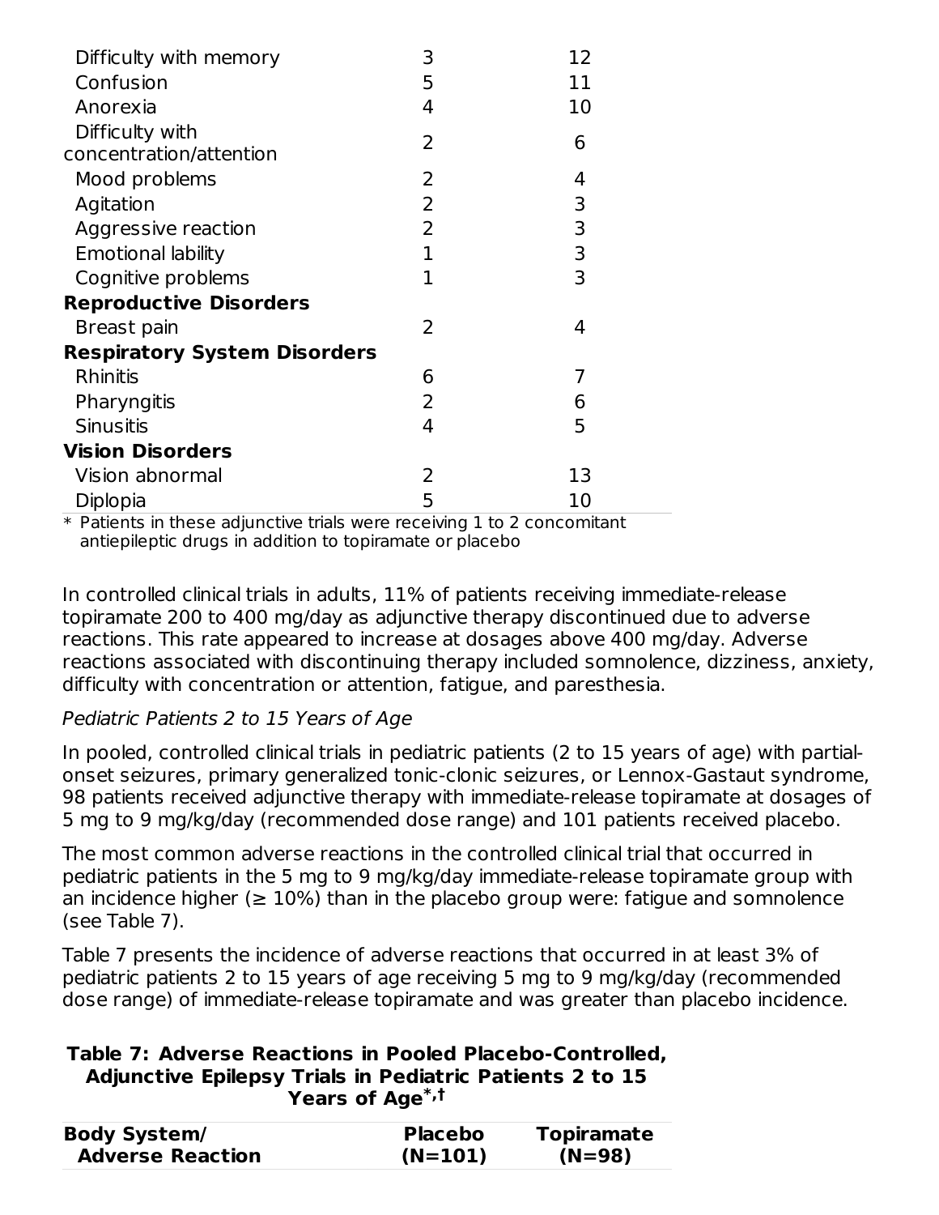| | | |
|---|---|---|
| Difficulty with memory | 3 | 12 |
| Confusion | 5 | 11 |
| Anorexia | 4 | 10 |
| Difficulty with concentration/attention | 2 | 6 |
| Mood problems | 2 | 4 |
| Agitation | 2 | 3 |
| Aggressive reaction | 2 | 3 |
| Emotional lability | 1 | 3 |
| Cognitive problems | 1 | 3 |
| **Reproductive Disorders** | | |
| Breast pain | 2 | 4 |
| **Respiratory System Disorders** | | |
| Rhinitis | 6 | 7 |
| Pharyngitis | 2 | 6 |
| Sinusitis | 4 | 5 |
| **Vision Disorders** | | |
| Vision abnormal | 2 | 13 |
| Diplopia | 5 | 10 |

* Patients in these adjunctive trials were receiving 1 to 2 concomitant antiepileptic drugs in addition to topiramate or placebo

In controlled clinical trials in adults, 11% of patients receiving immediate-release topiramate 200 to 400 mg/day as adjunctive therapy discontinued due to adverse reactions. This rate appeared to increase at dosages above 400 mg/day. Adverse reactions associated with discontinuing therapy included somnolence, dizziness, anxiety, difficulty with concentration or attention, fatigue, and paresthesia.

*Pediatric Patients 2 to 15 Years of Age*

In pooled, controlled clinical trials in pediatric patients (2 to 15 years of age) with partial-onset seizures, primary generalized tonic-clonic seizures, or Lennox-Gastaut syndrome, 98 patients received adjunctive therapy with immediate-release topiramate at dosages of 5 mg to 9 mg/kg/day (recommended dose range) and 101 patients received placebo.

The most common adverse reactions in the controlled clinical trial that occurred in pediatric patients in the 5 mg to 9 mg/kg/day immediate-release topiramate group with an incidence higher (≥ 10%) than in the placebo group were: fatigue and somnolence (see Table 7).

Table 7 presents the incidence of adverse reactions that occurred in at least 3% of pediatric patients 2 to 15 years of age receiving 5 mg to 9 mg/kg/day (recommended dose range) of immediate-release topiramate and was greater than placebo incidence.

**Table 7: Adverse Reactions in Pooled Placebo-Controlled, Adjunctive Epilepsy Trials in Pediatric Patients 2 to 15 Years of Age*,†**

| Body System/ Adverse Reaction | Placebo (N=101) | Topiramate (N=98) |
|---|---|---|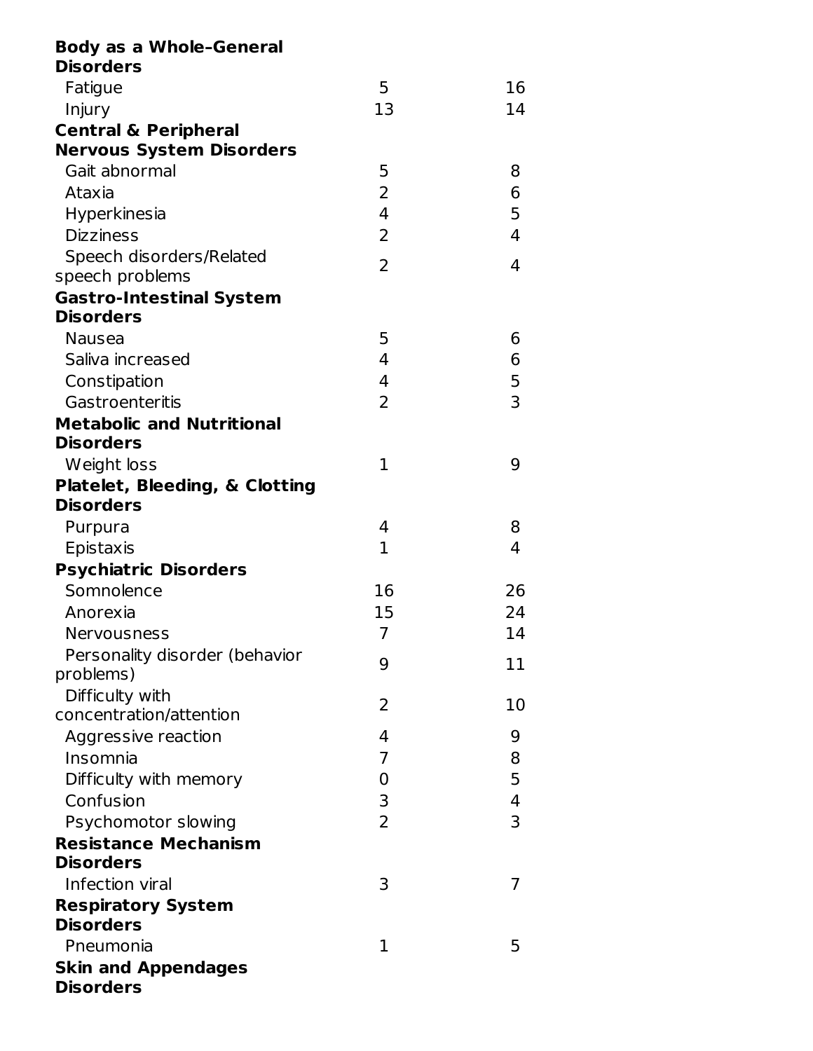| | | |
|---|---|---|
| **Body as a Whole-General Disorders** | | |
| Fatigue | 5 | 16 |
| Injury | 13 | 14 |
| **Central & Peripheral Nervous System Disorders** | | |
| Gait abnormal | 5 | 8 |
| Ataxia | 2 | 6 |
| Hyperkinesia | 4 | 5 |
| Dizziness | 2 | 4 |
| Speech disorders/Related speech problems | 2 | 4 |
| **Gastro-Intestinal System Disorders** | | |
| Nausea | 5 | 6 |
| Saliva increased | 4 | 6 |
| Constipation | 4 | 5 |
| Gastroenteritis | 2 | 3 |
| **Metabolic and Nutritional Disorders** | | |
| Weight loss | 1 | 9 |
| **Platelet, Bleeding, & Clotting Disorders** | | |
| Purpura | 4 | 8 |
| Epistaxis | 1 | 4 |
| **Psychiatric Disorders** | | |
| Somnolence | 16 | 26 |
| Anorexia | 15 | 24 |
| Nervousness | 7 | 14 |
| Personality disorder (behavior problems) | 9 | 11 |
| Difficulty with concentration/attention | 2 | 10 |
| Aggressive reaction | 4 | 9 |
| Insomnia | 7 | 8 |
| Difficulty with memory | 0 | 5 |
| Confusion | 3 | 4 |
| Psychomotor slowing | 2 | 3 |
| **Resistance Mechanism Disorders** | | |
| Infection viral | 3 | 7 |
| **Respiratory System Disorders** | | |
| Pneumonia | 1 | 5 |
| **Skin and Appendages Disorders** | | |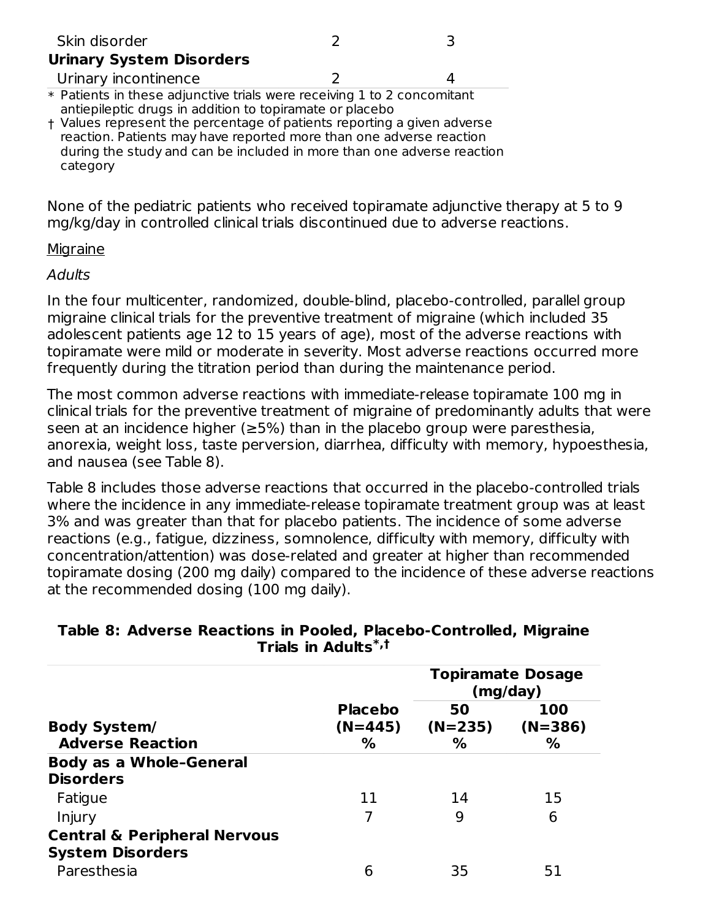| | | |
|---|---|---|
| Skin disorder | 2 | 3 |
| **Urinary System Disorders** | | |
| Urinary incontinence | 2 | 4 |

\* Patients in these adjunctive trials were receiving 1 to 2 concomitant antiepileptic drugs in addition to topiramate or placebo

† Values represent the percentage of patients reporting a given adverse reaction. Patients may have reported more than one adverse reaction during the study and can be included in more than one adverse reaction category

None of the pediatric patients who received topiramate adjunctive therapy at 5 to 9 mg/kg/day in controlled clinical trials discontinued due to adverse reactions.

Migraine

*Adults*

In the four multicenter, randomized, double-blind, placebo-controlled, parallel group migraine clinical trials for the preventive treatment of migraine (which included 35 adolescent patients age 12 to 15 years of age), most of the adverse reactions with topiramate were mild or moderate in severity. Most adverse reactions occurred more frequently during the titration period than during the maintenance period.

The most common adverse reactions with immediate-release topiramate 100 mg in clinical trials for the preventive treatment of migraine of predominantly adults that were seen at an incidence higher (≥5%) than in the placebo group were paresthesia, anorexia, weight loss, taste perversion, diarrhea, difficulty with memory, hypoesthesia, and nausea (see Table 8).

Table 8 includes those adverse reactions that occurred in the placebo-controlled trials where the incidence in any immediate-release topiramate treatment group was at least 3% and was greater than that for placebo patients. The incidence of some adverse reactions (e.g., fatigue, dizziness, somnolence, difficulty with memory, difficulty with concentration/attention) was dose-related and greater at higher than recommended topiramate dosing (200 mg daily) compared to the incidence of these adverse reactions at the recommended dosing (100 mg daily).

**Table 8: Adverse Reactions in Pooled, Placebo-Controlled, Migraine Trials in Adults*,†**

| | | Topiramate Dosage (mg/day) | |
|---|---|---|---|
| **Body System/ Adverse Reaction** | **Placebo (N=445) %** | **50 (N=235) %** | **100 (N=386) %** |
| **Body as a Whole-General Disorders** | | | |
| Fatigue | 11 | 14 | 15 |
| Injury | 7 | 9 | 6 |
| **Central & Peripheral Nervous System Disorders** | | | |
| Paresthesia | 6 | 35 | 51 |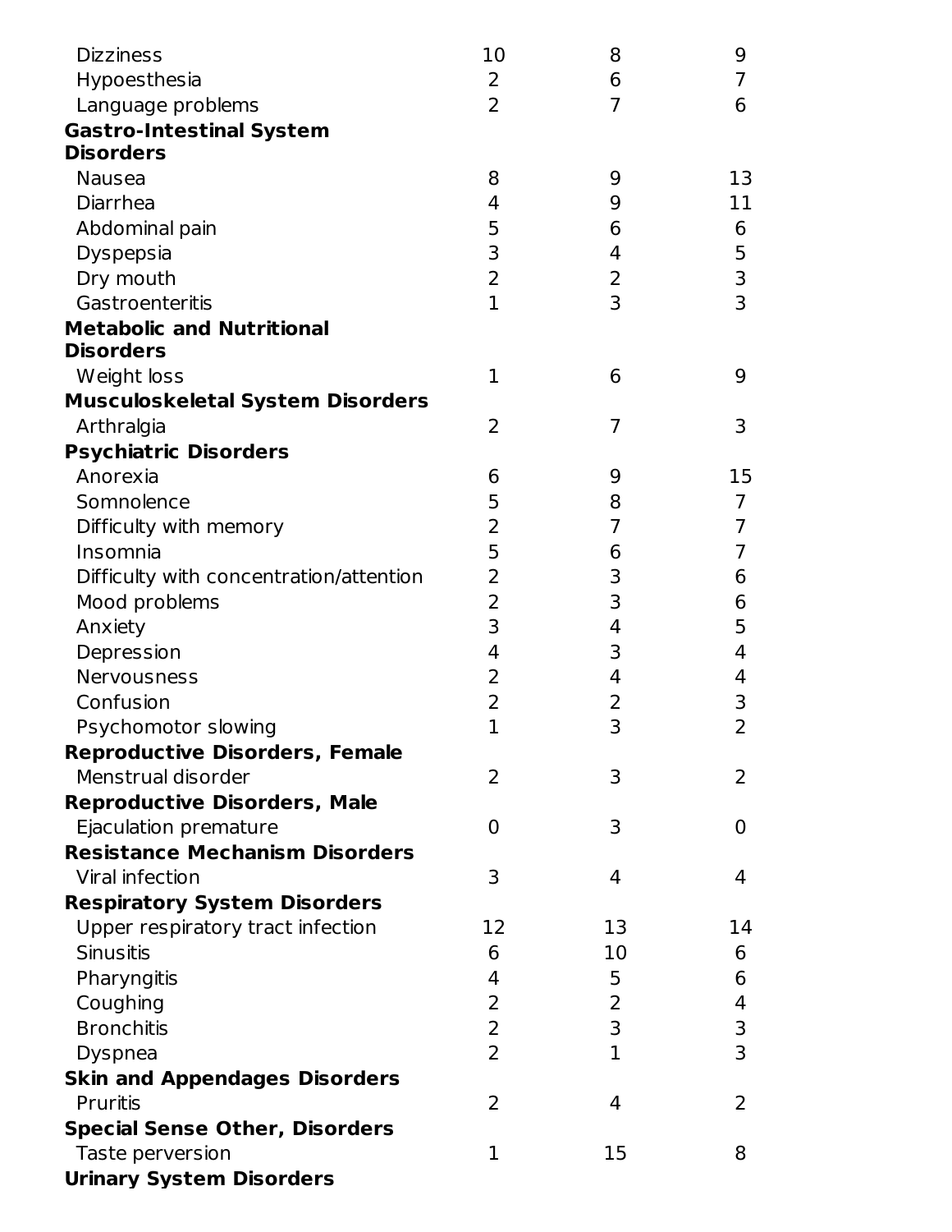| | | | |
|---|---|---|---|
| Dizziness | 10 | 8 | 9 |
| Hypoesthesia | 2 | 6 | 7 |
| Language problems | 2 | 7 | 6 |
| **Gastro-Intestinal System Disorders** | | | |
| Nausea | 8 | 9 | 13 |
| Diarrhea | 4 | 9 | 11 |
| Abdominal pain | 5 | 6 | 6 |
| Dyspepsia | 3 | 4 | 5 |
| Dry mouth | 2 | 2 | 3 |
| Gastroenteritis | 1 | 3 | 3 |
| **Metabolic and Nutritional Disorders** | | | |
| Weight loss | 1 | 6 | 9 |
| **Musculoskeletal System Disorders** | | | |
| Arthralgia | 2 | 7 | 3 |
| **Psychiatric Disorders** | | | |
| Anorexia | 6 | 9 | 15 |
| Somnolence | 5 | 8 | 7 |
| Difficulty with memory | 2 | 7 | 7 |
| Insomnia | 5 | 6 | 7 |
| Difficulty with concentration/attention | 2 | 3 | 6 |
| Mood problems | 2 | 3 | 6 |
| Anxiety | 3 | 4 | 5 |
| Depression | 4 | 3 | 4 |
| Nervousness | 2 | 4 | 4 |
| Confusion | 2 | 2 | 3 |
| Psychomotor slowing | 1 | 3 | 2 |
| **Reproductive Disorders, Female** | | | |
| Menstrual disorder | 2 | 3 | 2 |
| **Reproductive Disorders, Male** | | | |
| Ejaculation premature | 0 | 3 | 0 |
| **Resistance Mechanism Disorders** | | | |
| Viral infection | 3 | 4 | 4 |
| **Respiratory System Disorders** | | | |
| Upper respiratory tract infection | 12 | 13 | 14 |
| Sinusitis | 6 | 10 | 6 |
| Pharyngitis | 4 | 5 | 6 |
| Coughing | 2 | 2 | 4 |
| Bronchitis | 2 | 3 | 3 |
| Dyspnea | 2 | 1 | 3 |
| **Skin and Appendages Disorders** | | | |
| Pruritis | 2 | 4 | 2 |
| **Special Sense Other, Disorders** | | | |
| Taste perversion | 1 | 15 | 8 |
| **Urinary System Disorders** | | | |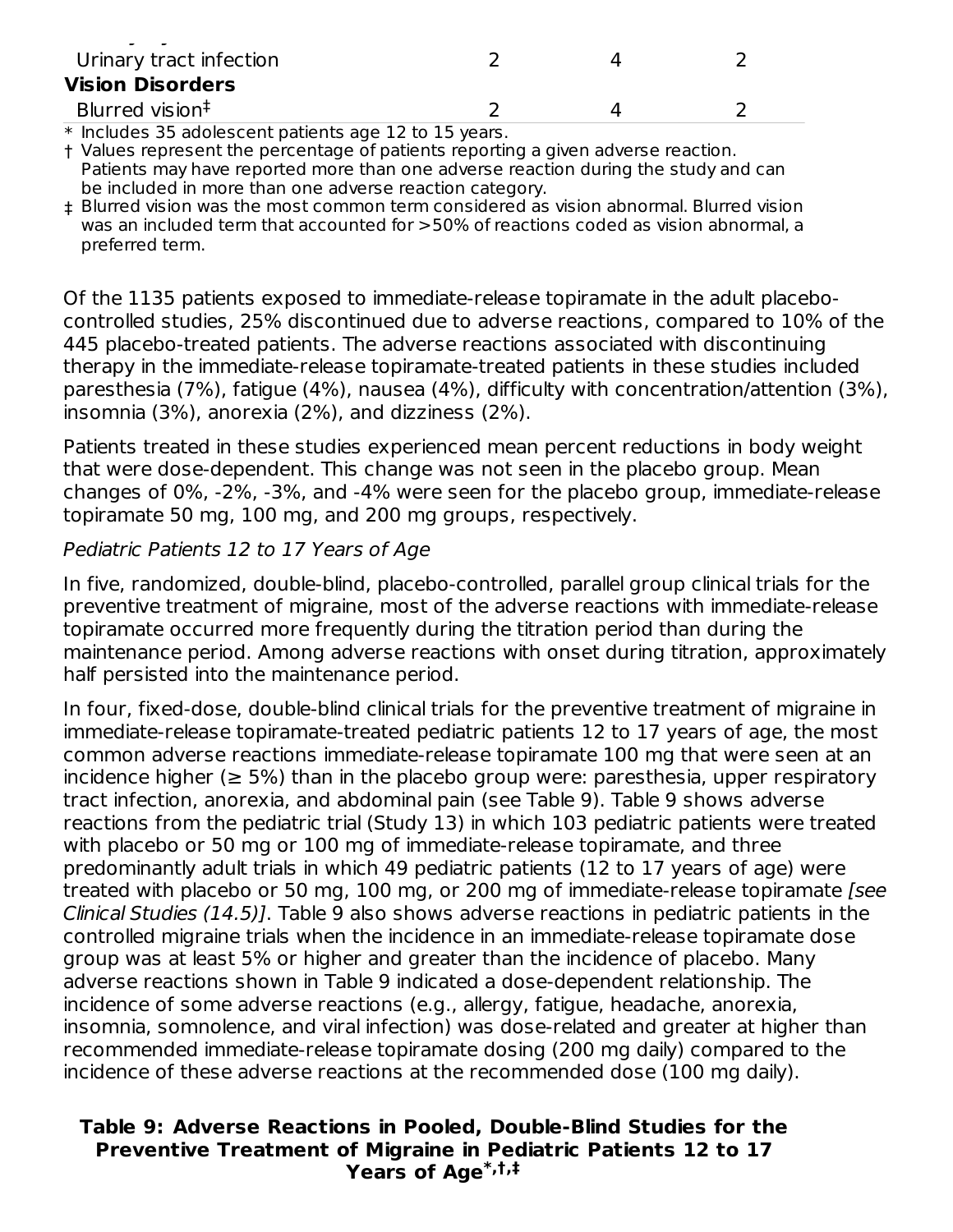| | | | |
|---|---|---|---|
| Urinary tract infection | 2 | 4 | 2 |
| **Vision Disorders** | | | |
| Blurred vision‡ | 2 | 4 | 2 |

\* Includes 35 adolescent patients age 12 to 15 years.

† Values represent the percentage of patients reporting a given adverse reaction. Patients may have reported more than one adverse reaction during the study and can be included in more than one adverse reaction category.

‡ Blurred vision was the most common term considered as vision abnormal. Blurred vision was an included term that accounted for >50% of reactions coded as vision abnormal, a preferred term.

Of the 1135 patients exposed to immediate-release topiramate in the adult placebo-controlled studies, 25% discontinued due to adverse reactions, compared to 10% of the 445 placebo-treated patients. The adverse reactions associated with discontinuing therapy in the immediate-release topiramate-treated patients in these studies included paresthesia (7%), fatigue (4%), nausea (4%), difficulty with concentration/attention (3%), insomnia (3%), anorexia (2%), and dizziness (2%).

Patients treated in these studies experienced mean percent reductions in body weight that were dose-dependent. This change was not seen in the placebo group. Mean changes of 0%, -2%, -3%, and -4% were seen for the placebo group, immediate-release topiramate 50 mg, 100 mg, and 200 mg groups, respectively.

*Pediatric Patients 12 to 17 Years of Age*

In five, randomized, double-blind, placebo-controlled, parallel group clinical trials for the preventive treatment of migraine, most of the adverse reactions with immediate-release topiramate occurred more frequently during the titration period than during the maintenance period. Among adverse reactions with onset during titration, approximately half persisted into the maintenance period.

In four, fixed-dose, double-blind clinical trials for the preventive treatment of migraine in immediate-release topiramate-treated pediatric patients 12 to 17 years of age, the most common adverse reactions immediate-release topiramate 100 mg that were seen at an incidence higher (≥ 5%) than in the placebo group were: paresthesia, upper respiratory tract infection, anorexia, and abdominal pain (see Table 9). Table 9 shows adverse reactions from the pediatric trial (Study 13) in which 103 pediatric patients were treated with placebo or 50 mg or 100 mg of immediate-release topiramate, and three predominantly adult trials in which 49 pediatric patients (12 to 17 years of age) were treated with placebo or 50 mg, 100 mg, or 200 mg of immediate-release topiramate *[see Clinical Studies (14.5)]*. Table 9 also shows adverse reactions in pediatric patients in the controlled migraine trials when the incidence in an immediate-release topiramate dose group was at least 5% or higher and greater than the incidence of placebo. Many adverse reactions shown in Table 9 indicated a dose-dependent relationship. The incidence of some adverse reactions (e.g., allergy, fatigue, headache, anorexia, insomnia, somnolence, and viral infection) was dose-related and greater at higher than recommended immediate-release topiramate dosing (200 mg daily) compared to the incidence of these adverse reactions at the recommended dose (100 mg daily).

**Table 9: Adverse Reactions in Pooled, Double-Blind Studies for the Preventive Treatment of Migraine in Pediatric Patients 12 to 17 Years of Age\*,†,‡**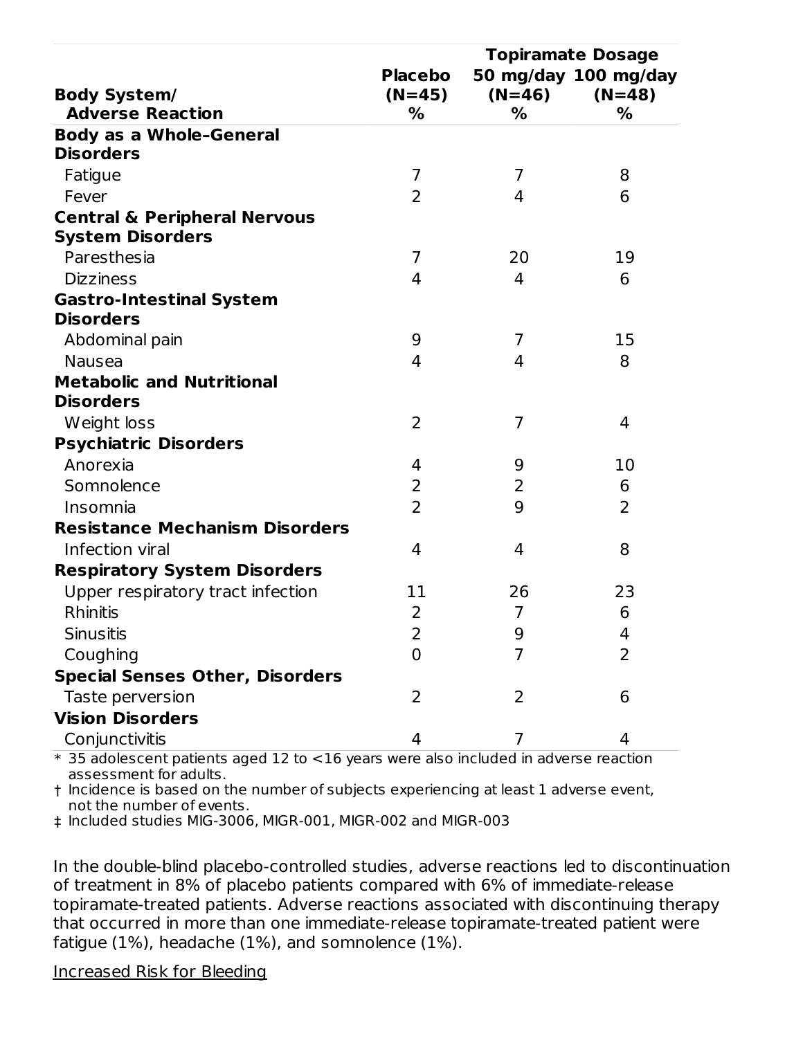| Body System/ Adverse Reaction | Placebo (N=45) % | Topiramate Dosage 50 mg/day (N=46) % | 100 mg/day (N=48) % |
|---|---|---|---|
| **Body as a Whole-General Disorders** | | | |
| Fatigue | 7 | 7 | 8 |
| Fever | 2 | 4 | 6 |
| **Central & Peripheral Nervous System Disorders** | | | |
| Paresthesia | 7 | 20 | 19 |
| Dizziness | 4 | 4 | 6 |
| **Gastro-Intestinal System Disorders** | | | |
| Abdominal pain | 9 | 7 | 15 |
| Nausea | 4 | 4 | 8 |
| **Metabolic and Nutritional Disorders** | | | |
| Weight loss | 2 | 7 | 4 |
| **Psychiatric Disorders** | | | |
| Anorexia | 4 | 9 | 10 |
| Somnolence | 2 | 2 | 6 |
| Insomnia | 2 | 9 | 2 |
| **Resistance Mechanism Disorders** | | | |
| Infection viral | 4 | 4 | 8 |
| **Respiratory System Disorders** | | | |
| Upper respiratory tract infection | 11 | 26 | 23 |
| Rhinitis | 2 | 7 | 6 |
| Sinusitis | 2 | 9 | 4 |
| Coughing | 0 | 7 | 2 |
| **Special Senses Other, Disorders** | | | |
| Taste perversion | 2 | 2 | 6 |
| **Vision Disorders** | | | |
| Conjunctivitis | 4 | 7 | 4 |

\* 35 adolescent patients aged 12 to <16 years were also included in adverse reaction assessment for adults.
† Incidence is based on the number of subjects experiencing at least 1 adverse event, not the number of events.
‡ Included studies MIG-3006, MIGR-001, MIGR-002 and MIGR-003

In the double-blind placebo-controlled studies, adverse reactions led to discontinuation of treatment in 8% of placebo patients compared with 6% of immediate-release topiramate-treated patients. Adverse reactions associated with discontinuing therapy that occurred in more than one immediate-release topiramate-treated patient were fatigue (1%), headache (1%), and somnolence (1%).

Increased Risk for Bleeding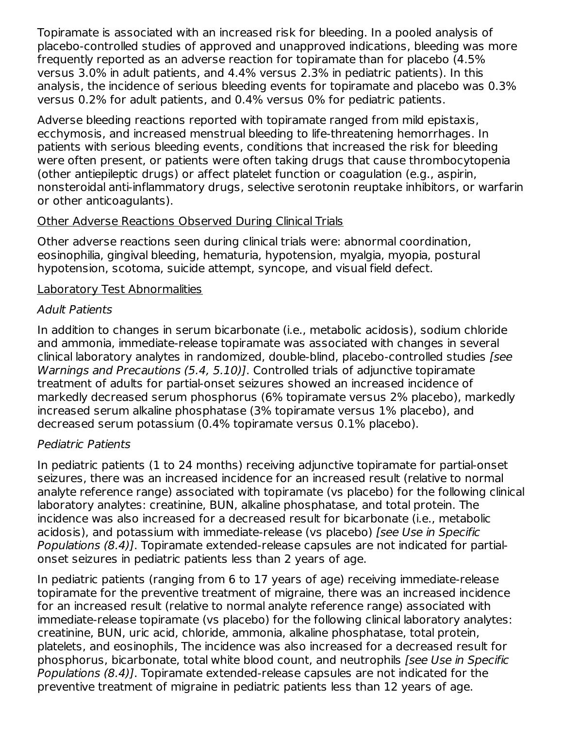Topiramate is associated with an increased risk for bleeding. In a pooled analysis of placebo-controlled studies of approved and unapproved indications, bleeding was more frequently reported as an adverse reaction for topiramate than for placebo (4.5% versus 3.0% in adult patients, and 4.4% versus 2.3% in pediatric patients). In this analysis, the incidence of serious bleeding events for topiramate and placebo was 0.3% versus 0.2% for adult patients, and 0.4% versus 0% for pediatric patients.

Adverse bleeding reactions reported with topiramate ranged from mild epistaxis, ecchymosis, and increased menstrual bleeding to life-threatening hemorrhages. In patients with serious bleeding events, conditions that increased the risk for bleeding were often present, or patients were often taking drugs that cause thrombocytopenia (other antiepileptic drugs) or affect platelet function or coagulation (e.g., aspirin, nonsteroidal anti-inflammatory drugs, selective serotonin reuptake inhibitors, or warfarin or other anticoagulants).

<u>Other Adverse Reactions Observed During Clinical Trials</u>

Other adverse reactions seen during clinical trials were: abnormal coordination, eosinophilia, gingival bleeding, hematuria, hypotension, myalgia, myopia, postural hypotension, scotoma, suicide attempt, syncope, and visual field defect.

<u>Laboratory Test Abnormalities</u>

*Adult Patients*

In addition to changes in serum bicarbonate (i.e., metabolic acidosis), sodium chloride and ammonia, immediate-release topiramate was associated with changes in several clinical laboratory analytes in randomized, double-blind, placebo-controlled studies *[see Warnings and Precautions (5.4, 5.10)]*. Controlled trials of adjunctive topiramate treatment of adults for partial-onset seizures showed an increased incidence of markedly decreased serum phosphorus (6% topiramate versus 2% placebo), markedly increased serum alkaline phosphatase (3% topiramate versus 1% placebo), and decreased serum potassium (0.4% topiramate versus 0.1% placebo).

*Pediatric Patients*

In pediatric patients (1 to 24 months) receiving adjunctive topiramate for partial-onset seizures, there was an increased incidence for an increased result (relative to normal analyte reference range) associated with topiramate (vs placebo) for the following clinical laboratory analytes: creatinine, BUN, alkaline phosphatase, and total protein. The incidence was also increased for a decreased result for bicarbonate (i.e., metabolic acidosis), and potassium with immediate-release (vs placebo) *[see Use in Specific Populations (8.4)]*. Topiramate extended-release capsules are not indicated for partial-onset seizures in pediatric patients less than 2 years of age.

In pediatric patients (ranging from 6 to 17 years of age) receiving immediate-release topiramate for the preventive treatment of migraine, there was an increased incidence for an increased result (relative to normal analyte reference range) associated with immediate-release topiramate (vs placebo) for the following clinical laboratory analytes: creatinine, BUN, uric acid, chloride, ammonia, alkaline phosphatase, total protein, platelets, and eosinophils, The incidence was also increased for a decreased result for phosphorus, bicarbonate, total white blood count, and neutrophils *[see Use in Specific Populations (8.4)]*. Topiramate extended-release capsules are not indicated for the preventive treatment of migraine in pediatric patients less than 12 years of age.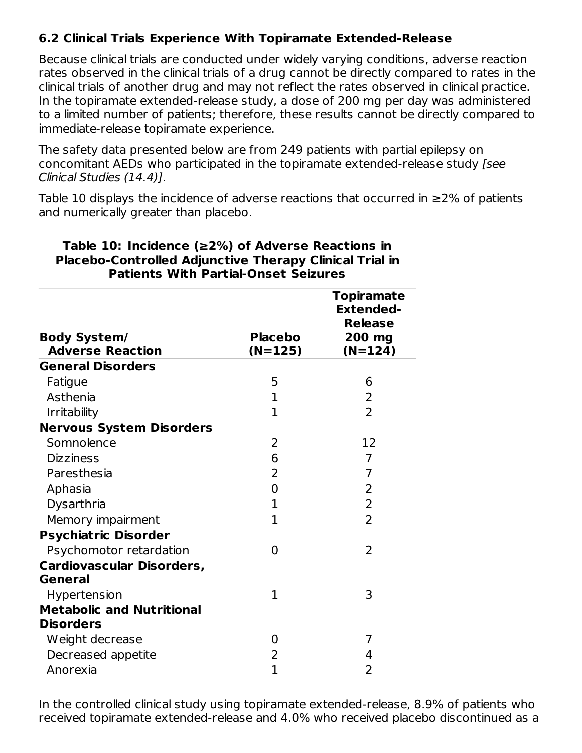### 6.2 Clinical Trials Experience With Topiramate Extended-Release

Because clinical trials are conducted under widely varying conditions, adverse reaction rates observed in the clinical trials of a drug cannot be directly compared to rates in the clinical trials of another drug and may not reflect the rates observed in clinical practice. In the topiramate extended-release study, a dose of 200 mg per day was administered to a limited number of patients; therefore, these results cannot be directly compared to immediate-release topiramate experience.

The safety data presented below are from 249 patients with partial epilepsy on concomitant AEDs who participated in the topiramate extended-release study *[see Clinical Studies (14.4)]*.

Table 10 displays the incidence of adverse reactions that occurred in ≥2% of patients and numerically greater than placebo.

**Table 10: Incidence (≥2%) of Adverse Reactions in Placebo-Controlled Adjunctive Therapy Clinical Trial in Patients With Partial-Onset Seizures**

| Body System/ Adverse Reaction | Placebo (N=125) | Topiramate Extended-Release 200 mg (N=124) |
|---|---|---|
| **General Disorders** | | |
| Fatigue | 5 | 6 |
| Asthenia | 1 | 2 |
| Irritability | 1 | 2 |
| **Nervous System Disorders** | | |
| Somnolence | 2 | 12 |
| Dizziness | 6 | 7 |
| Paresthesia | 2 | 7 |
| Aphasia | 0 | 2 |
| Dysarthria | 1 | 2 |
| Memory impairment | 1 | 2 |
| **Psychiatric Disorder** | | |
| Psychomotor retardation | 0 | 2 |
| **Cardiovascular Disorders, General** | | |
| Hypertension | 1 | 3 |
| **Metabolic and Nutritional Disorders** | | |
| Weight decrease | 0 | 7 |
| Decreased appetite | 2 | 4 |
| Anorexia | 1 | 2 |

In the controlled clinical study using topiramate extended-release, 8.9% of patients who received topiramate extended-release and 4.0% who received placebo discontinued as a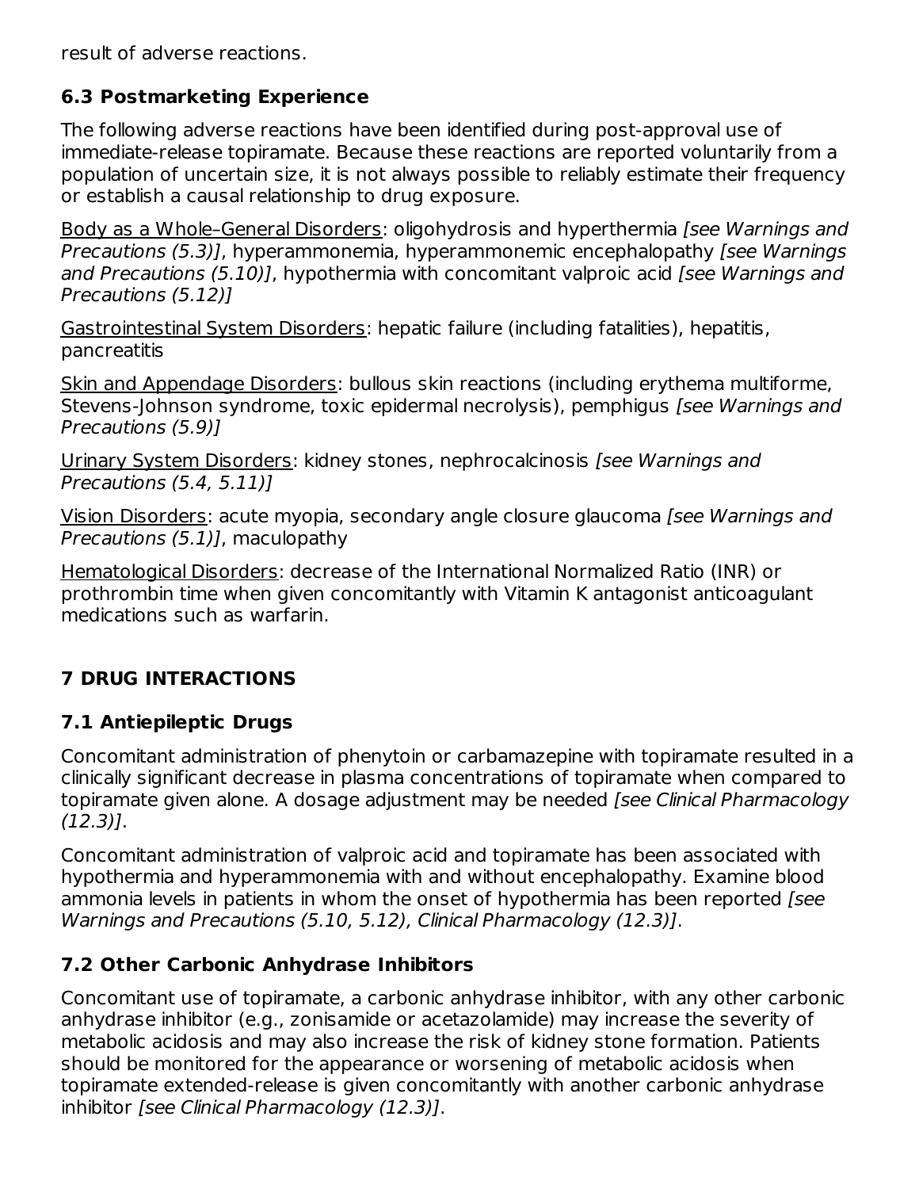result of adverse reactions.

### 6.3 Postmarketing Experience

The following adverse reactions have been identified during post-approval use of immediate-release topiramate. Because these reactions are reported voluntarily from a population of uncertain size, it is not always possible to reliably estimate their frequency or establish a causal relationship to drug exposure.

Body as a Whole–General Disorders: oligohydrosis and hyperthermia *[see Warnings and Precautions (5.3)]*, hyperammonemia, hyperammonemic encephalopathy *[see Warnings and Precautions (5.10)]*, hypothermia with concomitant valproic acid *[see Warnings and Precautions (5.12)]*

Gastrointestinal System Disorders: hepatic failure (including fatalities), hepatitis, pancreatitis

Skin and Appendage Disorders: bullous skin reactions (including erythema multiforme, Stevens-Johnson syndrome, toxic epidermal necrolysis), pemphigus *[see Warnings and Precautions (5.9)]*

Urinary System Disorders: kidney stones, nephrocalcinosis *[see Warnings and Precautions (5.4, 5.11)]*

Vision Disorders: acute myopia, secondary angle closure glaucoma *[see Warnings and Precautions (5.1)]*, maculopathy

Hematological Disorders: decrease of the International Normalized Ratio (INR) or prothrombin time when given concomitantly with Vitamin K antagonist anticoagulant medications such as warfarin.

## 7 DRUG INTERACTIONS

### 7.1 Antiepileptic Drugs

Concomitant administration of phenytoin or carbamazepine with topiramate resulted in a clinically significant decrease in plasma concentrations of topiramate when compared to topiramate given alone. A dosage adjustment may be needed *[see Clinical Pharmacology (12.3)]*.

Concomitant administration of valproic acid and topiramate has been associated with hypothermia and hyperammonemia with and without encephalopathy. Examine blood ammonia levels in patients in whom the onset of hypothermia has been reported *[see Warnings and Precautions (5.10, 5.12), Clinical Pharmacology (12.3)]*.

### 7.2 Other Carbonic Anhydrase Inhibitors

Concomitant use of topiramate, a carbonic anhydrase inhibitor, with any other carbonic anhydrase inhibitor (e.g., zonisamide or acetazolamide) may increase the severity of metabolic acidosis and may also increase the risk of kidney stone formation. Patients should be monitored for the appearance or worsening of metabolic acidosis when topiramate extended-release is given concomitantly with another carbonic anhydrase inhibitor *[see Clinical Pharmacology (12.3)]*.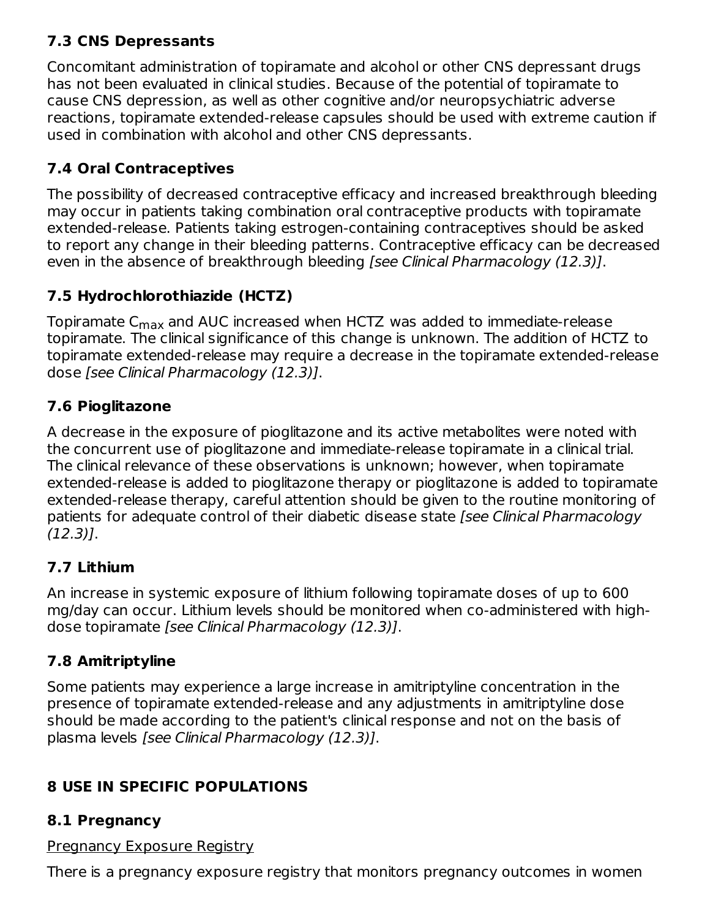### 7.3 CNS Depressants

Concomitant administration of topiramate and alcohol or other CNS depressant drugs has not been evaluated in clinical studies. Because of the potential of topiramate to cause CNS depression, as well as other cognitive and/or neuropsychiatric adverse reactions, topiramate extended-release capsules should be used with extreme caution if used in combination with alcohol and other CNS depressants.

### 7.4 Oral Contraceptives

The possibility of decreased contraceptive efficacy and increased breakthrough bleeding may occur in patients taking combination oral contraceptive products with topiramate extended-release. Patients taking estrogen-containing contraceptives should be asked to report any change in their bleeding patterns. Contraceptive efficacy can be decreased even in the absence of breakthrough bleeding *[see Clinical Pharmacology (12.3)]*.

### 7.5 Hydrochlorothiazide (HCTZ)

Topiramate $C_{max}$ and AUC increased when HCTZ was added to immediate-release topiramate. The clinical significance of this change is unknown. The addition of HCTZ to topiramate extended-release may require a decrease in the topiramate extended-release dose *[see Clinical Pharmacology (12.3)]*.

### 7.6 Pioglitazone

A decrease in the exposure of pioglitazone and its active metabolites were noted with the concurrent use of pioglitazone and immediate-release topiramate in a clinical trial. The clinical relevance of these observations is unknown; however, when topiramate extended-release is added to pioglitazone therapy or pioglitazone is added to topiramate extended-release therapy, careful attention should be given to the routine monitoring of patients for adequate control of their diabetic disease state *[see Clinical Pharmacology (12.3)]*.

### 7.7 Lithium

An increase in systemic exposure of lithium following topiramate doses of up to 600 mg/day can occur. Lithium levels should be monitored when co-administered with high-dose topiramate *[see Clinical Pharmacology (12.3)]*.

### 7.8 Amitriptyline

Some patients may experience a large increase in amitriptyline concentration in the presence of topiramate extended-release and any adjustments in amitriptyline dose should be made according to the patient's clinical response and not on the basis of plasma levels *[see Clinical Pharmacology (12.3)]*.

## 8 USE IN SPECIFIC POPULATIONS

### 8.1 Pregnancy

Pregnancy Exposure Registry

There is a pregnancy exposure registry that monitors pregnancy outcomes in women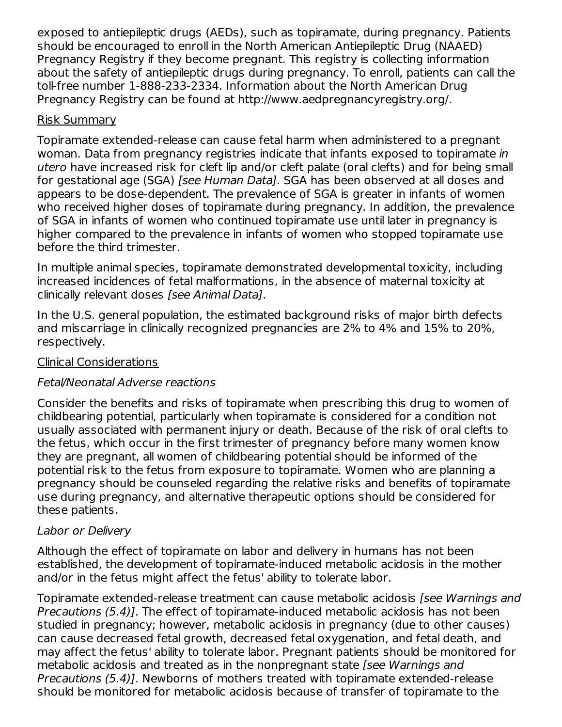exposed to antiepileptic drugs (AEDs), such as topiramate, during pregnancy. Patients should be encouraged to enroll in the North American Antiepileptic Drug (NAAED) Pregnancy Registry if they become pregnant. This registry is collecting information about the safety of antiepileptic drugs during pregnancy. To enroll, patients can call the toll-free number 1-888-233-2334. Information about the North American Drug Pregnancy Registry can be found at http://www.aedpregnancyregistry.org/.

Risk Summary

Topiramate extended-release can cause fetal harm when administered to a pregnant woman. Data from pregnancy registries indicate that infants exposed to topiramate *in utero* have increased risk for cleft lip and/or cleft palate (oral clefts) and for being small for gestational age (SGA) *[see Human Data]*. SGA has been observed at all doses and appears to be dose-dependent. The prevalence of SGA is greater in infants of women who received higher doses of topiramate during pregnancy. In addition, the prevalence of SGA in infants of women who continued topiramate use until later in pregnancy is higher compared to the prevalence in infants of women who stopped topiramate use before the third trimester.

In multiple animal species, topiramate demonstrated developmental toxicity, including increased incidences of fetal malformations, in the absence of maternal toxicity at clinically relevant doses *[see Animal Data]*.

In the U.S. general population, the estimated background risks of major birth defects and miscarriage in clinically recognized pregnancies are 2% to 4% and 15% to 20%, respectively.

Clinical Considerations

*Fetal/Neonatal Adverse reactions*

Consider the benefits and risks of topiramate when prescribing this drug to women of childbearing potential, particularly when topiramate is considered for a condition not usually associated with permanent injury or death. Because of the risk of oral clefts to the fetus, which occur in the first trimester of pregnancy before many women know they are pregnant, all women of childbearing potential should be informed of the potential risk to the fetus from exposure to topiramate. Women who are planning a pregnancy should be counseled regarding the relative risks and benefits of topiramate use during pregnancy, and alternative therapeutic options should be considered for these patients.

*Labor or Delivery*

Although the effect of topiramate on labor and delivery in humans has not been established, the development of topiramate-induced metabolic acidosis in the mother and/or in the fetus might affect the fetus' ability to tolerate labor.

Topiramate extended-release treatment can cause metabolic acidosis *[see Warnings and Precautions (5.4)]*. The effect of topiramate-induced metabolic acidosis has not been studied in pregnancy; however, metabolic acidosis in pregnancy (due to other causes) can cause decreased fetal growth, decreased fetal oxygenation, and fetal death, and may affect the fetus' ability to tolerate labor. Pregnant patients should be monitored for metabolic acidosis and treated as in the nonpregnant state *[see Warnings and Precautions (5.4)]*. Newborns of mothers treated with topiramate extended-release should be monitored for metabolic acidosis because of transfer of topiramate to the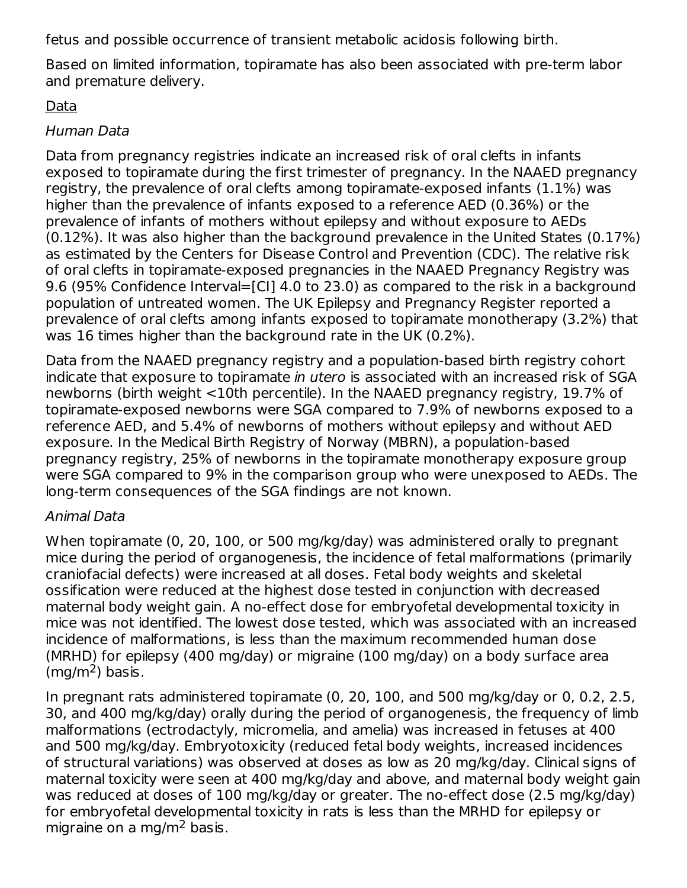fetus and possible occurrence of transient metabolic acidosis following birth.

Based on limited information, topiramate has also been associated with pre-term labor and premature delivery.

Data

*Human Data*

Data from pregnancy registries indicate an increased risk of oral clefts in infants exposed to topiramate during the first trimester of pregnancy. In the NAAED pregnancy registry, the prevalence of oral clefts among topiramate-exposed infants (1.1%) was higher than the prevalence of infants exposed to a reference AED (0.36%) or the prevalence of infants of mothers without epilepsy and without exposure to AEDs (0.12%). It was also higher than the background prevalence in the United States (0.17%) as estimated by the Centers for Disease Control and Prevention (CDC). The relative risk of oral clefts in topiramate-exposed pregnancies in the NAAED Pregnancy Registry was 9.6 (95% Confidence Interval=[CI] 4.0 to 23.0) as compared to the risk in a background population of untreated women. The UK Epilepsy and Pregnancy Register reported a prevalence of oral clefts among infants exposed to topiramate monotherapy (3.2%) that was 16 times higher than the background rate in the UK (0.2%).

Data from the NAAED pregnancy registry and a population-based birth registry cohort indicate that exposure to topiramate *in utero* is associated with an increased risk of SGA newborns (birth weight <10th percentile). In the NAAED pregnancy registry, 19.7% of topiramate-exposed newborns were SGA compared to 7.9% of newborns exposed to a reference AED, and 5.4% of newborns of mothers without epilepsy and without AED exposure. In the Medical Birth Registry of Norway (MBRN), a population-based pregnancy registry, 25% of newborns in the topiramate monotherapy exposure group were SGA compared to 9% in the comparison group who were unexposed to AEDs. The long-term consequences of the SGA findings are not known.

*Animal Data*

When topiramate (0, 20, 100, or 500 mg/kg/day) was administered orally to pregnant mice during the period of organogenesis, the incidence of fetal malformations (primarily craniofacial defects) were increased at all doses. Fetal body weights and skeletal ossification were reduced at the highest dose tested in conjunction with decreased maternal body weight gain. A no-effect dose for embryofetal developmental toxicity in mice was not identified. The lowest dose tested, which was associated with an increased incidence of malformations, is less than the maximum recommended human dose (MRHD) for epilepsy (400 mg/day) or migraine (100 mg/day) on a body surface area ($mg/m^2$) basis.

In pregnant rats administered topiramate (0, 20, 100, and 500 mg/kg/day or 0, 0.2, 2.5, 30, and 400 mg/kg/day) orally during the period of organogenesis, the frequency of limb malformations (ectrodactyly, micromelia, and amelia) was increased in fetuses at 400 and 500 mg/kg/day. Embryotoxicity (reduced fetal body weights, increased incidences of structural variations) was observed at doses as low as 20 mg/kg/day. Clinical signs of maternal toxicity were seen at 400 mg/kg/day and above, and maternal body weight gain was reduced at doses of 100 mg/kg/day or greater. The no-effect dose (2.5 mg/kg/day) for embryofetal developmental toxicity in rats is less than the MRHD for epilepsy or migraine on a $mg/m^2$ basis.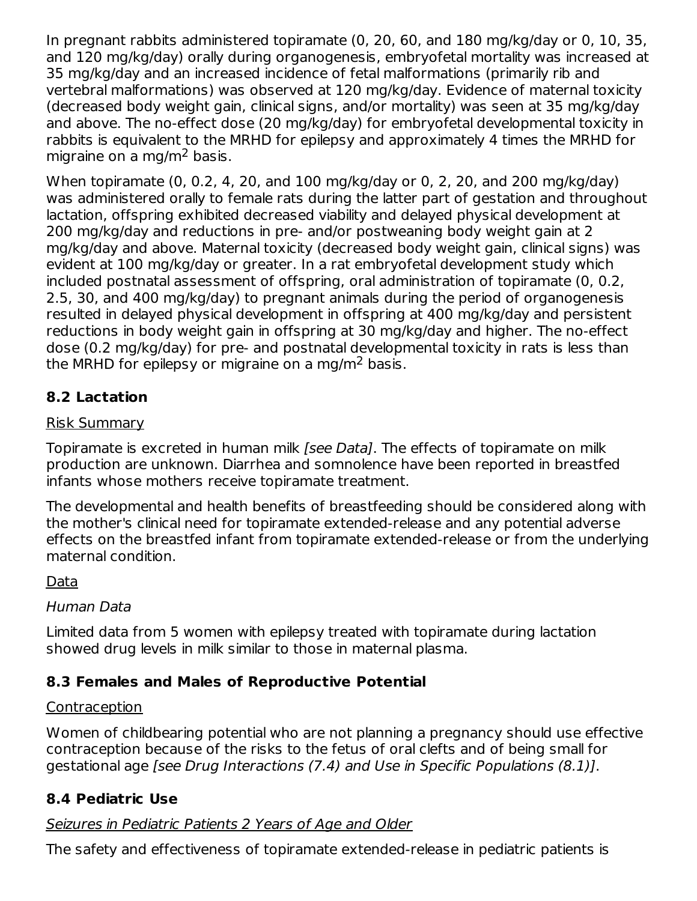In pregnant rabbits administered topiramate (0, 20, 60, and 180 mg/kg/day or 0, 10, 35, and 120 mg/kg/day) orally during organogenesis, embryofetal mortality was increased at 35 mg/kg/day and an increased incidence of fetal malformations (primarily rib and vertebral malformations) was observed at 120 mg/kg/day. Evidence of maternal toxicity (decreased body weight gain, clinical signs, and/or mortality) was seen at 35 mg/kg/day and above. The no-effect dose (20 mg/kg/day) for embryofetal developmental toxicity in rabbits is equivalent to the MRHD for epilepsy and approximately 4 times the MRHD for migraine on a mg/m$^2$ basis.

When topiramate (0, 0.2, 4, 20, and 100 mg/kg/day or 0, 2, 20, and 200 mg/kg/day) was administered orally to female rats during the latter part of gestation and throughout lactation, offspring exhibited decreased viability and delayed physical development at 200 mg/kg/day and reductions in pre- and/or postweaning body weight gain at 2 mg/kg/day and above. Maternal toxicity (decreased body weight gain, clinical signs) was evident at 100 mg/kg/day or greater. In a rat embryofetal development study which included postnatal assessment of offspring, oral administration of topiramate (0, 0.2, 2.5, 30, and 400 mg/kg/day) to pregnant animals during the period of organogenesis resulted in delayed physical development in offspring at 400 mg/kg/day and persistent reductions in body weight gain in offspring at 30 mg/kg/day and higher. The no-effect dose (0.2 mg/kg/day) for pre- and postnatal developmental toxicity in rats is less than the MRHD for epilepsy or migraine on a mg/m$^2$ basis.

## 8.2 Lactation

Risk Summary

Topiramate is excreted in human milk *[see Data]*. The effects of topiramate on milk production are unknown. Diarrhea and somnolence have been reported in breastfed infants whose mothers receive topiramate treatment.

The developmental and health benefits of breastfeeding should be considered along with the mother's clinical need for topiramate extended-release and any potential adverse effects on the breastfed infant from topiramate extended-release or from the underlying maternal condition.

Data

*Human Data*

Limited data from 5 women with epilepsy treated with topiramate during lactation showed drug levels in milk similar to those in maternal plasma.

## 8.3 Females and Males of Reproductive Potential

Contraception

Women of childbearing potential who are not planning a pregnancy should use effective contraception because of the risks to the fetus of oral clefts and of being small for gestational age *[see Drug Interactions (7.4) and Use in Specific Populations (8.1)]*.

## 8.4 Pediatric Use

*Seizures in Pediatric Patients 2 Years of Age and Older*

The safety and effectiveness of topiramate extended-release in pediatric patients is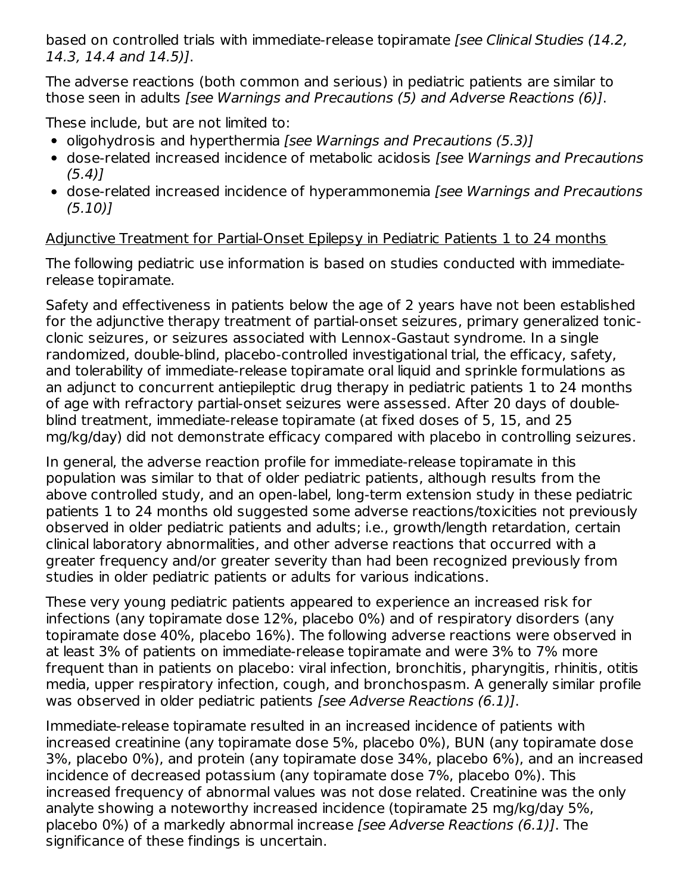based on controlled trials with immediate-release topiramate *[see Clinical Studies (14.2, 14.3, 14.4 and 14.5)]*.

The adverse reactions (both common and serious) in pediatric patients are similar to those seen in adults *[see Warnings and Precautions (5) and Adverse Reactions (6)]*.

These include, but are not limited to:

- oligohydrosis and hyperthermia *[see Warnings and Precautions (5.3)]*
- dose-related increased incidence of metabolic acidosis *[see Warnings and Precautions (5.4)]*
- dose-related increased incidence of hyperammonemia *[see Warnings and Precautions (5.10)]*

Adjunctive Treatment for Partial-Onset Epilepsy in Pediatric Patients 1 to 24 months

The following pediatric use information is based on studies conducted with immediate-release topiramate.

Safety and effectiveness in patients below the age of 2 years have not been established for the adjunctive therapy treatment of partial-onset seizures, primary generalized tonic-clonic seizures, or seizures associated with Lennox-Gastaut syndrome. In a single randomized, double-blind, placebo-controlled investigational trial, the efficacy, safety, and tolerability of immediate-release topiramate oral liquid and sprinkle formulations as an adjunct to concurrent antiepileptic drug therapy in pediatric patients 1 to 24 months of age with refractory partial-onset seizures were assessed. After 20 days of double-blind treatment, immediate-release topiramate (at fixed doses of 5, 15, and 25 mg/kg/day) did not demonstrate efficacy compared with placebo in controlling seizures.

In general, the adverse reaction profile for immediate-release topiramate in this population was similar to that of older pediatric patients, although results from the above controlled study, and an open-label, long-term extension study in these pediatric patients 1 to 24 months old suggested some adverse reactions/toxicities not previously observed in older pediatric patients and adults; i.e., growth/length retardation, certain clinical laboratory abnormalities, and other adverse reactions that occurred with a greater frequency and/or greater severity than had been recognized previously from studies in older pediatric patients or adults for various indications.

These very young pediatric patients appeared to experience an increased risk for infections (any topiramate dose 12%, placebo 0%) and of respiratory disorders (any topiramate dose 40%, placebo 16%). The following adverse reactions were observed in at least 3% of patients on immediate-release topiramate and were 3% to 7% more frequent than in patients on placebo: viral infection, bronchitis, pharyngitis, rhinitis, otitis media, upper respiratory infection, cough, and bronchospasm. A generally similar profile was observed in older pediatric patients *[see Adverse Reactions (6.1)]*.

Immediate-release topiramate resulted in an increased incidence of patients with increased creatinine (any topiramate dose 5%, placebo 0%), BUN (any topiramate dose 3%, placebo 0%), and protein (any topiramate dose 34%, placebo 6%), and an increased incidence of decreased potassium (any topiramate dose 7%, placebo 0%). This increased frequency of abnormal values was not dose related. Creatinine was the only analyte showing a noteworthy increased incidence (topiramate 25 mg/kg/day 5%, placebo 0%) of a markedly abnormal increase *[see Adverse Reactions (6.1)]*. The significance of these findings is uncertain.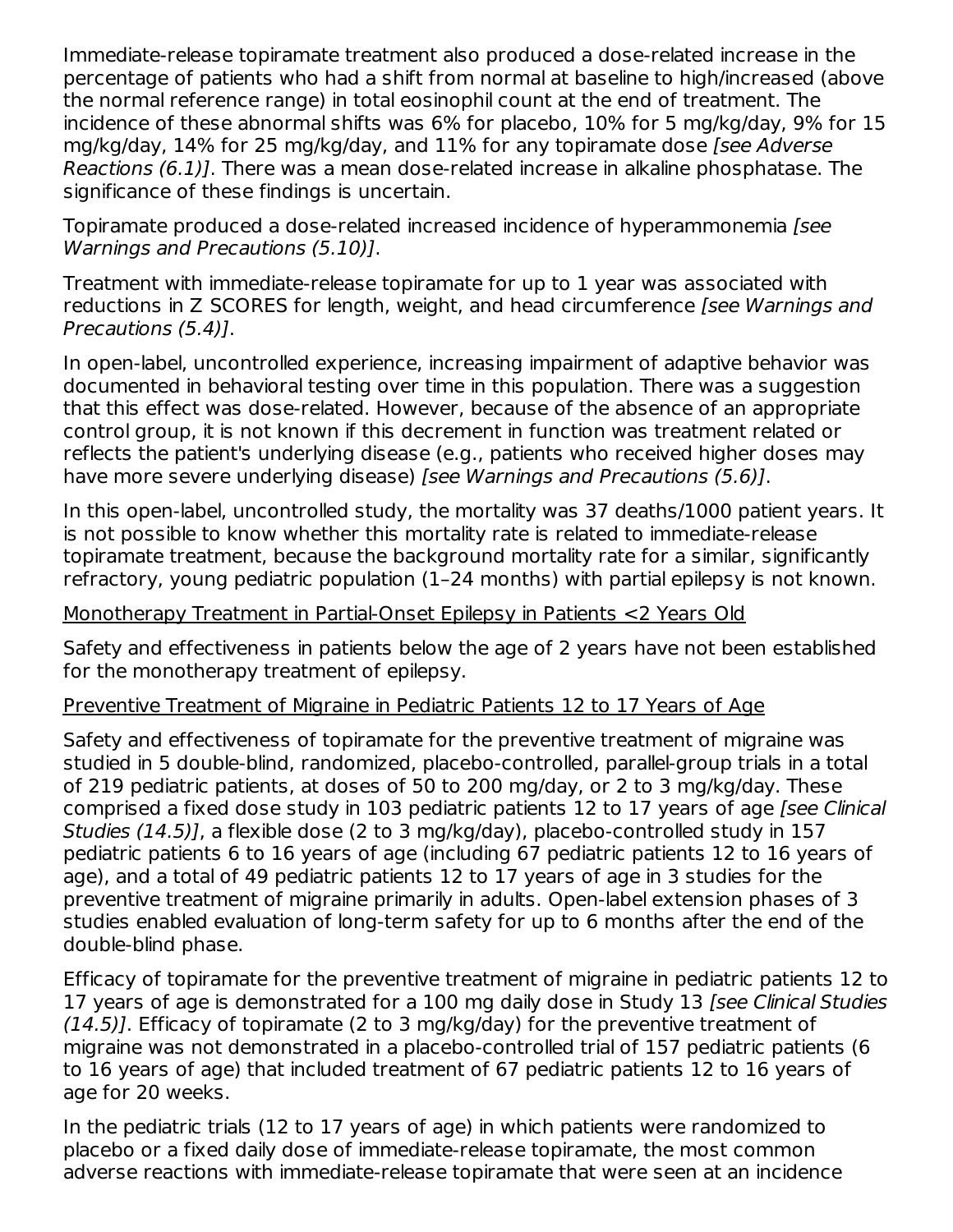Immediate-release topiramate treatment also produced a dose-related increase in the percentage of patients who had a shift from normal at baseline to high/increased (above the normal reference range) in total eosinophil count at the end of treatment. The incidence of these abnormal shifts was 6% for placebo, 10% for 5 mg/kg/day, 9% for 15 mg/kg/day, 14% for 25 mg/kg/day, and 11% for any topiramate dose *[see Adverse Reactions (6.1)]*. There was a mean dose-related increase in alkaline phosphatase. The significance of these findings is uncertain.

Topiramate produced a dose-related increased incidence of hyperammonemia *[see Warnings and Precautions (5.10)]*.

Treatment with immediate-release topiramate for up to 1 year was associated with reductions in Z SCORES for length, weight, and head circumference *[see Warnings and Precautions (5.4)]*.

In open-label, uncontrolled experience, increasing impairment of adaptive behavior was documented in behavioral testing over time in this population. There was a suggestion that this effect was dose-related. However, because of the absence of an appropriate control group, it is not known if this decrement in function was treatment related or reflects the patient's underlying disease (e.g., patients who received higher doses may have more severe underlying disease) *[see Warnings and Precautions (5.6)]*.

In this open-label, uncontrolled study, the mortality was 37 deaths/1000 patient years. It is not possible to know whether this mortality rate is related to immediate-release topiramate treatment, because the background mortality rate for a similar, significantly refractory, young pediatric population (1–24 months) with partial epilepsy is not known.

<u>Monotherapy Treatment in Partial-Onset Epilepsy in Patients <2 Years Old</u>

Safety and effectiveness in patients below the age of 2 years have not been established for the monotherapy treatment of epilepsy.

<u>Preventive Treatment of Migraine in Pediatric Patients 12 to 17 Years of Age</u>

Safety and effectiveness of topiramate for the preventive treatment of migraine was studied in 5 double-blind, randomized, placebo-controlled, parallel-group trials in a total of 219 pediatric patients, at doses of 50 to 200 mg/day, or 2 to 3 mg/kg/day. These comprised a fixed dose study in 103 pediatric patients 12 to 17 years of age *[see Clinical Studies (14.5)]*, a flexible dose (2 to 3 mg/kg/day), placebo-controlled study in 157 pediatric patients 6 to 16 years of age (including 67 pediatric patients 12 to 16 years of age), and a total of 49 pediatric patients 12 to 17 years of age in 3 studies for the preventive treatment of migraine primarily in adults. Open-label extension phases of 3 studies enabled evaluation of long-term safety for up to 6 months after the end of the double-blind phase.

Efficacy of topiramate for the preventive treatment of migraine in pediatric patients 12 to 17 years of age is demonstrated for a 100 mg daily dose in Study 13 *[see Clinical Studies (14.5)]*. Efficacy of topiramate (2 to 3 mg/kg/day) for the preventive treatment of migraine was not demonstrated in a placebo-controlled trial of 157 pediatric patients (6 to 16 years of age) that included treatment of 67 pediatric patients 12 to 16 years of age for 20 weeks.

In the pediatric trials (12 to 17 years of age) in which patients were randomized to placebo or a fixed daily dose of immediate-release topiramate, the most common adverse reactions with immediate-release topiramate that were seen at an incidence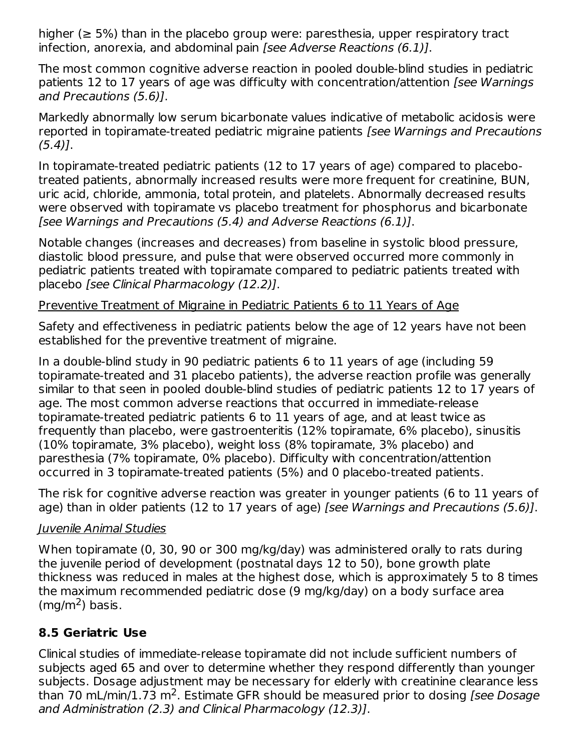higher (≥ 5%) than in the placebo group were: paresthesia, upper respiratory tract infection, anorexia, and abdominal pain *[see Adverse Reactions (6.1)]*.

The most common cognitive adverse reaction in pooled double-blind studies in pediatric patients 12 to 17 years of age was difficulty with concentration/attention *[see Warnings and Precautions (5.6)]*.

Markedly abnormally low serum bicarbonate values indicative of metabolic acidosis were reported in topiramate-treated pediatric migraine patients *[see Warnings and Precautions (5.4)]*.

In topiramate-treated pediatric patients (12 to 17 years of age) compared to placebo-treated patients, abnormally increased results were more frequent for creatinine, BUN, uric acid, chloride, ammonia, total protein, and platelets. Abnormally decreased results were observed with topiramate vs placebo treatment for phosphorus and bicarbonate *[see Warnings and Precautions (5.4) and Adverse Reactions (6.1)]*.

Notable changes (increases and decreases) from baseline in systolic blood pressure, diastolic blood pressure, and pulse that were observed occurred more commonly in pediatric patients treated with topiramate compared to pediatric patients treated with placebo *[see Clinical Pharmacology (12.2)]*.

Preventive Treatment of Migraine in Pediatric Patients 6 to 11 Years of Age

Safety and effectiveness in pediatric patients below the age of 12 years have not been established for the preventive treatment of migraine.

In a double-blind study in 90 pediatric patients 6 to 11 years of age (including 59 topiramate-treated and 31 placebo patients), the adverse reaction profile was generally similar to that seen in pooled double-blind studies of pediatric patients 12 to 17 years of age. The most common adverse reactions that occurred in immediate-release topiramate-treated pediatric patients 6 to 11 years of age, and at least twice as frequently than placebo, were gastroenteritis (12% topiramate, 6% placebo), sinusitis (10% topiramate, 3% placebo), weight loss (8% topiramate, 3% placebo) and paresthesia (7% topiramate, 0% placebo). Difficulty with concentration/attention occurred in 3 topiramate-treated patients (5%) and 0 placebo-treated patients.

The risk for cognitive adverse reaction was greater in younger patients (6 to 11 years of age) than in older patients (12 to 17 years of age) *[see Warnings and Precautions (5.6)]*.

*Juvenile Animal Studies*

When topiramate (0, 30, 90 or 300 mg/kg/day) was administered orally to rats during the juvenile period of development (postnatal days 12 to 50), bone growth plate thickness was reduced in males at the highest dose, which is approximately 5 to 8 times the maximum recommended pediatric dose (9 mg/kg/day) on a body surface area ($mg/m^2$) basis.

## 8.5 Geriatric Use

Clinical studies of immediate-release topiramate did not include sufficient numbers of subjects aged 65 and over to determine whether they respond differently than younger subjects. Dosage adjustment may be necessary for elderly with creatinine clearance less than 70 mL/min/1.73 $m^2$. Estimate GFR should be measured prior to dosing *[see Dosage and Administration (2.3) and Clinical Pharmacology (12.3)]*.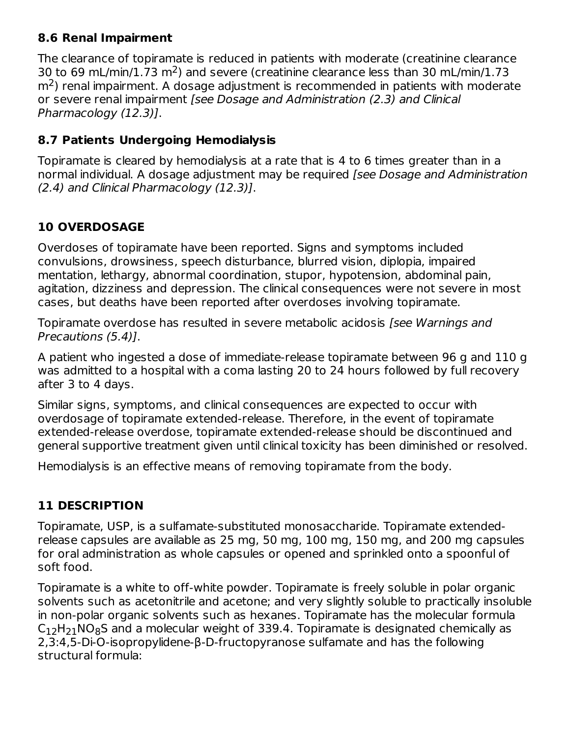### 8.6 Renal Impairment

The clearance of topiramate is reduced in patients with moderate (creatinine clearance 30 to 69 mL/min/1.73 $m^2$) and severe (creatinine clearance less than 30 mL/min/1.73 $m^2$) renal impairment. A dosage adjustment is recommended in patients with moderate or severe renal impairment *[see Dosage and Administration (2.3) and Clinical Pharmacology (12.3)]*.

### 8.7 Patients Undergoing Hemodialysis

Topiramate is cleared by hemodialysis at a rate that is 4 to 6 times greater than in a normal individual. A dosage adjustment may be required *[see Dosage and Administration (2.4) and Clinical Pharmacology (12.3)]*.

## 10 OVERDOSAGE

Overdoses of topiramate have been reported. Signs and symptoms included convulsions, drowsiness, speech disturbance, blurred vision, diplopia, impaired mentation, lethargy, abnormal coordination, stupor, hypotension, abdominal pain, agitation, dizziness and depression. The clinical consequences were not severe in most cases, but deaths have been reported after overdoses involving topiramate.

Topiramate overdose has resulted in severe metabolic acidosis *[see Warnings and Precautions (5.4)]*.

A patient who ingested a dose of immediate-release topiramate between 96 g and 110 g was admitted to a hospital with a coma lasting 20 to 24 hours followed by full recovery after 3 to 4 days.

Similar signs, symptoms, and clinical consequences are expected to occur with overdosage of topiramate extended-release. Therefore, in the event of topiramate extended-release overdose, topiramate extended-release should be discontinued and general supportive treatment given until clinical toxicity has been diminished or resolved.

Hemodialysis is an effective means of removing topiramate from the body.

## 11 DESCRIPTION

Topiramate, USP, is a sulfamate-substituted monosaccharide. Topiramate extended-release capsules are available as 25 mg, 50 mg, 100 mg, 150 mg, and 200 mg capsules for oral administration as whole capsules or opened and sprinkled onto a spoonful of soft food.

Topiramate is a white to off-white powder. Topiramate is freely soluble in polar organic solvents such as acetonitrile and acetone; and very slightly soluble to practically insoluble in non-polar organic solvents such as hexanes. Topiramate has the molecular formula $C_{12}H_{21}NO_8S$ and a molecular weight of 339.4. Topiramate is designated chemically as 2,3:4,5-Di-O-isopropylidene-β-D-fructopyranose sulfamate and has the following structural formula: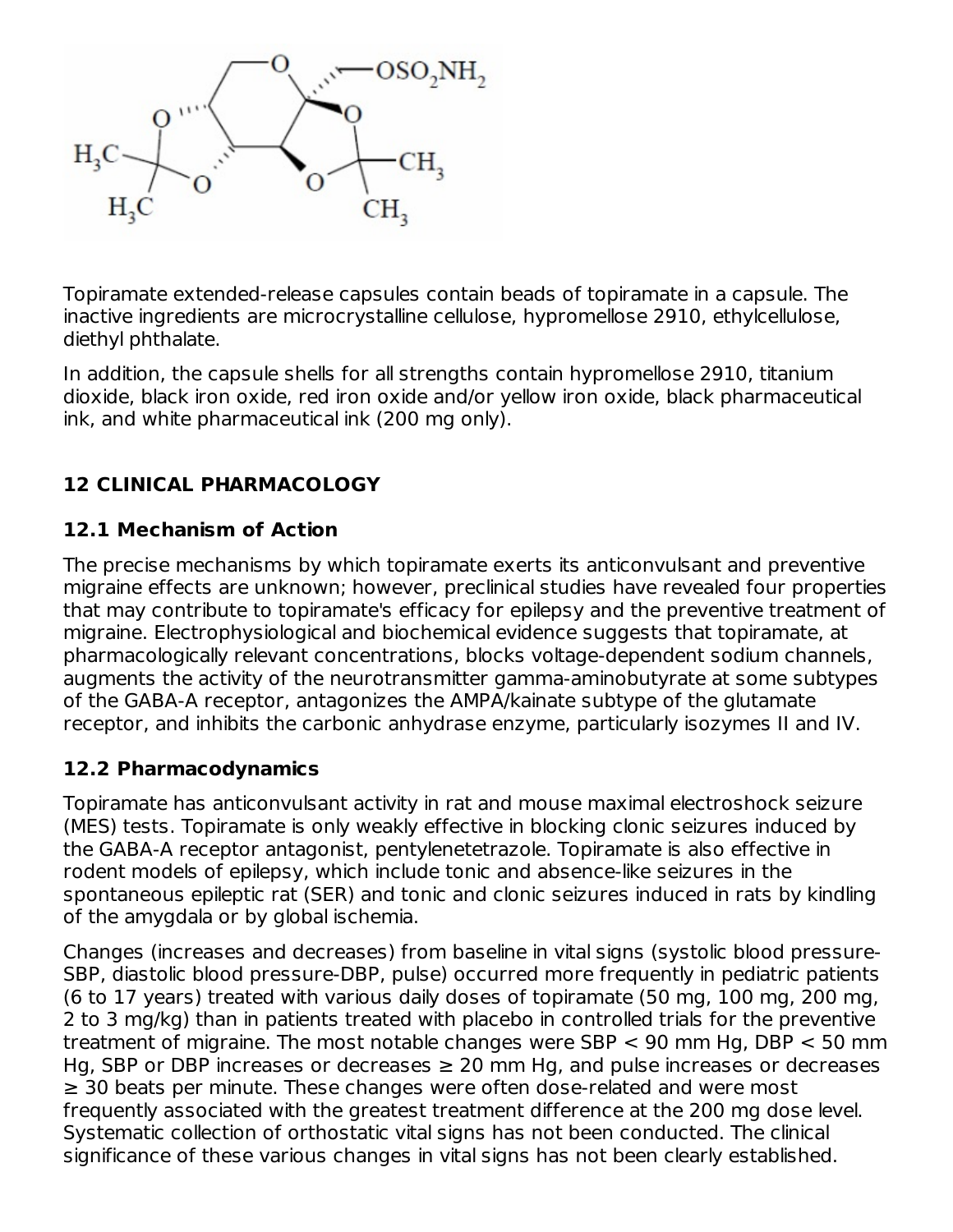Topiramate extended-release capsules contain beads of topiramate in a capsule. The inactive ingredients are microcrystalline cellulose, hypromellose 2910, ethylcellulose, diethyl phthalate.

In addition, the capsule shells for all strengths contain hypromellose 2910, titanium dioxide, black iron oxide, red iron oxide and/or yellow iron oxide, black pharmaceutical ink, and white pharmaceutical ink (200 mg only).

## 12 CLINICAL PHARMACOLOGY

### 12.1 Mechanism of Action

The precise mechanisms by which topiramate exerts its anticonvulsant and preventive migraine effects are unknown; however, preclinical studies have revealed four properties that may contribute to topiramate's efficacy for epilepsy and the preventive treatment of migraine. Electrophysiological and biochemical evidence suggests that topiramate, at pharmacologically relevant concentrations, blocks voltage-dependent sodium channels, augments the activity of the neurotransmitter gamma-aminobutyrate at some subtypes of the GABA-A receptor, antagonizes the AMPA/kainate subtype of the glutamate receptor, and inhibits the carbonic anhydrase enzyme, particularly isozymes II and IV.

### 12.2 Pharmacodynamics

Topiramate has anticonvulsant activity in rat and mouse maximal electroshock seizure (MES) tests. Topiramate is only weakly effective in blocking clonic seizures induced by the GABA-A receptor antagonist, pentylenetetrazole. Topiramate is also effective in rodent models of epilepsy, which include tonic and absence-like seizures in the spontaneous epileptic rat (SER) and tonic and clonic seizures induced in rats by kindling of the amygdala or by global ischemia.

Changes (increases and decreases) from baseline in vital signs (systolic blood pressure-SBP, diastolic blood pressure-DBP, pulse) occurred more frequently in pediatric patients (6 to 17 years) treated with various daily doses of topiramate (50 mg, 100 mg, 200 mg, 2 to 3 mg/kg) than in patients treated with placebo in controlled trials for the preventive treatment of migraine. The most notable changes were SBP < 90 mm Hg, DBP < 50 mm Hg, SBP or DBP increases or decreases ≥ 20 mm Hg, and pulse increases or decreases ≥ 30 beats per minute. These changes were often dose-related and were most frequently associated with the greatest treatment difference at the 200 mg dose level. Systematic collection of orthostatic vital signs has not been conducted. The clinical significance of these various changes in vital signs has not been clearly established.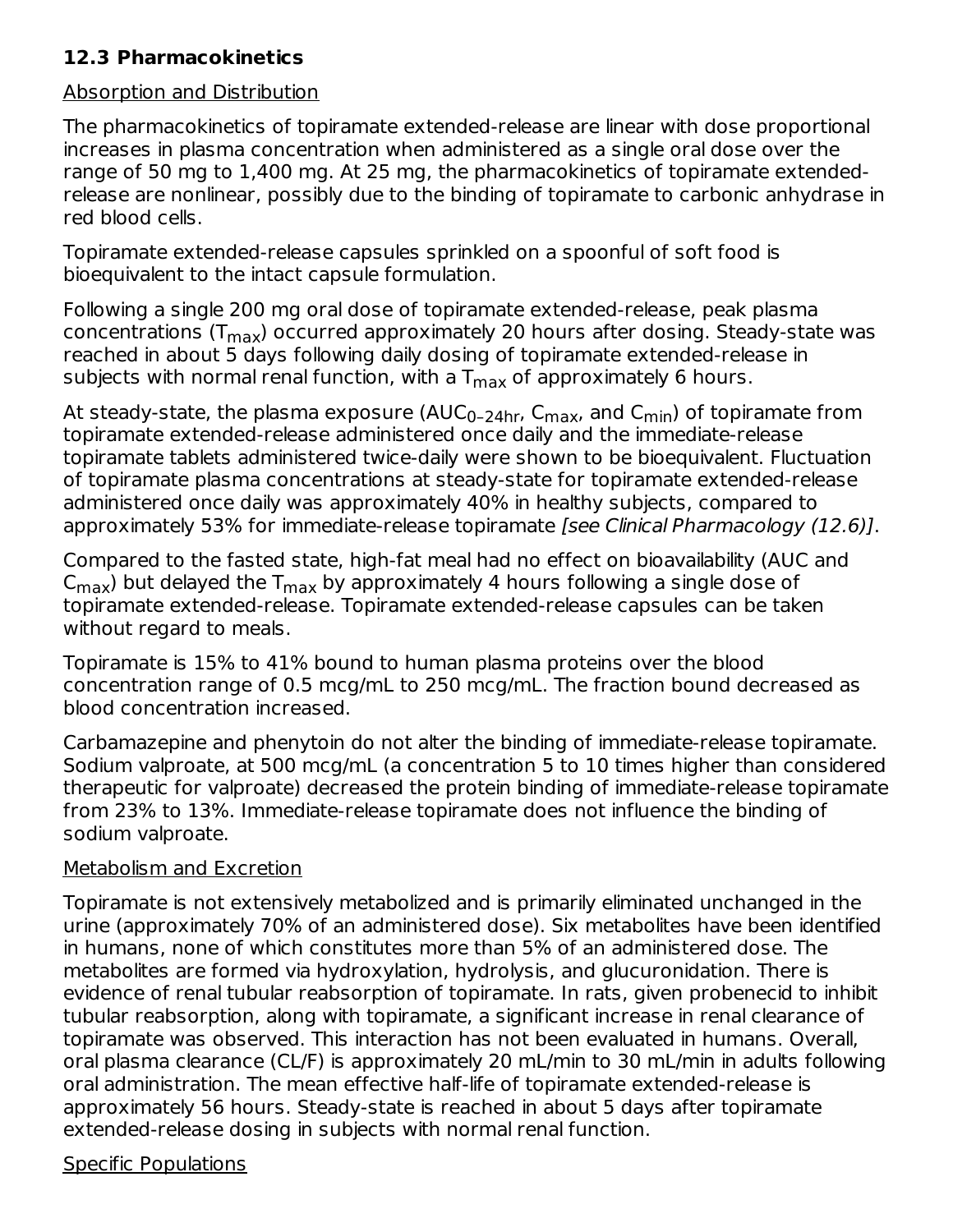### 12.3 Pharmacokinetics

Absorption and Distribution

The pharmacokinetics of topiramate extended-release are linear with dose proportional increases in plasma concentration when administered as a single oral dose over the range of 50 mg to 1,400 mg. At 25 mg, the pharmacokinetics of topiramate extended-release are nonlinear, possibly due to the binding of topiramate to carbonic anhydrase in red blood cells.

Topiramate extended-release capsules sprinkled on a spoonful of soft food is bioequivalent to the intact capsule formulation.

Following a single 200 mg oral dose of topiramate extended-release, peak plasma concentrations ($T_{max}$) occurred approximately 20 hours after dosing. Steady-state was reached in about 5 days following daily dosing of topiramate extended-release in subjects with normal renal function, with a $T_{max}$ of approximately 6 hours.

At steady-state, the plasma exposure ($AUC_{0–24hr}$, $C_{max}$, and $C_{min}$) of topiramate from topiramate extended-release administered once daily and the immediate-release topiramate tablets administered twice-daily were shown to be bioequivalent. Fluctuation of topiramate plasma concentrations at steady-state for topiramate extended-release administered once daily was approximately 40% in healthy subjects, compared to approximately 53% for immediate-release topiramate *[see Clinical Pharmacology (12.6)]*.

Compared to the fasted state, high-fat meal had no effect on bioavailability (AUC and $C_{max}$) but delayed the $T_{max}$ by approximately 4 hours following a single dose of topiramate extended-release. Topiramate extended-release capsules can be taken without regard to meals.

Topiramate is 15% to 41% bound to human plasma proteins over the blood concentration range of 0.5 mcg/mL to 250 mcg/mL. The fraction bound decreased as blood concentration increased.

Carbamazepine and phenytoin do not alter the binding of immediate-release topiramate. Sodium valproate, at 500 mcg/mL (a concentration 5 to 10 times higher than considered therapeutic for valproate) decreased the protein binding of immediate-release topiramate from 23% to 13%. Immediate-release topiramate does not influence the binding of sodium valproate.

Metabolism and Excretion

Topiramate is not extensively metabolized and is primarily eliminated unchanged in the urine (approximately 70% of an administered dose). Six metabolites have been identified in humans, none of which constitutes more than 5% of an administered dose. The metabolites are formed via hydroxylation, hydrolysis, and glucuronidation. There is evidence of renal tubular reabsorption of topiramate. In rats, given probenecid to inhibit tubular reabsorption, along with topiramate, a significant increase in renal clearance of topiramate was observed. This interaction has not been evaluated in humans. Overall, oral plasma clearance (CL/F) is approximately 20 mL/min to 30 mL/min in adults following oral administration. The mean effective half-life of topiramate extended-release is approximately 56 hours. Steady-state is reached in about 5 days after topiramate extended-release dosing in subjects with normal renal function.

Specific Populations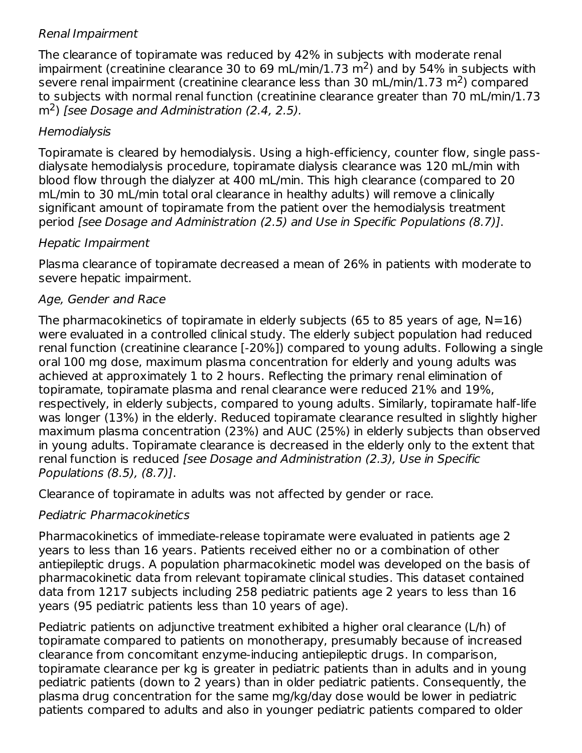*Renal Impairment*

The clearance of topiramate was reduced by 42% in subjects with moderate renal impairment (creatinine clearance 30 to 69 mL/min/1.73 $m^2$) and by 54% in subjects with severe renal impairment (creatinine clearance less than 30 mL/min/1.73 $m^2$) compared to subjects with normal renal function (creatinine clearance greater than 70 mL/min/1.73 $m^2$) *[see Dosage and Administration (2.4, 2.5).*

*Hemodialysis*

Topiramate is cleared by hemodialysis. Using a high-efficiency, counter flow, single pass-dialysate hemodialysis procedure, topiramate dialysis clearance was 120 mL/min with blood flow through the dialyzer at 400 mL/min. This high clearance (compared to 20 mL/min to 30 mL/min total oral clearance in healthy adults) will remove a clinically significant amount of topiramate from the patient over the hemodialysis treatment period *[see Dosage and Administration (2.5) and Use in Specific Populations (8.7)]*.

*Hepatic Impairment*

Plasma clearance of topiramate decreased a mean of 26% in patients with moderate to severe hepatic impairment.

*Age, Gender and Race*

The pharmacokinetics of topiramate in elderly subjects (65 to 85 years of age, N=16) were evaluated in a controlled clinical study. The elderly subject population had reduced renal function (creatinine clearance [-20%]) compared to young adults. Following a single oral 100 mg dose, maximum plasma concentration for elderly and young adults was achieved at approximately 1 to 2 hours. Reflecting the primary renal elimination of topiramate, topiramate plasma and renal clearance were reduced 21% and 19%, respectively, in elderly subjects, compared to young adults. Similarly, topiramate half-life was longer (13%) in the elderly. Reduced topiramate clearance resulted in slightly higher maximum plasma concentration (23%) and AUC (25%) in elderly subjects than observed in young adults. Topiramate clearance is decreased in the elderly only to the extent that renal function is reduced *[see Dosage and Administration (2.3), Use in Specific Populations (8.5), (8.7)]*.

Clearance of topiramate in adults was not affected by gender or race.

*Pediatric Pharmacokinetics*

Pharmacokinetics of immediate-release topiramate were evaluated in patients age 2 years to less than 16 years. Patients received either no or a combination of other antiepileptic drugs. A population pharmacokinetic model was developed on the basis of pharmacokinetic data from relevant topiramate clinical studies. This dataset contained data from 1217 subjects including 258 pediatric patients age 2 years to less than 16 years (95 pediatric patients less than 10 years of age).

Pediatric patients on adjunctive treatment exhibited a higher oral clearance (L/h) of topiramate compared to patients on monotherapy, presumably because of increased clearance from concomitant enzyme-inducing antiepileptic drugs. In comparison, topiramate clearance per kg is greater in pediatric patients than in adults and in young pediatric patients (down to 2 years) than in older pediatric patients. Consequently, the plasma drug concentration for the same mg/kg/day dose would be lower in pediatric patients compared to adults and also in younger pediatric patients compared to older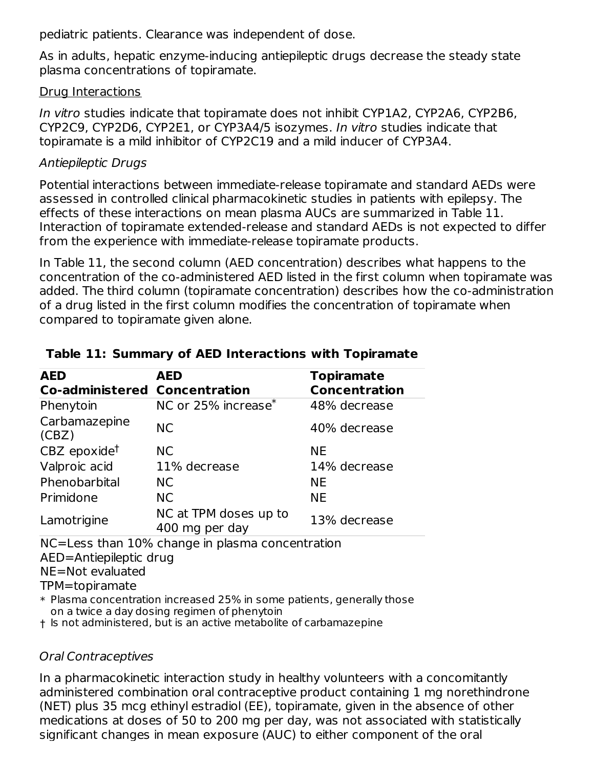pediatric patients. Clearance was independent of dose.

As in adults, hepatic enzyme-inducing antiepileptic drugs decrease the steady state plasma concentrations of topiramate.

Drug Interactions

*In vitro* studies indicate that topiramate does not inhibit CYP1A2, CYP2A6, CYP2B6, CYP2C9, CYP2D6, CYP2E1, or CYP3A4/5 isozymes. *In vitro* studies indicate that topiramate is a mild inhibitor of CYP2C19 and a mild inducer of CYP3A4.

*Antiepileptic Drugs*

Potential interactions between immediate-release topiramate and standard AEDs were assessed in controlled clinical pharmacokinetic studies in patients with epilepsy. The effects of these interactions on mean plasma AUCs are summarized in Table 11. Interaction of topiramate extended-release and standard AEDs is not expected to differ from the experience with immediate-release topiramate products.

In Table 11, the second column (AED concentration) describes what happens to the concentration of the co-administered AED listed in the first column when topiramate was added. The third column (topiramate concentration) describes how the co-administration of a drug listed in the first column modifies the concentration of topiramate when compared to topiramate given alone.

**Table 11: Summary of AED Interactions with Topiramate**

| AED Co-administered | AED Concentration | Topiramate Concentration |
|---|---|---|
| Phenytoin | NC or 25% increase* | 48% decrease |
| Carbamazepine (CBZ) | NC | 40% decrease |
| CBZ epoxide† | NC | NE |
| Valproic acid | 11% decrease | 14% decrease |
| Phenobarbital | NC | NE |
| Primidone | NC | NE |
| Lamotrigine | NC at TPM doses up to 400 mg per day | 13% decrease |

NC=Less than 10% change in plasma concentration
AED=Antiepileptic drug
NE=Not evaluated
TPM=topiramate

\* Plasma concentration increased 25% in some patients, generally those on a twice a day dosing regimen of phenytoin
† Is not administered, but is an active metabolite of carbamazepine

*Oral Contraceptives*

In a pharmacokinetic interaction study in healthy volunteers with a concomitantly administered combination oral contraceptive product containing 1 mg norethindrone (NET) plus 35 mcg ethinyl estradiol (EE), topiramate, given in the absence of other medications at doses of 50 to 200 mg per day, was not associated with statistically significant changes in mean exposure (AUC) to either component of the oral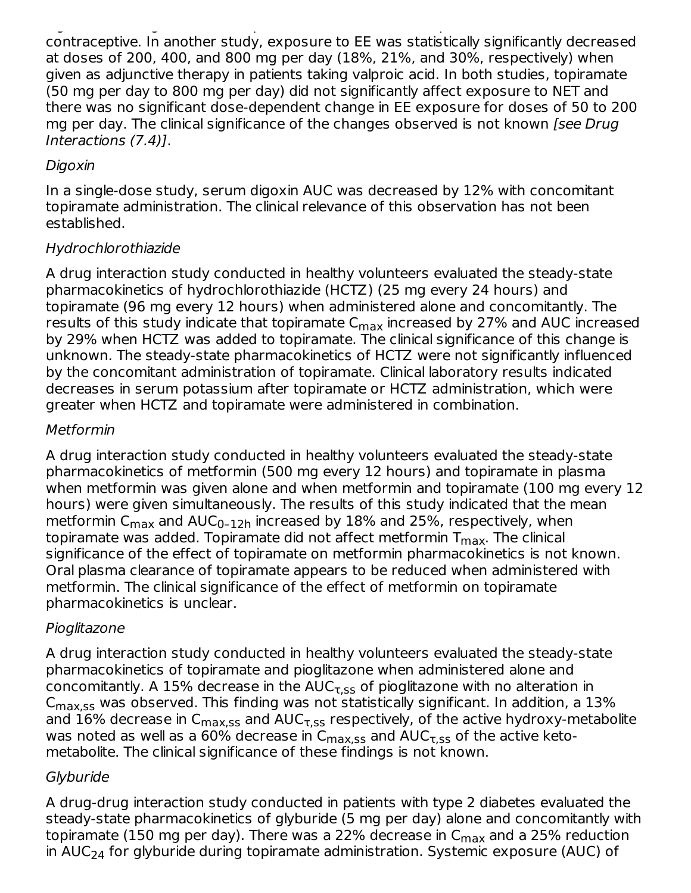contraceptive. In another study, exposure to EE was statistically significantly decreased at doses of 200, 400, and 800 mg per day (18%, 21%, and 30%, respectively) when given as adjunctive therapy in patients taking valproic acid. In both studies, topiramate (50 mg per day to 800 mg per day) did not significantly affect exposure to NET and there was no significant dose-dependent change in EE exposure for doses of 50 to 200 mg per day. The clinical significance of the changes observed is not known *[see Drug Interactions (7.4)]*.

*Digoxin*

In a single-dose study, serum digoxin AUC was decreased by 12% with concomitant topiramate administration. The clinical relevance of this observation has not been established.

*Hydrochlorothiazide*

A drug interaction study conducted in healthy volunteers evaluated the steady-state pharmacokinetics of hydrochlorothiazide (HCTZ) (25 mg every 24 hours) and topiramate (96 mg every 12 hours) when administered alone and concomitantly. The results of this study indicate that topiramate $C_{max}$ increased by 27% and AUC increased by 29% when HCTZ was added to topiramate. The clinical significance of this change is unknown. The steady-state pharmacokinetics of HCTZ were not significantly influenced by the concomitant administration of topiramate. Clinical laboratory results indicated decreases in serum potassium after topiramate or HCTZ administration, which were greater when HCTZ and topiramate were administered in combination.

*Metformin*

A drug interaction study conducted in healthy volunteers evaluated the steady-state pharmacokinetics of metformin (500 mg every 12 hours) and topiramate in plasma when metformin was given alone and when metformin and topiramate (100 mg every 12 hours) were given simultaneously. The results of this study indicated that the mean metformin $C_{max}$ and $AUC_{0–12h}$ increased by 18% and 25%, respectively, when topiramate was added. Topiramate did not affect metformin $T_{max}$. The clinical significance of the effect of topiramate on metformin pharmacokinetics is not known. Oral plasma clearance of topiramate appears to be reduced when administered with metformin. The clinical significance of the effect of metformin on topiramate pharmacokinetics is unclear.

*Pioglitazone*

A drug interaction study conducted in healthy volunteers evaluated the steady-state pharmacokinetics of topiramate and pioglitazone when administered alone and concomitantly. A 15% decrease in the $AUC_{\tau,ss}$ of pioglitazone with no alteration in $C_{max,ss}$ was observed. This finding was not statistically significant. In addition, a 13% and 16% decrease in $C_{max,ss}$ and $AUC_{\tau,ss}$ respectively, of the active hydroxy-metabolite was noted as well as a 60% decrease in $C_{max,ss}$ and $AUC_{\tau,ss}$ of the active keto-metabolite. The clinical significance of these findings is not known.

*Glyburide*

A drug-drug interaction study conducted in patients with type 2 diabetes evaluated the steady-state pharmacokinetics of glyburide (5 mg per day) alone and concomitantly with topiramate (150 mg per day). There was a 22% decrease in $C_{max}$ and a 25% reduction in $AUC_{24}$ for glyburide during topiramate administration. Systemic exposure (AUC) of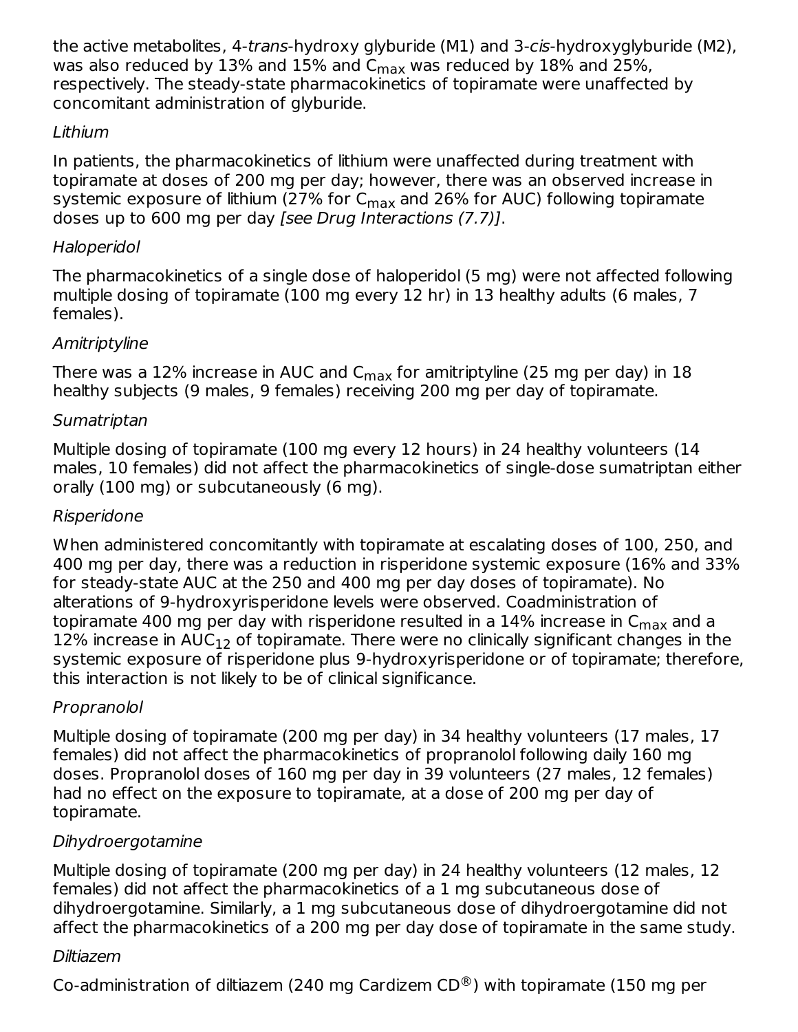the active metabolites, 4-*trans*-hydroxy glyburide (M1) and 3-*cis*-hydroxyglyburide (M2), was also reduced by 13% and 15% and $C_{max}$ was reduced by 18% and 25%, respectively. The steady-state pharmacokinetics of topiramate were unaffected by concomitant administration of glyburide.

*Lithium*

In patients, the pharmacokinetics of lithium were unaffected during treatment with topiramate at doses of 200 mg per day; however, there was an observed increase in systemic exposure of lithium (27% for $C_{max}$ and 26% for AUC) following topiramate doses up to 600 mg per day *[see Drug Interactions (7.7)]*.

*Haloperidol*

The pharmacokinetics of a single dose of haloperidol (5 mg) were not affected following multiple dosing of topiramate (100 mg every 12 hr) in 13 healthy adults (6 males, 7 females).

*Amitriptyline*

There was a 12% increase in AUC and $C_{max}$ for amitriptyline (25 mg per day) in 18 healthy subjects (9 males, 9 females) receiving 200 mg per day of topiramate.

*Sumatriptan*

Multiple dosing of topiramate (100 mg every 12 hours) in 24 healthy volunteers (14 males, 10 females) did not affect the pharmacokinetics of single-dose sumatriptan either orally (100 mg) or subcutaneously (6 mg).

*Risperidone*

When administered concomitantly with topiramate at escalating doses of 100, 250, and 400 mg per day, there was a reduction in risperidone systemic exposure (16% and 33% for steady-state AUC at the 250 and 400 mg per day doses of topiramate). No alterations of 9-hydroxyrisperidone levels were observed. Coadministration of topiramate 400 mg per day with risperidone resulted in a 14% increase in $C_{max}$ and a 12% increase in $AUC_{12}$ of topiramate. There were no clinically significant changes in the systemic exposure of risperidone plus 9-hydroxyrisperidone or of topiramate; therefore, this interaction is not likely to be of clinical significance.

*Propranolol*

Multiple dosing of topiramate (200 mg per day) in 34 healthy volunteers (17 males, 17 females) did not affect the pharmacokinetics of propranolol following daily 160 mg doses. Propranolol doses of 160 mg per day in 39 volunteers (27 males, 12 females) had no effect on the exposure to topiramate, at a dose of 200 mg per day of topiramate.

*Dihydroergotamine*

Multiple dosing of topiramate (200 mg per day) in 24 healthy volunteers (12 males, 12 females) did not affect the pharmacokinetics of a 1 mg subcutaneous dose of dihydroergotamine. Similarly, a 1 mg subcutaneous dose of dihydroergotamine did not affect the pharmacokinetics of a 200 mg per day dose of topiramate in the same study.

*Diltiazem*

Co-administration of diltiazem (240 mg Cardizem CD®) with topiramate (150 mg per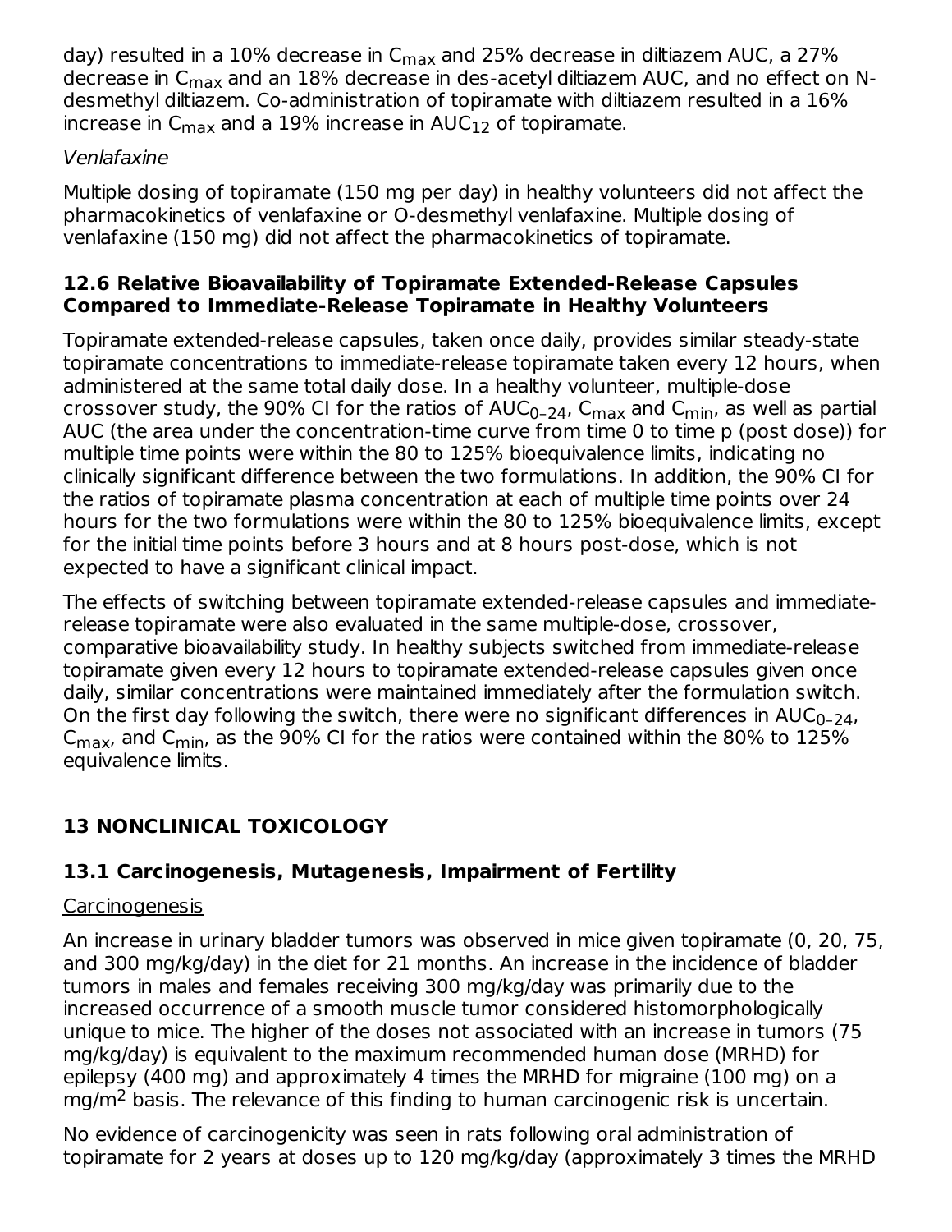day) resulted in a 10% decrease in $C_{max}$ and 25% decrease in diltiazem AUC, a 27% decrease in $C_{max}$ and an 18% decrease in des-acetyl diltiazem AUC, and no effect on N-desmethyl diltiazem. Co-administration of topiramate with diltiazem resulted in a 16% increase in $C_{max}$ and a 19% increase in $AUC_{12}$ of topiramate.

*Venlafaxine*

Multiple dosing of topiramate (150 mg per day) in healthy volunteers did not affect the pharmacokinetics of venlafaxine or O-desmethyl venlafaxine. Multiple dosing of venlafaxine (150 mg) did not affect the pharmacokinetics of topiramate.

### 12.6 Relative Bioavailability of Topiramate Extended-Release Capsules Compared to Immediate-Release Topiramate in Healthy Volunteers

Topiramate extended-release capsules, taken once daily, provides similar steady-state topiramate concentrations to immediate-release topiramate taken every 12 hours, when administered at the same total daily dose. In a healthy volunteer, multiple-dose crossover study, the 90% CI for the ratios of $AUC_{0–24}$, $C_{max}$ and $C_{min}$, as well as partial AUC (the area under the concentration-time curve from time 0 to time p (post dose)) for multiple time points were within the 80 to 125% bioequivalence limits, indicating no clinically significant difference between the two formulations. In addition, the 90% CI for the ratios of topiramate plasma concentration at each of multiple time points over 24 hours for the two formulations were within the 80 to 125% bioequivalence limits, except for the initial time points before 3 hours and at 8 hours post-dose, which is not expected to have a significant clinical impact.

The effects of switching between topiramate extended-release capsules and immediate-release topiramate were also evaluated in the same multiple-dose, crossover, comparative bioavailability study. In healthy subjects switched from immediate-release topiramate given every 12 hours to topiramate extended-release capsules given once daily, similar concentrations were maintained immediately after the formulation switch. On the first day following the switch, there were no significant differences in $AUC_{0–24}$, $C_{max}$, and $C_{min}$, as the 90% CI for the ratios were contained within the 80% to 125% equivalence limits.

## 13 NONCLINICAL TOXICOLOGY

### 13.1 Carcinogenesis, Mutagenesis, Impairment of Fertility

Carcinogenesis

An increase in urinary bladder tumors was observed in mice given topiramate (0, 20, 75, and 300 mg/kg/day) in the diet for 21 months. An increase in the incidence of bladder tumors in males and females receiving 300 mg/kg/day was primarily due to the increased occurrence of a smooth muscle tumor considered histomorphologically unique to mice. The higher of the doses not associated with an increase in tumors (75 mg/kg/day) is equivalent to the maximum recommended human dose (MRHD) for epilepsy (400 mg) and approximately 4 times the MRHD for migraine (100 mg) on a $mg/m^2$ basis. The relevance of this finding to human carcinogenic risk is uncertain.

No evidence of carcinogenicity was seen in rats following oral administration of topiramate for 2 years at doses up to 120 mg/kg/day (approximately 3 times the MRHD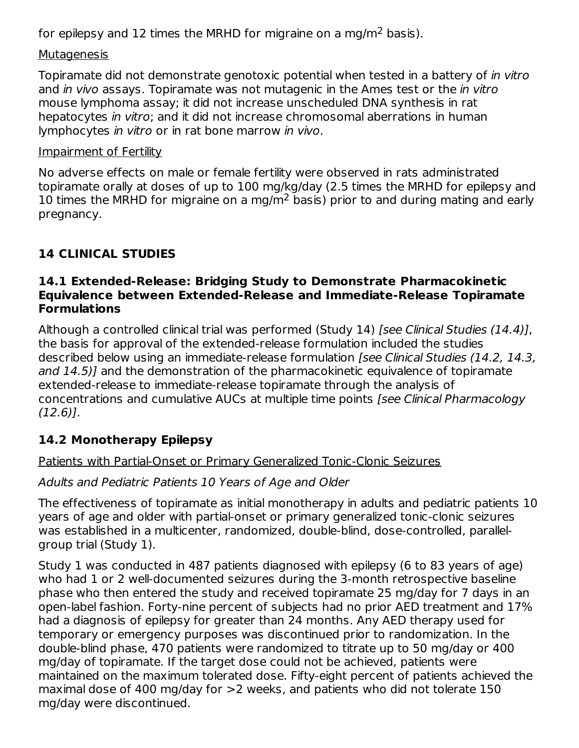for epilepsy and 12 times the MRHD for migraine on a mg/m$^2$ basis).

Mutagenesis

Topiramate did not demonstrate genotoxic potential when tested in a battery of *in vitro* and *in vivo* assays. Topiramate was not mutagenic in the Ames test or the *in vitro* mouse lymphoma assay; it did not increase unscheduled DNA synthesis in rat hepatocytes *in vitro*; and it did not increase chromosomal aberrations in human lymphocytes *in vitro* or in rat bone marrow *in vivo*.

Impairment of Fertility

No adverse effects on male or female fertility were observed in rats administrated topiramate orally at doses of up to 100 mg/kg/day (2.5 times the MRHD for epilepsy and 10 times the MRHD for migraine on a mg/m$^2$ basis) prior to and during mating and early pregnancy.

## 14 CLINICAL STUDIES

### 14.1 Extended-Release: Bridging Study to Demonstrate Pharmacokinetic Equivalence between Extended-Release and Immediate-Release Topiramate Formulations

Although a controlled clinical trial was performed (Study 14) *[see Clinical Studies (14.4)]*, the basis for approval of the extended-release formulation included the studies described below using an immediate-release formulation *[see Clinical Studies (14.2, 14.3, and 14.5)]* and the demonstration of the pharmacokinetic equivalence of topiramate extended-release to immediate-release topiramate through the analysis of concentrations and cumulative AUCs at multiple time points *[see Clinical Pharmacology (12.6)]*.

### 14.2 Monotherapy Epilepsy

Patients with Partial-Onset or Primary Generalized Tonic-Clonic Seizures

*Adults and Pediatric Patients 10 Years of Age and Older*

The effectiveness of topiramate as initial monotherapy in adults and pediatric patients 10 years of age and older with partial-onset or primary generalized tonic-clonic seizures was established in a multicenter, randomized, double-blind, dose-controlled, parallel-group trial (Study 1).

Study 1 was conducted in 487 patients diagnosed with epilepsy (6 to 83 years of age) who had 1 or 2 well-documented seizures during the 3-month retrospective baseline phase who then entered the study and received topiramate 25 mg/day for 7 days in an open-label fashion. Forty-nine percent of subjects had no prior AED treatment and 17% had a diagnosis of epilepsy for greater than 24 months. Any AED therapy used for temporary or emergency purposes was discontinued prior to randomization. In the double-blind phase, 470 patients were randomized to titrate up to 50 mg/day or 400 mg/day of topiramate. If the target dose could not be achieved, patients were maintained on the maximum tolerated dose. Fifty-eight percent of patients achieved the maximal dose of 400 mg/day for >2 weeks, and patients who did not tolerate 150 mg/day were discontinued.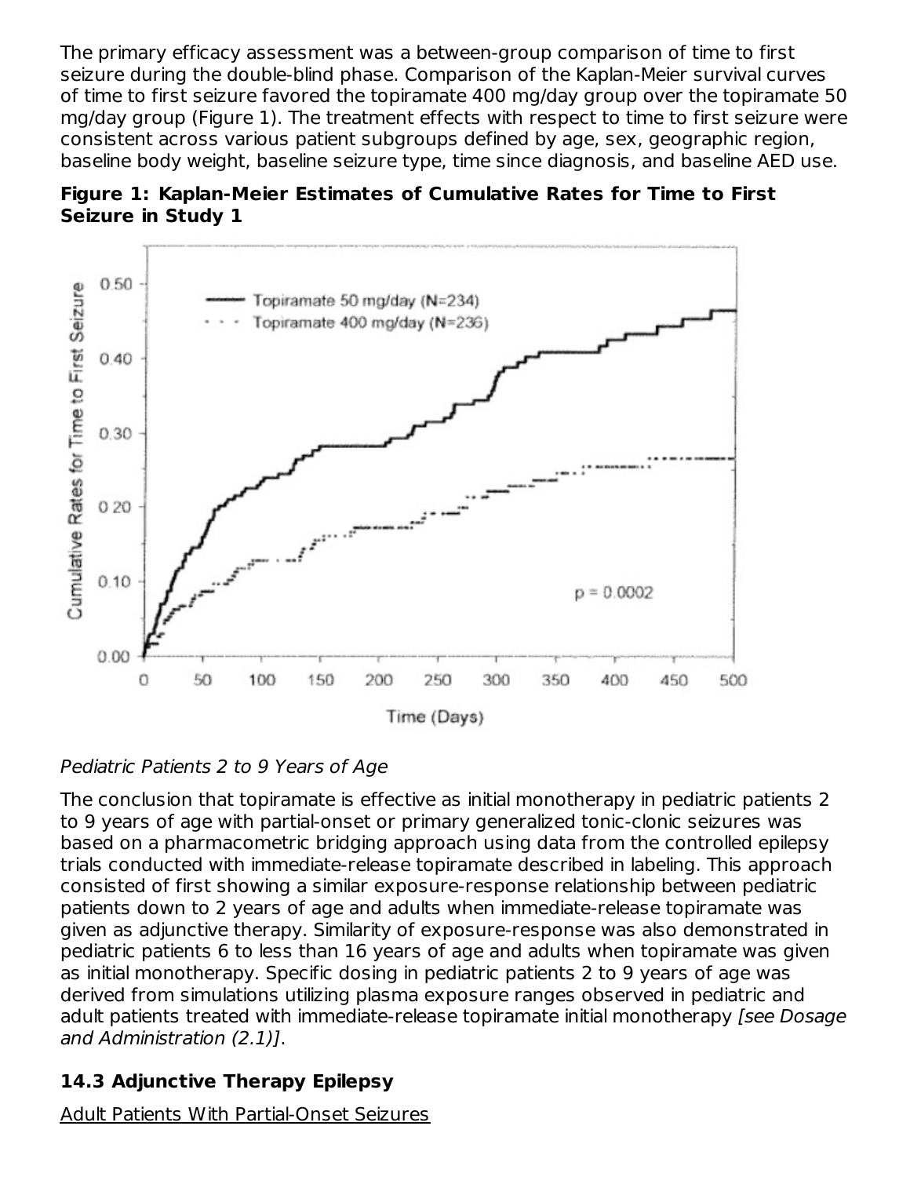The primary efficacy assessment was a between-group comparison of time to first seizure during the double-blind phase. Comparison of the Kaplan-Meier survival curves of time to first seizure favored the topiramate 400 mg/day group over the topiramate 50 mg/day group (Figure 1). The treatment effects with respect to time to first seizure were consistent across various patient subgroups defined by age, sex, geographic region, baseline body weight, baseline seizure type, time since diagnosis, and baseline AED use.

**Figure 1: Kaplan-Meier Estimates of Cumulative Rates for Time to First Seizure in Study 1**

*Pediatric Patients 2 to 9 Years of Age*

The conclusion that topiramate is effective as initial monotherapy in pediatric patients 2 to 9 years of age with partial-onset or primary generalized tonic-clonic seizures was based on a pharmacometric bridging approach using data from the controlled epilepsy trials conducted with immediate-release topiramate described in labeling. This approach consisted of first showing a similar exposure-response relationship between pediatric patients down to 2 years of age and adults when immediate-release topiramate was given as adjunctive therapy. Similarity of exposure-response was also demonstrated in pediatric patients 6 to less than 16 years of age and adults when topiramate was given as initial monotherapy. Specific dosing in pediatric patients 2 to 9 years of age was derived from simulations utilizing plasma exposure ranges observed in pediatric and adult patients treated with immediate-release topiramate initial monotherapy *[see Dosage and Administration (2.1)]*.

### 14.3 Adjunctive Therapy Epilepsy

Adult Patients With Partial-Onset Seizures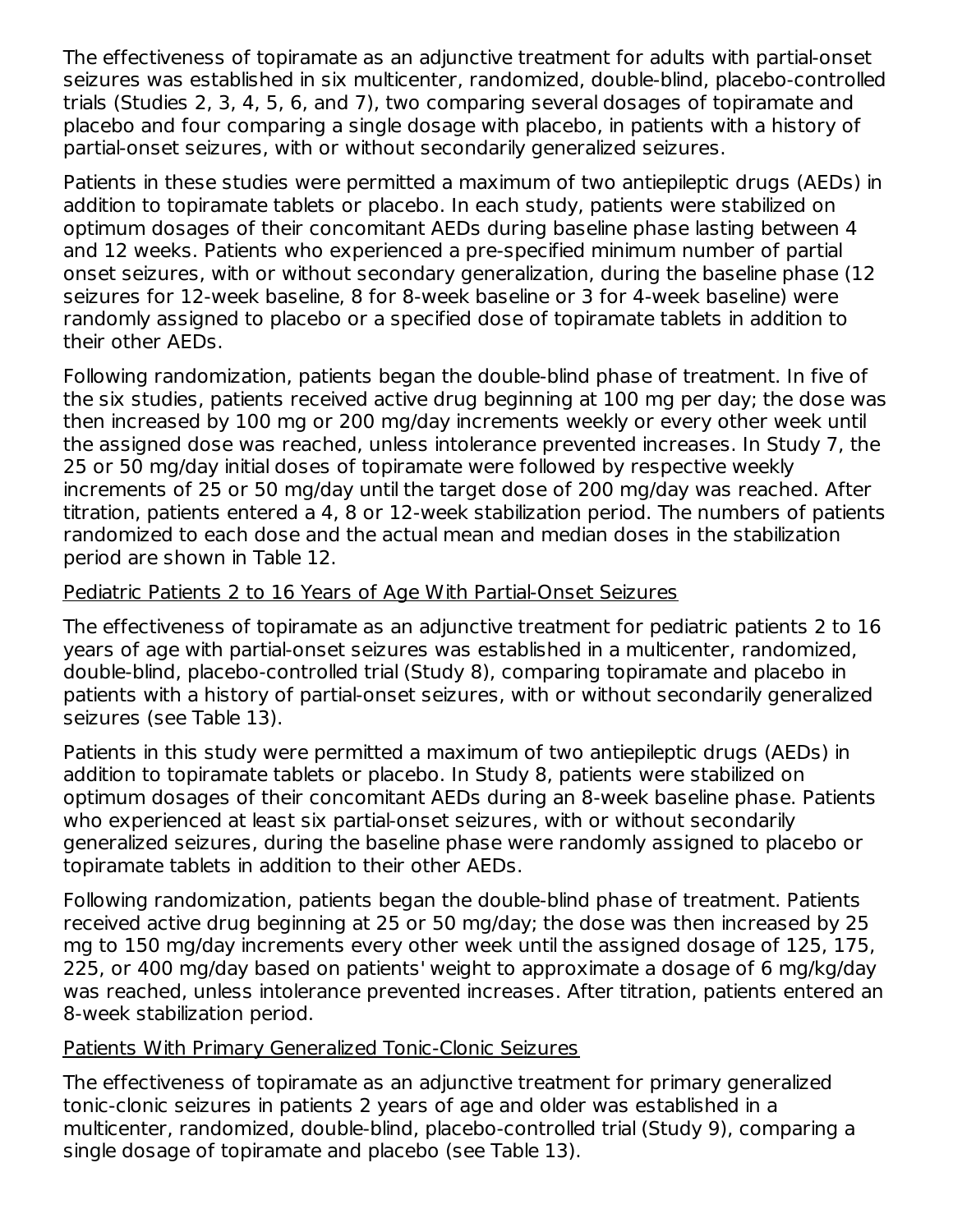The effectiveness of topiramate as an adjunctive treatment for adults with partial-onset seizures was established in six multicenter, randomized, double-blind, placebo-controlled trials (Studies 2, 3, 4, 5, 6, and 7), two comparing several dosages of topiramate and placebo and four comparing a single dosage with placebo, in patients with a history of partial-onset seizures, with or without secondarily generalized seizures.

Patients in these studies were permitted a maximum of two antiepileptic drugs (AEDs) in addition to topiramate tablets or placebo. In each study, patients were stabilized on optimum dosages of their concomitant AEDs during baseline phase lasting between 4 and 12 weeks. Patients who experienced a pre-specified minimum number of partial onset seizures, with or without secondary generalization, during the baseline phase (12 seizures for 12-week baseline, 8 for 8-week baseline or 3 for 4-week baseline) were randomly assigned to placebo or a specified dose of topiramate tablets in addition to their other AEDs.

Following randomization, patients began the double-blind phase of treatment. In five of the six studies, patients received active drug beginning at 100 mg per day; the dose was then increased by 100 mg or 200 mg/day increments weekly or every other week until the assigned dose was reached, unless intolerance prevented increases. In Study 7, the 25 or 50 mg/day initial doses of topiramate were followed by respective weekly increments of 25 or 50 mg/day until the target dose of 200 mg/day was reached. After titration, patients entered a 4, 8 or 12-week stabilization period. The numbers of patients randomized to each dose and the actual mean and median doses in the stabilization period are shown in Table 12.

Pediatric Patients 2 to 16 Years of Age With Partial-Onset Seizures

The effectiveness of topiramate as an adjunctive treatment for pediatric patients 2 to 16 years of age with partial-onset seizures was established in a multicenter, randomized, double-blind, placebo-controlled trial (Study 8), comparing topiramate and placebo in patients with a history of partial-onset seizures, with or without secondarily generalized seizures (see Table 13).

Patients in this study were permitted a maximum of two antiepileptic drugs (AEDs) in addition to topiramate tablets or placebo. In Study 8, patients were stabilized on optimum dosages of their concomitant AEDs during an 8-week baseline phase. Patients who experienced at least six partial-onset seizures, with or without secondarily generalized seizures, during the baseline phase were randomly assigned to placebo or topiramate tablets in addition to their other AEDs.

Following randomization, patients began the double-blind phase of treatment. Patients received active drug beginning at 25 or 50 mg/day; the dose was then increased by 25 mg to 150 mg/day increments every other week until the assigned dosage of 125, 175, 225, or 400 mg/day based on patients' weight to approximate a dosage of 6 mg/kg/day was reached, unless intolerance prevented increases. After titration, patients entered an 8-week stabilization period.

Patients With Primary Generalized Tonic-Clonic Seizures

The effectiveness of topiramate as an adjunctive treatment for primary generalized tonic-clonic seizures in patients 2 years of age and older was established in a multicenter, randomized, double-blind, placebo-controlled trial (Study 9), comparing a single dosage of topiramate and placebo (see Table 13).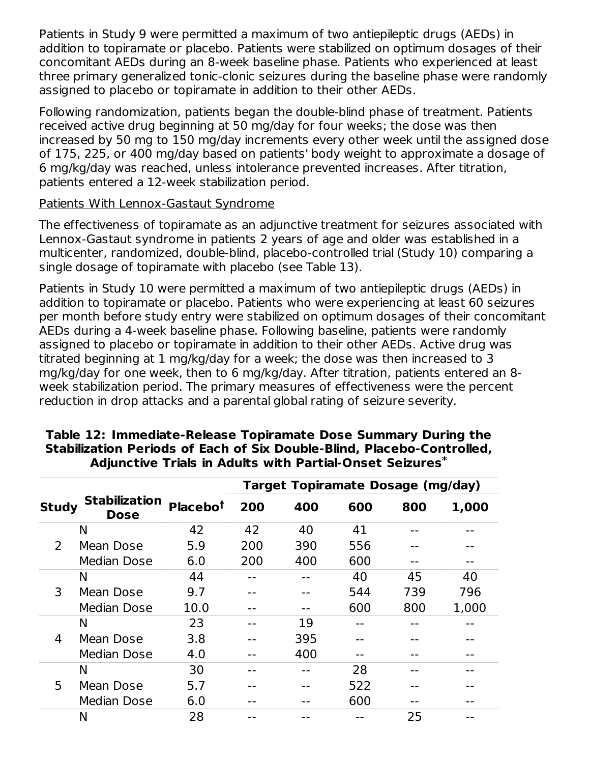Patients in Study 9 were permitted a maximum of two antiepileptic drugs (AEDs) in addition to topiramate or placebo. Patients were stabilized on optimum dosages of their concomitant AEDs during an 8-week baseline phase. Patients who experienced at least three primary generalized tonic-clonic seizures during the baseline phase were randomly assigned to placebo or topiramate in addition to their other AEDs.

Following randomization, patients began the double-blind phase of treatment. Patients received active drug beginning at 50 mg/day for four weeks; the dose was then increased by 50 mg to 150 mg/day increments every other week until the assigned dose of 175, 225, or 400 mg/day based on patients' body weight to approximate a dosage of 6 mg/kg/day was reached, unless intolerance prevented increases. After titration, patients entered a 12-week stabilization period.

Patients With Lennox-Gastaut Syndrome

The effectiveness of topiramate as an adjunctive treatment for seizures associated with Lennox-Gastaut syndrome in patients 2 years of age and older was established in a multicenter, randomized, double-blind, placebo-controlled trial (Study 10) comparing a single dosage of topiramate with placebo (see Table 13).

Patients in Study 10 were permitted a maximum of two antiepileptic drugs (AEDs) in addition to topiramate or placebo. Patients who were experiencing at least 60 seizures per month before study entry were stabilized on optimum dosages of their concomitant AEDs during a 4-week baseline phase. Following baseline, patients were randomly assigned to placebo or topiramate in addition to their other AEDs. Active drug was titrated beginning at 1 mg/kg/day for a week; the dose was then increased to 3 mg/kg/day for one week, then to 6 mg/kg/day. After titration, patients entered an 8-week stabilization period. The primary measures of effectiveness were the percent reduction in drop attacks and a parental global rating of seizure severity.

**Table 12: Immediate-Release Topiramate Dose Summary During the Stabilization Periods of Each of Six Double-Blind, Placebo-Controlled, Adjunctive Trials in Adults with Partial-Onset Seizures***

| | | | Target Topiramate Dosage (mg/day) | | | | |
|---|---|---|---|---|---|---|---|
| **Study** | **Stabilization Dose** | **Placebo†** | **200** | **400** | **600** | **800** | **1,000** |
| 2 | N | 42 | 42 | 40 | 41 | -- | -- |
| | Mean Dose | 5.9 | 200 | 390 | 556 | -- | -- |
| | Median Dose | 6.0 | 200 | 400 | 600 | -- | -- |
| 3 | N | 44 | -- | -- | 40 | 45 | 40 |
| | Mean Dose | 9.7 | -- | -- | 544 | 739 | 796 |
| | Median Dose | 10.0 | -- | -- | 600 | 800 | 1,000 |
| 4 | N | 23 | -- | 19 | -- | -- | -- |
| | Mean Dose | 3.8 | -- | 395 | -- | -- | -- |
| | Median Dose | 4.0 | -- | 400 | -- | -- | -- |
| 5 | N | 30 | -- | -- | 28 | -- | -- |
| | Mean Dose | 5.7 | -- | -- | 522 | -- | -- |
| | Median Dose | 6.0 | -- | -- | 600 | -- | -- |
| | N | 28 | -- | -- | -- | 25 | -- |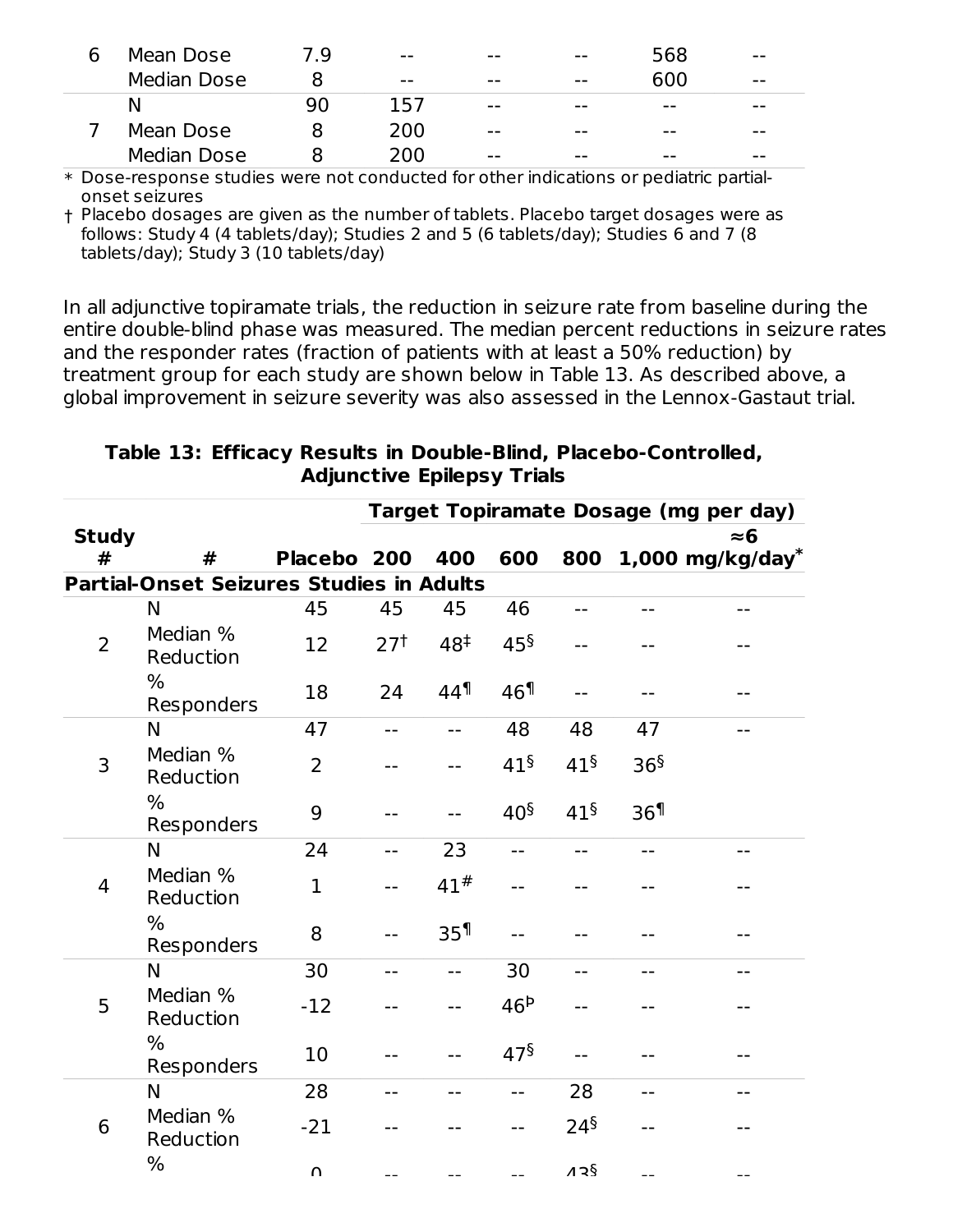| Study # | | Placebo[†] | 200 | 400 | 600 | 800 | 1,000 |
|---|---|---|---|---|---|---|---|
| 6 | Mean Dose | 7.9 | -- | -- | -- | 568 | -- |
| | Median Dose | 8 | -- | -- | -- | 600 | -- |
| 7 | N | 90 | 157 | -- | -- | -- | -- |
| | Mean Dose | 8 | 200 | -- | -- | -- | -- |
| | Median Dose | 8 | 200 | -- | -- | -- | -- |

\* Dose-response studies were not conducted for other indications or pediatric partial-onset seizures

† Placebo dosages are given as the number of tablets. Placebo target dosages were as follows: Study 4 (4 tablets/day); Studies 2 and 5 (6 tablets/day); Studies 6 and 7 (8 tablets/day); Study 3 (10 tablets/day)

In all adjunctive topiramate trials, the reduction in seizure rate from baseline during the entire double-blind phase was measured. The median percent reductions in seizure rates and the responder rates (fraction of patients with at least a 50% reduction) by treatment group for each study are shown below in Table 13. As described above, a global improvement in seizure severity was also assessed in the Lennox-Gastaut trial.

**Table 13: Efficacy Results in Double-Blind, Placebo-Controlled, Adjunctive Epilepsy Trials**

| | | | Target Topiramate Dosage (mg per day) | | | | | |
|---|---|---|---|---|---|---|---|---|
| **Study #** | **#** | **Placebo** | **200** | **400** | **600** | **800** | **1,000** | **≈6 mg/kg/day*** |
| **Partial-Onset Seizures Studies in Adults** | | | | | | | | |
| 2 | N | 45 | 45 | 45 | 46 | -- | -- | -- |
| | Median % Reduction | 12 | 27[†] | 48[‡] | 45[§] | -- | -- | -- |
| | % Responders | 18 | 24 | 44[¶] | 46[¶] | -- | -- | -- |
| 3 | N | 47 | -- | -- | 48 | 48 | 47 | -- |
| | Median % Reduction | 2 | -- | -- | 41[§] | 41[§] | 36[§] | |
| | % Responders | 9 | -- | -- | 40[§] | 41[§] | 36[¶] | |
| 4 | N | 24 | -- | 23 | -- | -- | -- | -- |
| | Median % Reduction | 1 | -- | 41[#] | -- | -- | -- | -- |
| | % Responders | 8 | -- | 35[¶] | -- | -- | -- | -- |
| 5 | N | 30 | -- | -- | 30 | -- | -- | -- |
| | Median % Reduction | -12 | -- | -- | 46[Þ] | -- | -- | -- |
| | % Responders | 10 | -- | -- | 47[§] | -- | -- | -- |
| 6 | N | 28 | -- | -- | -- | 28 | -- | -- |
| | Median % Reduction | -21 | -- | -- | -- | 24[§] | -- | -- |
| | % | 0 | -- | -- | -- | 43[§] | -- | -- |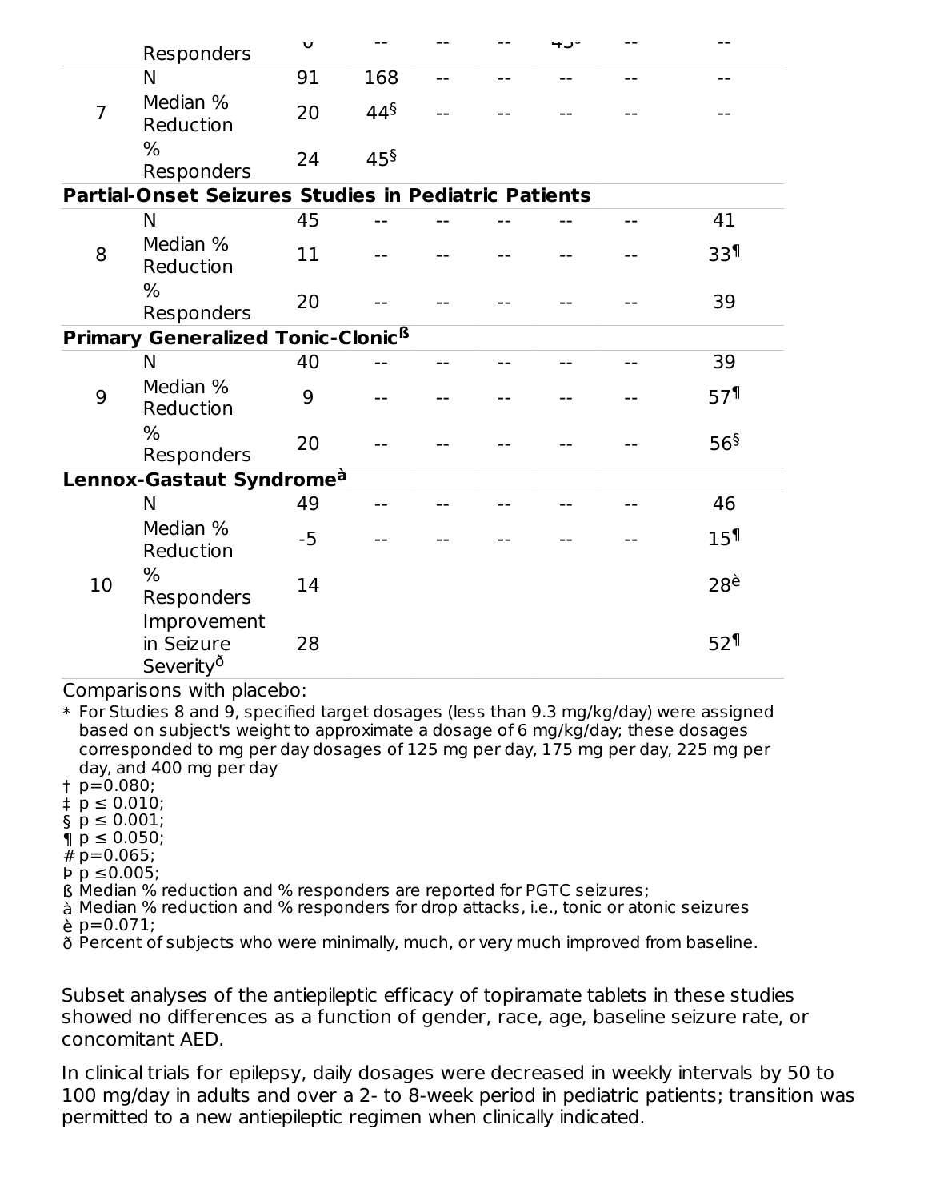| | | | | | | | | |
|---|---|---|---|---|---|---|---|---|
| | % Responders | 0 | -- | -- | -- | 43 | -- | -- |
| 7 | N | 91 | 168 | -- | -- | -- | -- | -- |
| | Median % Reduction | 20 | 44§ | -- | -- | -- | -- | -- |
| | % Responders | 24 | 45§ | | | | | |
| **Partial-Onset Seizures Studies in Pediatric Patients** | | | | | | | | |
| 8 | N | 45 | -- | -- | -- | -- | -- | 41 |
| | Median % Reduction | 11 | -- | -- | -- | -- | -- | 33¶ |
| | % Responders | 20 | -- | -- | -- | -- | -- | 39 |
| **Primary Generalized Tonic-Clonic**ß | | | | | | | | |
| 9 | N | 40 | -- | -- | -- | -- | -- | 39 |
| | Median % Reduction | 9 | -- | -- | -- | -- | -- | 57¶ |
| | % Responders | 20 | -- | -- | -- | -- | -- | 56§ |
| **Lennox-Gastaut Syndrome**à | | | | | | | | |
| 10 | N | 49 | -- | -- | -- | -- | -- | 46 |
| | Median % Reduction | -5 | -- | -- | -- | -- | -- | 15¶ |
| | % Responders | 14 | | | | | | 28è |
| | Improvement in Seizure Severityð | 28 | | | | | | 52¶ |

Comparisons with placebo:

\* For Studies 8 and 9, specified target dosages (less than 9.3 mg/kg/day) were assigned based on subject's weight to approximate a dosage of 6 mg/kg/day; these dosages corresponded to mg per day dosages of 125 mg per day, 175 mg per day, 225 mg per day, and 400 mg per day
† p=0.080;
‡ p ≤ 0.010;
§ p ≤ 0.001;
¶ p ≤ 0.050;
# p=0.065;
Þ p ≤0.005;
ß Median % reduction and % responders are reported for PGTC seizures;
à Median % reduction and % responders for drop attacks, i.e., tonic or atonic seizures
è p=0.071;
ð Percent of subjects who were minimally, much, or very much improved from baseline.

Subset analyses of the antiepileptic efficacy of topiramate tablets in these studies showed no differences as a function of gender, race, age, baseline seizure rate, or concomitant AED.

In clinical trials for epilepsy, daily dosages were decreased in weekly intervals by 50 to 100 mg/day in adults and over a 2- to 8-week period in pediatric patients; transition was permitted to a new antiepileptic regimen when clinically indicated.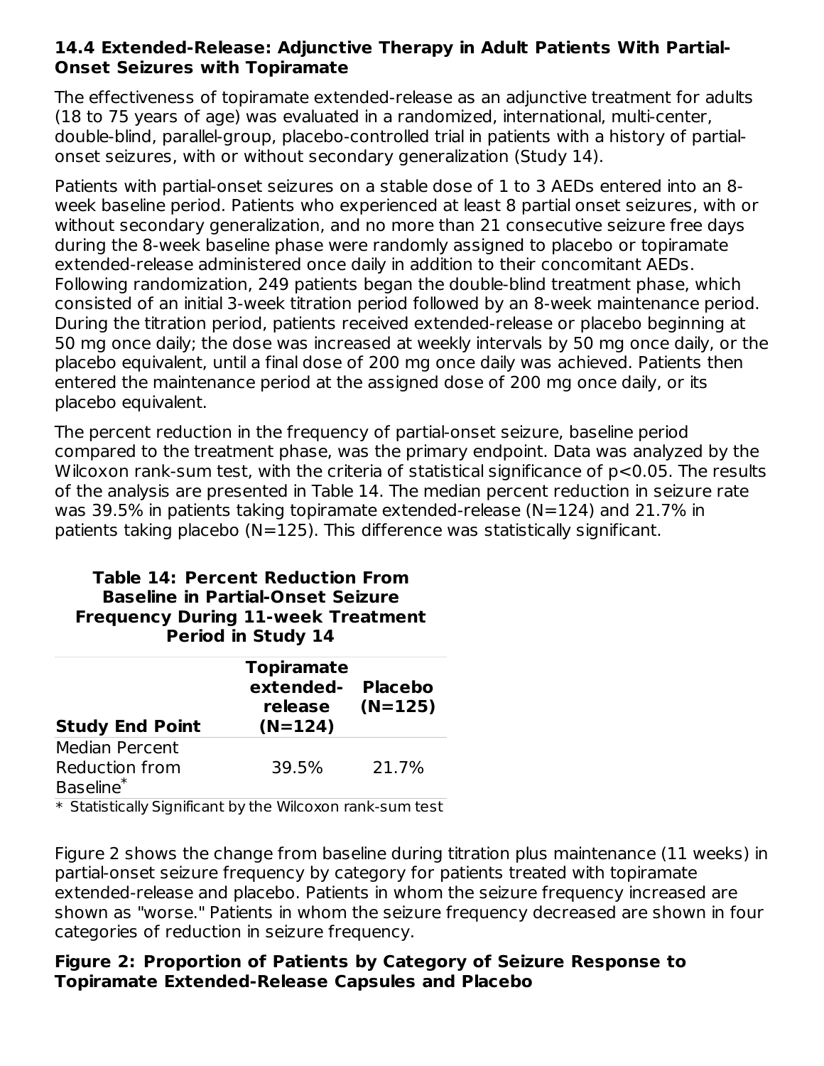### 14.4 Extended-Release: Adjunctive Therapy in Adult Patients With Partial-Onset Seizures with Topiramate

The effectiveness of topiramate extended-release as an adjunctive treatment for adults (18 to 75 years of age) was evaluated in a randomized, international, multi-center, double-blind, parallel-group, placebo-controlled trial in patients with a history of partial-onset seizures, with or without secondary generalization (Study 14).

Patients with partial-onset seizures on a stable dose of 1 to 3 AEDs entered into an 8-week baseline period. Patients who experienced at least 8 partial onset seizures, with or without secondary generalization, and no more than 21 consecutive seizure free days during the 8-week baseline phase were randomly assigned to placebo or topiramate extended-release administered once daily in addition to their concomitant AEDs. Following randomization, 249 patients began the double-blind treatment phase, which consisted of an initial 3-week titration period followed by an 8-week maintenance period. During the titration period, patients received extended-release or placebo beginning at 50 mg once daily; the dose was increased at weekly intervals by 50 mg once daily, or the placebo equivalent, until a final dose of 200 mg once daily was achieved. Patients then entered the maintenance period at the assigned dose of 200 mg once daily, or its placebo equivalent.

The percent reduction in the frequency of partial-onset seizure, baseline period compared to the treatment phase, was the primary endpoint. Data was analyzed by the Wilcoxon rank-sum test, with the criteria of statistical significance of $p<0.05$. The results of the analysis are presented in Table 14. The median percent reduction in seizure rate was 39.5% in patients taking topiramate extended-release (N=124) and 21.7% in patients taking placebo (N=125). This difference was statistically significant.

**Table 14: Percent Reduction From Baseline in Partial-Onset Seizure Frequency During 11-week Treatment Period in Study 14**

| Study End Point | Topiramate extended-release (N=124) | Placebo (N=125) |
|---|---|---|
| Median Percent Reduction from Baseline* | 39.5% | 21.7% |

\* Statistically Significant by the Wilcoxon rank-sum test

Figure 2 shows the change from baseline during titration plus maintenance (11 weeks) in partial-onset seizure frequency by category for patients treated with topiramate extended-release and placebo. Patients in whom the seizure frequency increased are shown as "worse." Patients in whom the seizure frequency decreased are shown in four categories of reduction in seizure frequency.

**Figure 2: Proportion of Patients by Category of Seizure Response to Topiramate Extended-Release Capsules and Placebo**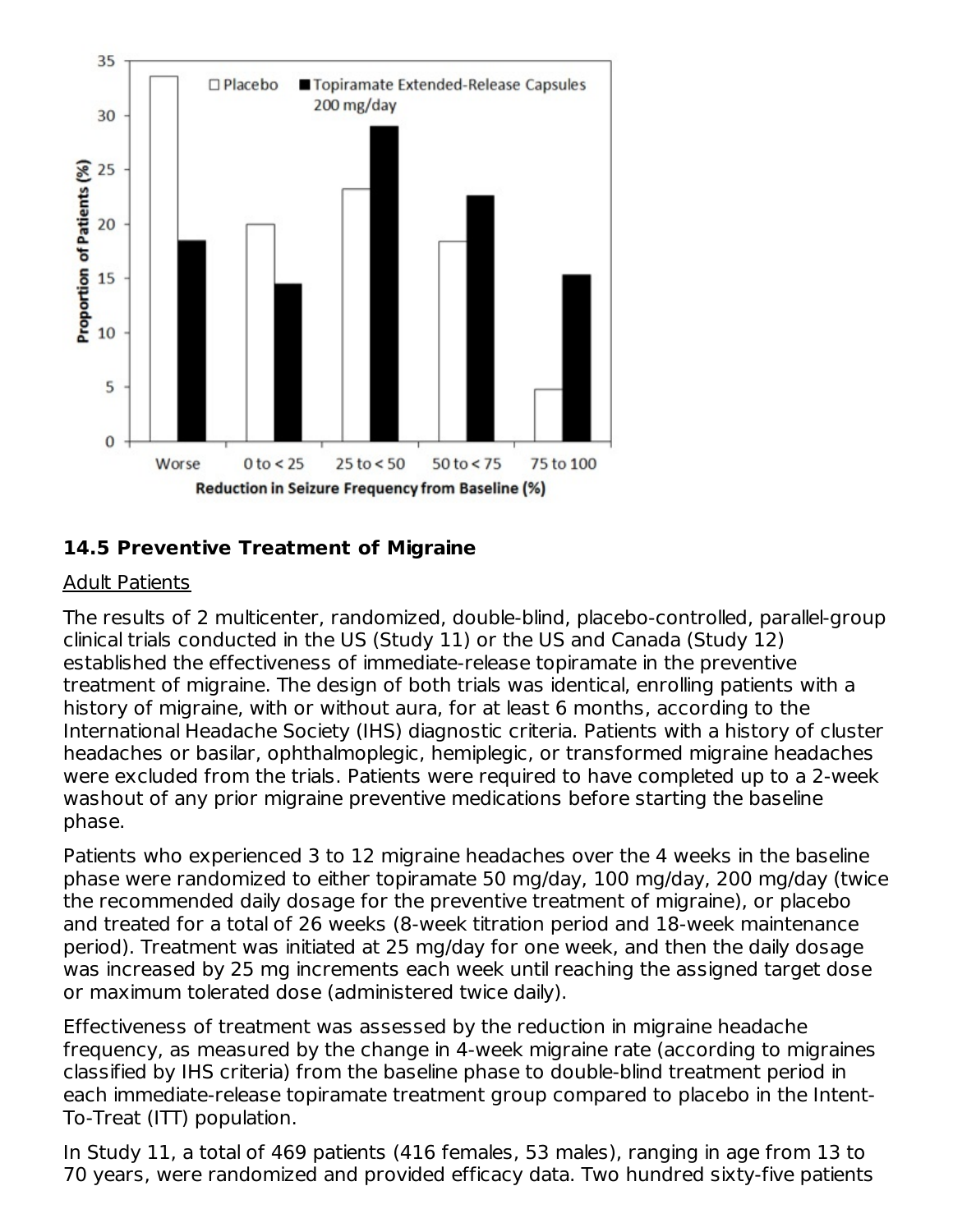### 14.5 Preventive Treatment of Migraine

Adult Patients

The results of 2 multicenter, randomized, double-blind, placebo-controlled, parallel-group clinical trials conducted in the US (Study 11) or the US and Canada (Study 12) established the effectiveness of immediate-release topiramate in the preventive treatment of migraine. The design of both trials was identical, enrolling patients with a history of migraine, with or without aura, for at least 6 months, according to the International Headache Society (IHS) diagnostic criteria. Patients with a history of cluster headaches or basilar, ophthalmoplegic, hemiplegic, or transformed migraine headaches were excluded from the trials. Patients were required to have completed up to a 2-week washout of any prior migraine preventive medications before starting the baseline phase.

Patients who experienced 3 to 12 migraine headaches over the 4 weeks in the baseline phase were randomized to either topiramate 50 mg/day, 100 mg/day, 200 mg/day (twice the recommended daily dosage for the preventive treatment of migraine), or placebo and treated for a total of 26 weeks (8-week titration period and 18-week maintenance period). Treatment was initiated at 25 mg/day for one week, and then the daily dosage was increased by 25 mg increments each week until reaching the assigned target dose or maximum tolerated dose (administered twice daily).

Effectiveness of treatment was assessed by the reduction in migraine headache frequency, as measured by the change in 4-week migraine rate (according to migraines classified by IHS criteria) from the baseline phase to double-blind treatment period in each immediate-release topiramate treatment group compared to placebo in the Intent-To-Treat (ITT) population.

In Study 11, a total of 469 patients (416 females, 53 males), ranging in age from 13 to 70 years, were randomized and provided efficacy data. Two hundred sixty-five patients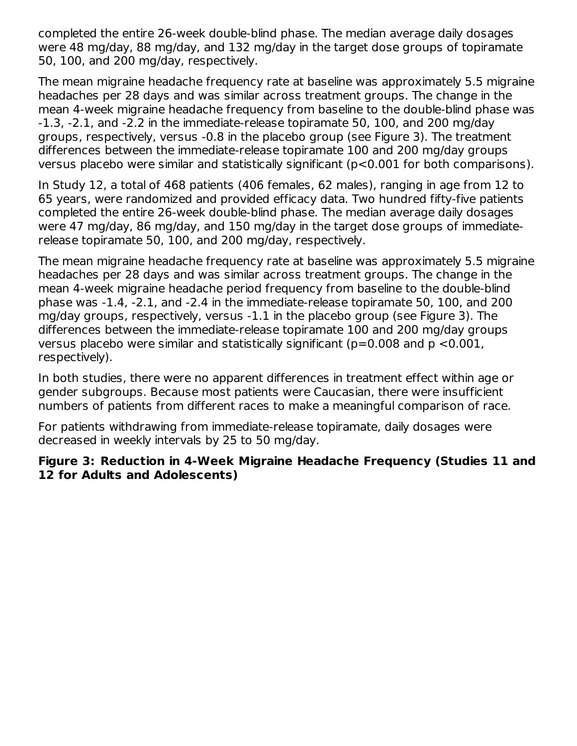completed the entire 26-week double-blind phase. The median average daily dosages were 48 mg/day, 88 mg/day, and 132 mg/day in the target dose groups of topiramate 50, 100, and 200 mg/day, respectively.

The mean migraine headache frequency rate at baseline was approximately 5.5 migraine headaches per 28 days and was similar across treatment groups. The change in the mean 4-week migraine headache frequency from baseline to the double-blind phase was -1.3, -2.1, and -2.2 in the immediate-release topiramate 50, 100, and 200 mg/day groups, respectively, versus -0.8 in the placebo group (see Figure 3). The treatment differences between the immediate-release topiramate 100 and 200 mg/day groups versus placebo were similar and statistically significant ($p<0.001$ for both comparisons).

In Study 12, a total of 468 patients (406 females, 62 males), ranging in age from 12 to 65 years, were randomized and provided efficacy data. Two hundred fifty-five patients completed the entire 26-week double-blind phase. The median average daily dosages were 47 mg/day, 86 mg/day, and 150 mg/day in the target dose groups of immediate-release topiramate 50, 100, and 200 mg/day, respectively.

The mean migraine headache frequency rate at baseline was approximately 5.5 migraine headaches per 28 days and was similar across treatment groups. The change in the mean 4-week migraine headache period frequency from baseline to the double-blind phase was -1.4, -2.1, and -2.4 in the immediate-release topiramate 50, 100, and 200 mg/day groups, respectively, versus -1.1 in the placebo group (see Figure 3). The differences between the immediate-release topiramate 100 and 200 mg/day groups versus placebo were similar and statistically significant ($p=0.008$ and $p<0.001$, respectively).

In both studies, there were no apparent differences in treatment effect within age or gender subgroups. Because most patients were Caucasian, there were insufficient numbers of patients from different races to make a meaningful comparison of race.

For patients withdrawing from immediate-release topiramate, daily dosages were decreased in weekly intervals by 25 to 50 mg/day.

**Figure 3: Reduction in 4-Week Migraine Headache Frequency (Studies 11 and 12 for Adults and Adolescents)**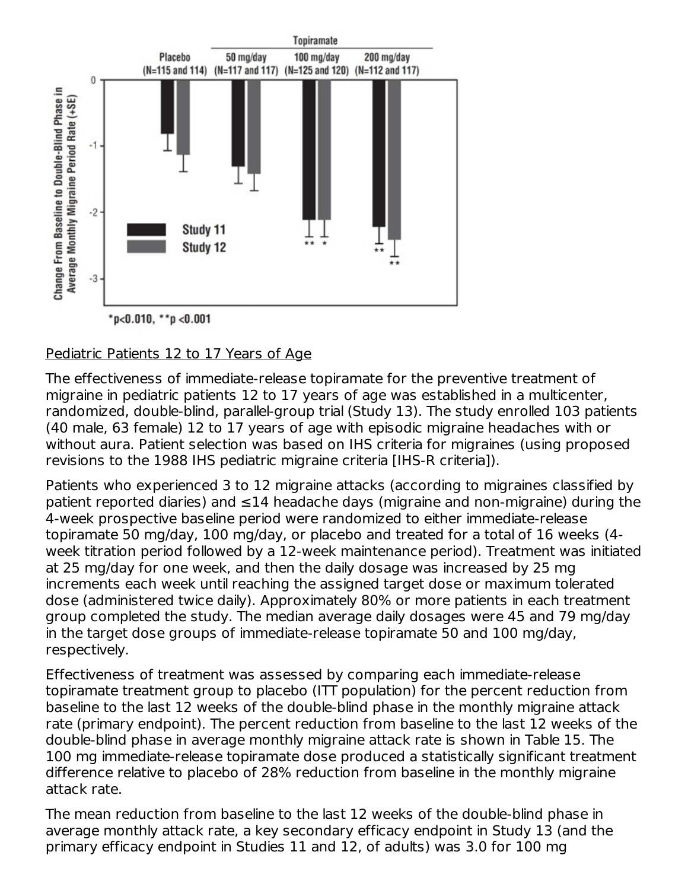*p<0.010, **p <0.001

Pediatric Patients 12 to 17 Years of Age

The effectiveness of immediate-release topiramate for the preventive treatment of migraine in pediatric patients 12 to 17 years of age was established in a multicenter, randomized, double-blind, parallel-group trial (Study 13). The study enrolled 103 patients (40 male, 63 female) 12 to 17 years of age with episodic migraine headaches with or without aura. Patient selection was based on IHS criteria for migraines (using proposed revisions to the 1988 IHS pediatric migraine criteria [IHS-R criteria]).

Patients who experienced 3 to 12 migraine attacks (according to migraines classified by patient reported diaries) and ≤14 headache days (migraine and non-migraine) during the 4-week prospective baseline period were randomized to either immediate-release topiramate 50 mg/day, 100 mg/day, or placebo and treated for a total of 16 weeks (4-week titration period followed by a 12-week maintenance period). Treatment was initiated at 25 mg/day for one week, and then the daily dosage was increased by 25 mg increments each week until reaching the assigned target dose or maximum tolerated dose (administered twice daily). Approximately 80% or more patients in each treatment group completed the study. The median average daily dosages were 45 and 79 mg/day in the target dose groups of immediate-release topiramate 50 and 100 mg/day, respectively.

Effectiveness of treatment was assessed by comparing each immediate-release topiramate treatment group to placebo (ITT population) for the percent reduction from baseline to the last 12 weeks of the double-blind phase in the monthly migraine attack rate (primary endpoint). The percent reduction from baseline to the last 12 weeks of the double-blind phase in average monthly migraine attack rate is shown in Table 15. The 100 mg immediate-release topiramate dose produced a statistically significant treatment difference relative to placebo of 28% reduction from baseline in the monthly migraine attack rate.

The mean reduction from baseline to the last 12 weeks of the double-blind phase in average monthly attack rate, a key secondary efficacy endpoint in Study 13 (and the primary efficacy endpoint in Studies 11 and 12, of adults) was 3.0 for 100 mg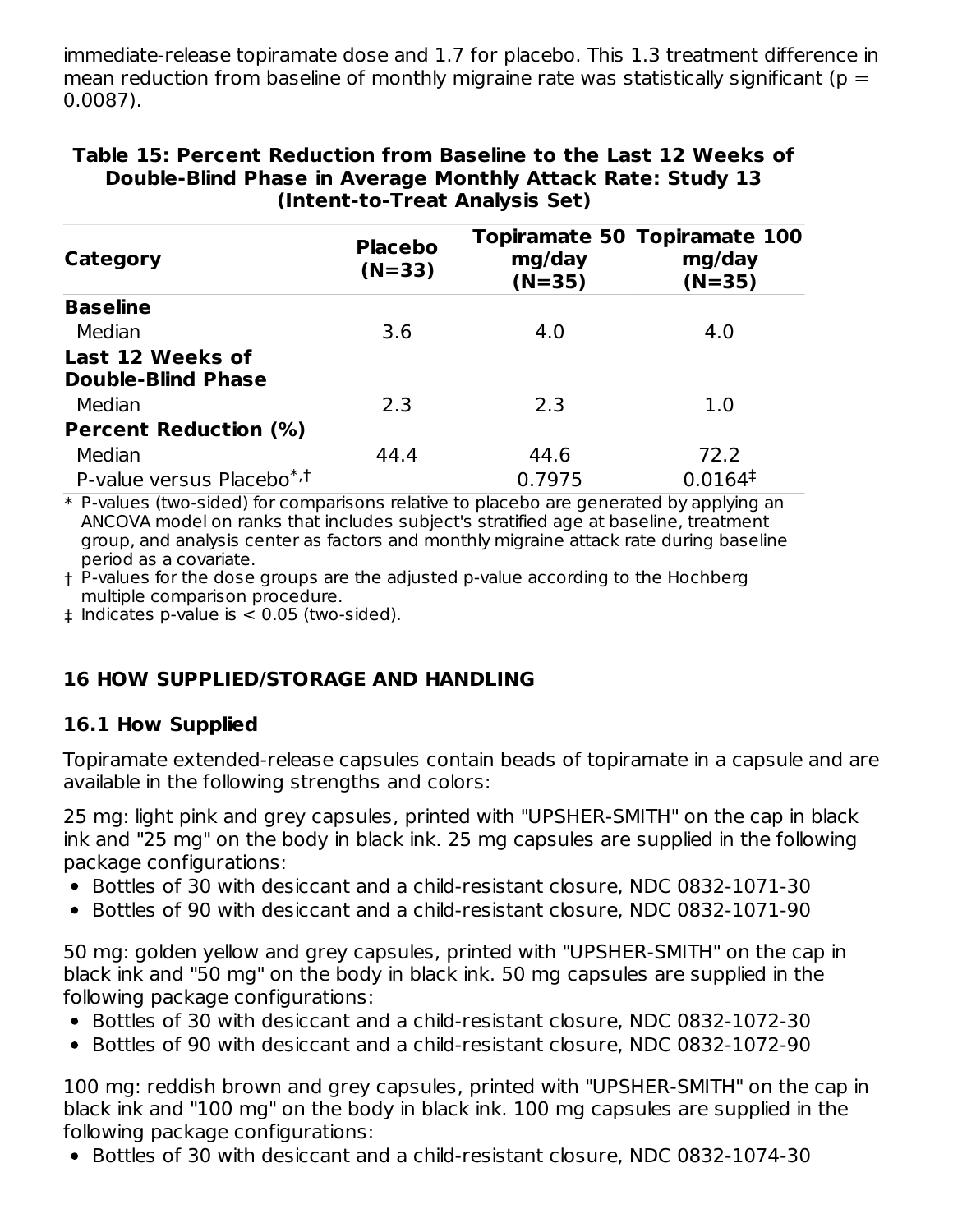immediate-release topiramate dose and 1.7 for placebo. This 1.3 treatment difference in mean reduction from baseline of monthly migraine rate was statistically significant (p = 0.0087).

**Table 15: Percent Reduction from Baseline to the Last 12 Weeks of Double-Blind Phase in Average Monthly Attack Rate: Study 13 (Intent-to-Treat Analysis Set)**

| Category | Placebo (N=33) | Topiramate 50 mg/day (N=35) | Topiramate 100 mg/day (N=35) |
|---|---|---|---|
| **Baseline** | | | |
| Median | 3.6 | 4.0 | 4.0 |
| **Last 12 Weeks of Double-Blind Phase** | | | |
| Median | 2.3 | 2.3 | 1.0 |
| **Percent Reduction (%)** | | | |
| Median | 44.4 | 44.6 | 72.2 |
| P-value versus Placebo*,† | | 0.7975 | 0.0164‡ |

\* P-values (two-sided) for comparisons relative to placebo are generated by applying an ANCOVA model on ranks that includes subject's stratified age at baseline, treatment group, and analysis center as factors and monthly migraine attack rate during baseline period as a covariate.

† P-values for the dose groups are the adjusted p-value according to the Hochberg multiple comparison procedure.

‡ Indicates p-value is < 0.05 (two-sided).

## 16 HOW SUPPLIED/STORAGE AND HANDLING

### 16.1 How Supplied

Topiramate extended-release capsules contain beads of topiramate in a capsule and are available in the following strengths and colors:

25 mg: light pink and grey capsules, printed with "UPSHER-SMITH" on the cap in black ink and "25 mg" on the body in black ink. 25 mg capsules are supplied in the following package configurations:

- Bottles of 30 with desiccant and a child-resistant closure, NDC 0832-1071-30
- Bottles of 90 with desiccant and a child-resistant closure, NDC 0832-1071-90

50 mg: golden yellow and grey capsules, printed with "UPSHER-SMITH" on the cap in black ink and "50 mg" on the body in black ink. 50 mg capsules are supplied in the following package configurations:

- Bottles of 30 with desiccant and a child-resistant closure, NDC 0832-1072-30
- Bottles of 90 with desiccant and a child-resistant closure, NDC 0832-1072-90

100 mg: reddish brown and grey capsules, printed with "UPSHER-SMITH" on the cap in black ink and "100 mg" on the body in black ink. 100 mg capsules are supplied in the following package configurations:

- Bottles of 30 with desiccant and a child-resistant closure, NDC 0832-1074-30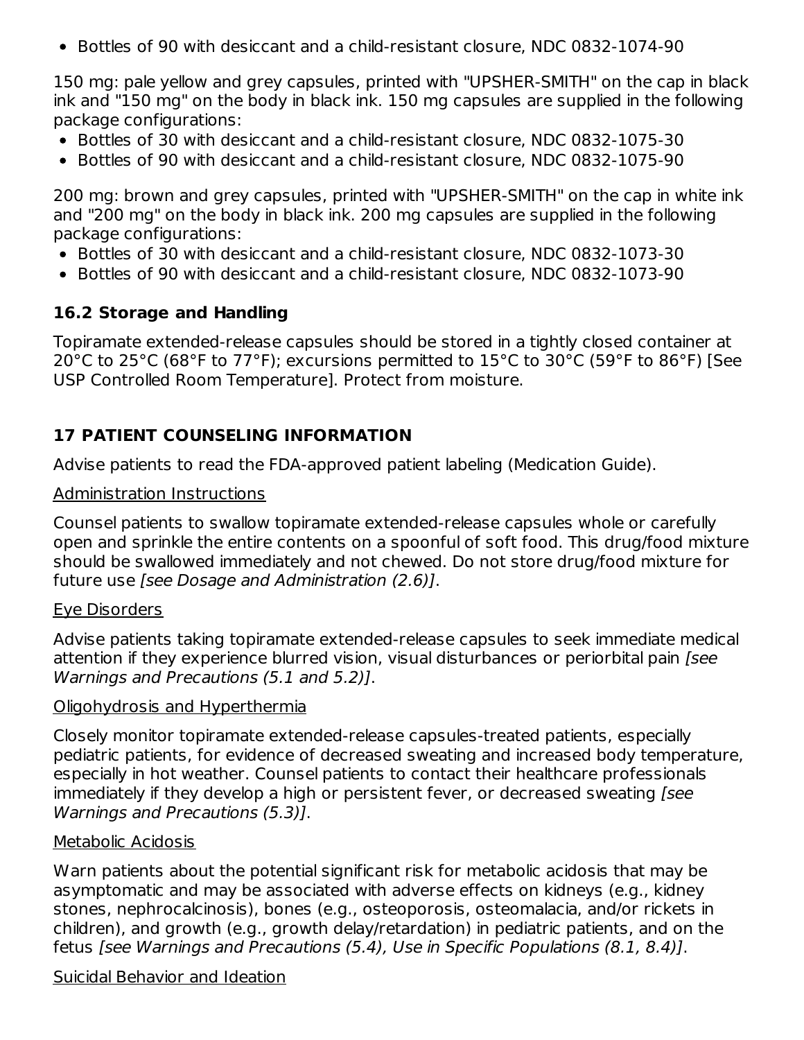- Bottles of 90 with desiccant and a child-resistant closure, NDC 0832-1074-90

150 mg: pale yellow and grey capsules, printed with "UPSHER-SMITH" on the cap in black ink and "150 mg" on the body in black ink. 150 mg capsules are supplied in the following package configurations:

- Bottles of 30 with desiccant and a child-resistant closure, NDC 0832-1075-30
- Bottles of 90 with desiccant and a child-resistant closure, NDC 0832-1075-90

200 mg: brown and grey capsules, printed with "UPSHER-SMITH" on the cap in white ink and "200 mg" on the body in black ink. 200 mg capsules are supplied in the following package configurations:

- Bottles of 30 with desiccant and a child-resistant closure, NDC 0832-1073-30
- Bottles of 90 with desiccant and a child-resistant closure, NDC 0832-1073-90

### 16.2 Storage and Handling

Topiramate extended-release capsules should be stored in a tightly closed container at 20°C to 25°C (68°F to 77°F); excursions permitted to 15°C to 30°C (59°F to 86°F) [See USP Controlled Room Temperature]. Protect from moisture.

## 17 PATIENT COUNSELING INFORMATION

Advise patients to read the FDA-approved patient labeling (Medication Guide).

Administration Instructions

Counsel patients to swallow topiramate extended-release capsules whole or carefully open and sprinkle the entire contents on a spoonful of soft food. This drug/food mixture should be swallowed immediately and not chewed. Do not store drug/food mixture for future use *[see Dosage and Administration (2.6)]*.

Eye Disorders

Advise patients taking topiramate extended-release capsules to seek immediate medical attention if they experience blurred vision, visual disturbances or periorbital pain *[see Warnings and Precautions (5.1 and 5.2)]*.

Oligohydrosis and Hyperthermia

Closely monitor topiramate extended-release capsules-treated patients, especially pediatric patients, for evidence of decreased sweating and increased body temperature, especially in hot weather. Counsel patients to contact their healthcare professionals immediately if they develop a high or persistent fever, or decreased sweating *[see Warnings and Precautions (5.3)]*.

Metabolic Acidosis

Warn patients about the potential significant risk for metabolic acidosis that may be asymptomatic and may be associated with adverse effects on kidneys (e.g., kidney stones, nephrocalcinosis), bones (e.g., osteoporosis, osteomalacia, and/or rickets in children), and growth (e.g., growth delay/retardation) in pediatric patients, and on the fetus *[see Warnings and Precautions (5.4), Use in Specific Populations (8.1, 8.4)]*.

Suicidal Behavior and Ideation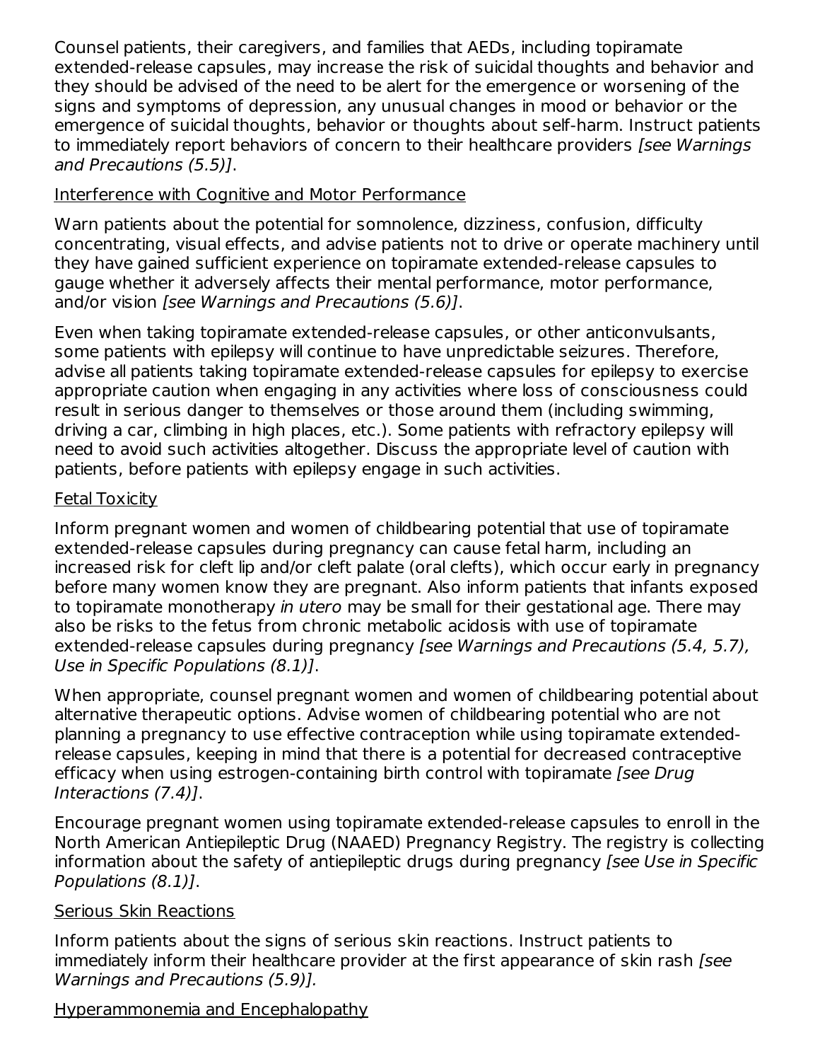Counsel patients, their caregivers, and families that AEDs, including topiramate extended-release capsules, may increase the risk of suicidal thoughts and behavior and they should be advised of the need to be alert for the emergence or worsening of the signs and symptoms of depression, any unusual changes in mood or behavior or the emergence of suicidal thoughts, behavior or thoughts about self-harm. Instruct patients to immediately report behaviors of concern to their healthcare providers *[see Warnings and Precautions (5.5)]*.

Interference with Cognitive and Motor Performance

Warn patients about the potential for somnolence, dizziness, confusion, difficulty concentrating, visual effects, and advise patients not to drive or operate machinery until they have gained sufficient experience on topiramate extended-release capsules to gauge whether it adversely affects their mental performance, motor performance, and/or vision *[see Warnings and Precautions (5.6)]*.

Even when taking topiramate extended-release capsules, or other anticonvulsants, some patients with epilepsy will continue to have unpredictable seizures. Therefore, advise all patients taking topiramate extended-release capsules for epilepsy to exercise appropriate caution when engaging in any activities where loss of consciousness could result in serious danger to themselves or those around them (including swimming, driving a car, climbing in high places, etc.). Some patients with refractory epilepsy will need to avoid such activities altogether. Discuss the appropriate level of caution with patients, before patients with epilepsy engage in such activities.

Fetal Toxicity

Inform pregnant women and women of childbearing potential that use of topiramate extended-release capsules during pregnancy can cause fetal harm, including an increased risk for cleft lip and/or cleft palate (oral clefts), which occur early in pregnancy before many women know they are pregnant. Also inform patients that infants exposed to topiramate monotherapy *in utero* may be small for their gestational age. There may also be risks to the fetus from chronic metabolic acidosis with use of topiramate extended-release capsules during pregnancy *[see Warnings and Precautions (5.4, 5.7), Use in Specific Populations (8.1)]*.

When appropriate, counsel pregnant women and women of childbearing potential about alternative therapeutic options. Advise women of childbearing potential who are not planning a pregnancy to use effective contraception while using topiramate extended-release capsules, keeping in mind that there is a potential for decreased contraceptive efficacy when using estrogen-containing birth control with topiramate *[see Drug Interactions (7.4)]*.

Encourage pregnant women using topiramate extended-release capsules to enroll in the North American Antiepileptic Drug (NAAED) Pregnancy Registry. The registry is collecting information about the safety of antiepileptic drugs during pregnancy *[see Use in Specific Populations (8.1)]*.

Serious Skin Reactions

Inform patients about the signs of serious skin reactions. Instruct patients to immediately inform their healthcare provider at the first appearance of skin rash *[see Warnings and Precautions (5.9)].*

Hyperammonemia and Encephalopathy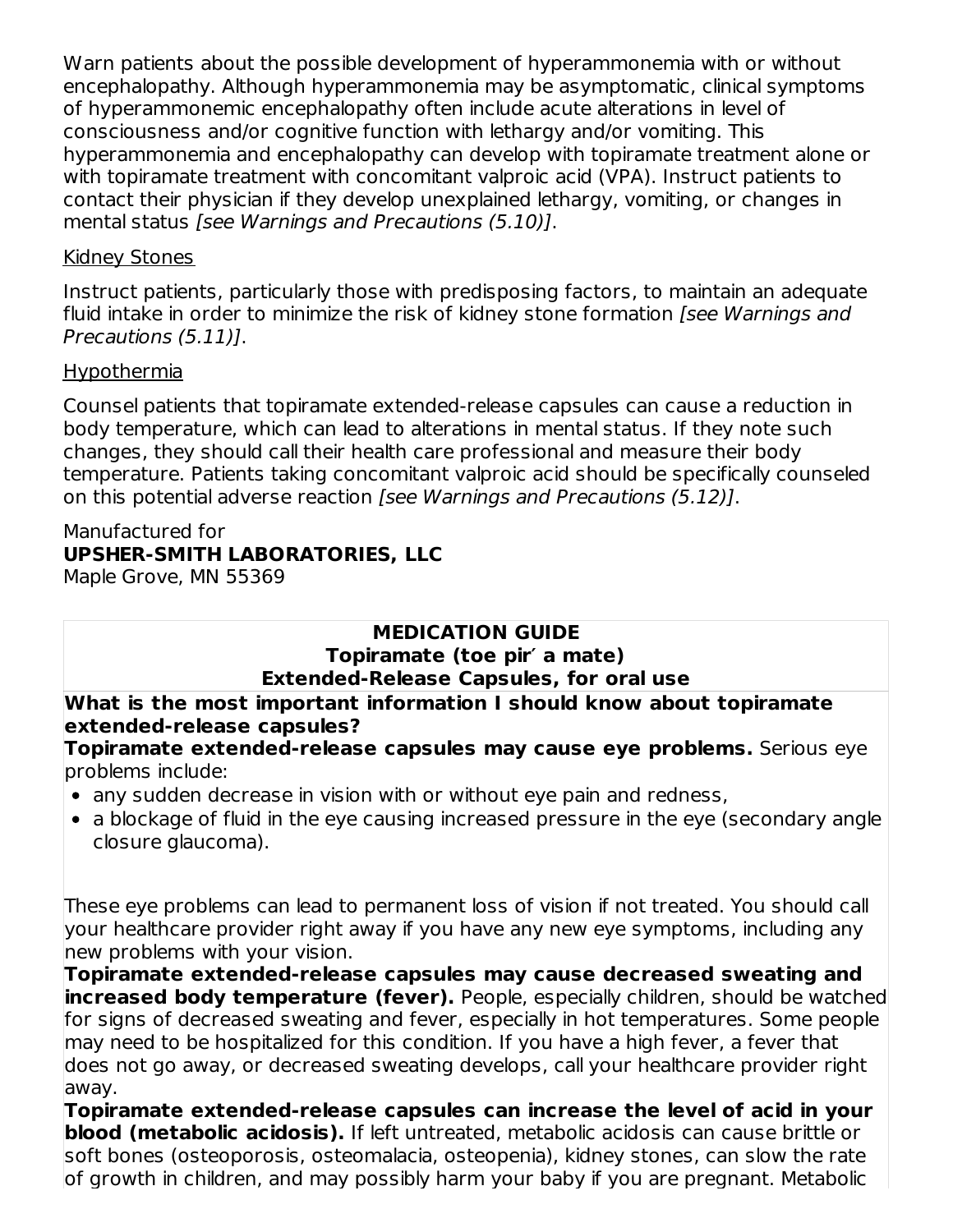Warn patients about the possible development of hyperammonemia with or without encephalopathy. Although hyperammonemia may be asymptomatic, clinical symptoms of hyperammonemic encephalopathy often include acute alterations in level of consciousness and/or cognitive function with lethargy and/or vomiting. This hyperammonemia and encephalopathy can develop with topiramate treatment alone or with topiramate treatment with concomitant valproic acid (VPA). Instruct patients to contact their physician if they develop unexplained lethargy, vomiting, or changes in mental status *[see Warnings and Precautions (5.10)]*.

Kidney Stones

Instruct patients, particularly those with predisposing factors, to maintain an adequate fluid intake in order to minimize the risk of kidney stone formation *[see Warnings and Precautions (5.11)]*.

Hypothermia

Counsel patients that topiramate extended-release capsules can cause a reduction in body temperature, which can lead to alterations in mental status. If they note such changes, they should call their health care professional and measure their body temperature. Patients taking concomitant valproic acid should be specifically counseled on this potential adverse reaction *[see Warnings and Precautions (5.12)]*.

Manufactured for
**UPSHER-SMITH LABORATORIES, LLC**
Maple Grove, MN 55369

**MEDICATION GUIDE**
**Topiramate (toe pir′ a mate)**
**Extended-Release Capsules, for oral use**

**What is the most important information I should know about topiramate extended-release capsules?**

**Topiramate extended-release capsules may cause eye problems.** Serious eye problems include:

- any sudden decrease in vision with or without eye pain and redness,
- a blockage of fluid in the eye causing increased pressure in the eye (secondary angle closure glaucoma).

These eye problems can lead to permanent loss of vision if not treated. You should call your healthcare provider right away if you have any new eye symptoms, including any new problems with your vision.

**Topiramate extended-release capsules may cause decreased sweating and increased body temperature (fever).** People, especially children, should be watched for signs of decreased sweating and fever, especially in hot temperatures. Some people may need to be hospitalized for this condition. If you have a high fever, a fever that does not go away, or decreased sweating develops, call your healthcare provider right away.

**Topiramate extended-release capsules can increase the level of acid in your blood (metabolic acidosis).** If left untreated, metabolic acidosis can cause brittle or soft bones (osteoporosis, osteomalacia, osteopenia), kidney stones, can slow the rate of growth in children, and may possibly harm your baby if you are pregnant. Metabolic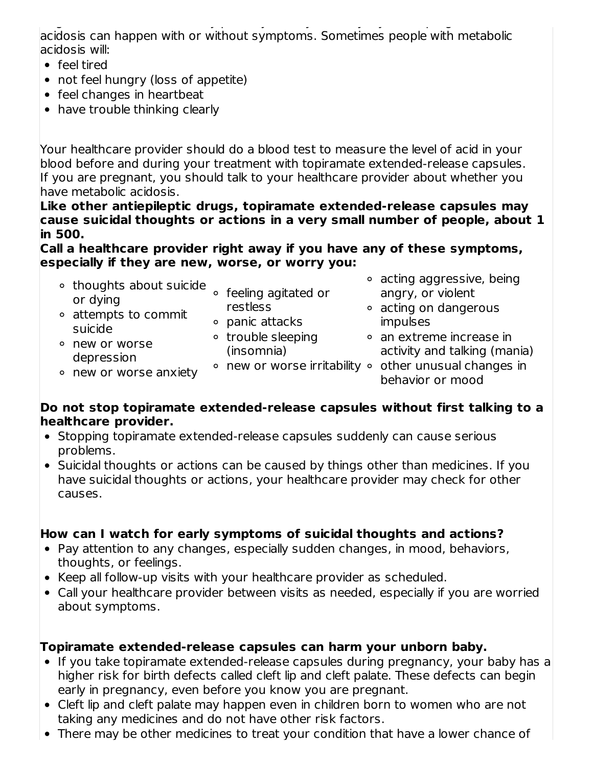acidosis can happen with or without symptoms. Sometimes people with metabolic acidosis will:

- feel tired
- not feel hungry (loss of appetite)
- feel changes in heartbeat
- have trouble thinking clearly

Your healthcare provider should do a blood test to measure the level of acid in your blood before and during your treatment with topiramate extended-release capsules. If you are pregnant, you should talk to your healthcare provider about whether you have metabolic acidosis.

**Like other antiepileptic drugs, topiramate extended-release capsules may cause suicidal thoughts or actions in a very small number of people, about 1 in 500.**

**Call a healthcare provider right away if you have any of these symptoms, especially if they are new, worse, or worry you:**

- thoughts about suicide or dying
- attempts to commit suicide
- new or worse depression
- new or worse anxiety
- feeling agitated or restless
- panic attacks
- trouble sleeping (insomnia)
- new or worse irritability
- acting aggressive, being angry, or violent
- acting on dangerous impulses
- an extreme increase in activity and talking (mania)
- other unusual changes in behavior or mood

**Do not stop topiramate extended-release capsules without first talking to a healthcare provider.**

- Stopping topiramate extended-release capsules suddenly can cause serious problems.
- Suicidal thoughts or actions can be caused by things other than medicines. If you have suicidal thoughts or actions, your healthcare provider may check for other causes.

**How can I watch for early symptoms of suicidal thoughts and actions?**

- Pay attention to any changes, especially sudden changes, in mood, behaviors, thoughts, or feelings.
- Keep all follow-up visits with your healthcare provider as scheduled.
- Call your healthcare provider between visits as needed, especially if you are worried about symptoms.

**Topiramate extended-release capsules can harm your unborn baby.**

- If you take topiramate extended-release capsules during pregnancy, your baby has a higher risk for birth defects called cleft lip and cleft palate. These defects can begin early in pregnancy, even before you know you are pregnant.
- Cleft lip and cleft palate may happen even in children born to women who are not taking any medicines and do not have other risk factors.
- There may be other medicines to treat your condition that have a lower chance of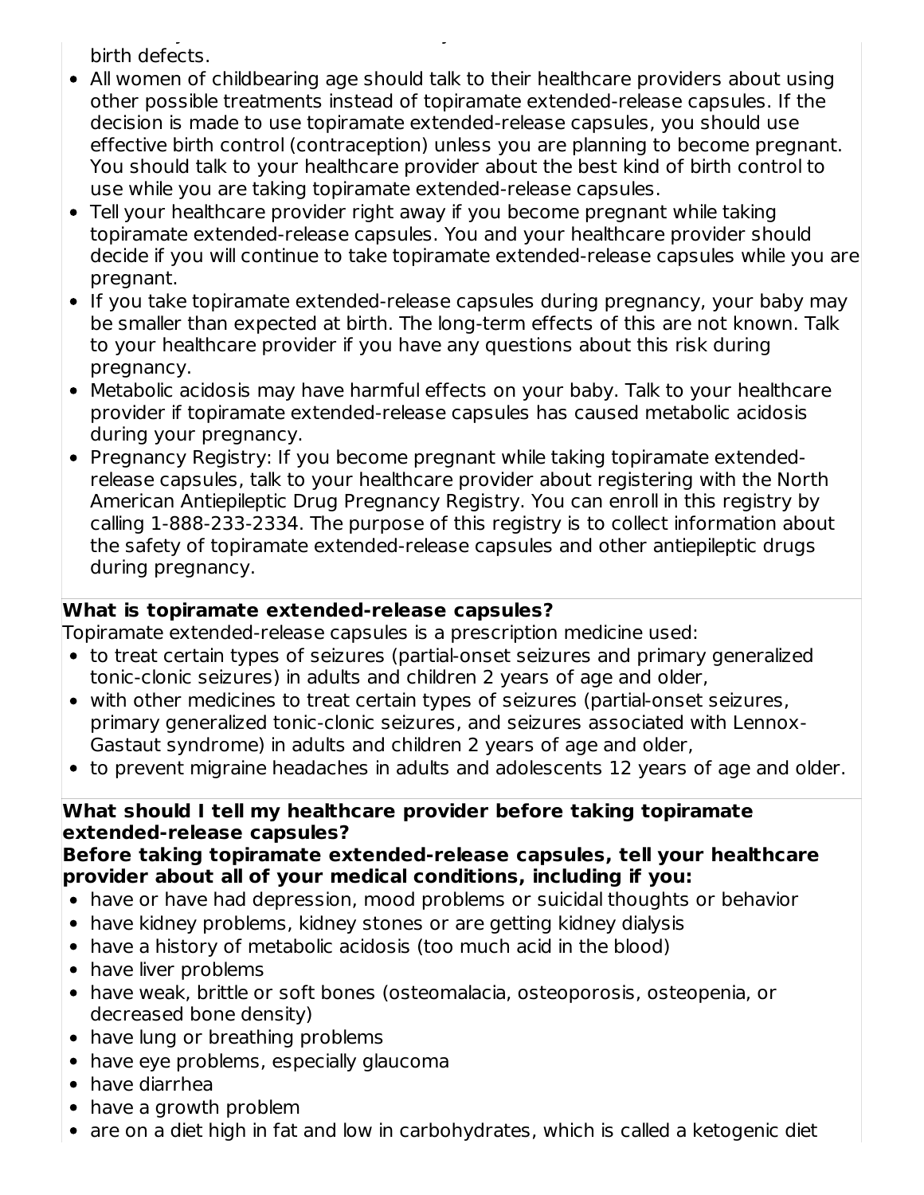birth defects.

- All women of childbearing age should talk to their healthcare providers about using other possible treatments instead of topiramate extended-release capsules. If the decision is made to use topiramate extended-release capsules, you should use effective birth control (contraception) unless you are planning to become pregnant. You should talk to your healthcare provider about the best kind of birth control to use while you are taking topiramate extended-release capsules.
- Tell your healthcare provider right away if you become pregnant while taking topiramate extended-release capsules. You and your healthcare provider should decide if you will continue to take topiramate extended-release capsules while you are pregnant.
- If you take topiramate extended-release capsules during pregnancy, your baby may be smaller than expected at birth. The long-term effects of this are not known. Talk to your healthcare provider if you have any questions about this risk during pregnancy.
- Metabolic acidosis may have harmful effects on your baby. Talk to your healthcare provider if topiramate extended-release capsules has caused metabolic acidosis during your pregnancy.
- Pregnancy Registry: If you become pregnant while taking topiramate extended-release capsules, talk to your healthcare provider about registering with the North American Antiepileptic Drug Pregnancy Registry. You can enroll in this registry by calling 1-888-233-2334. The purpose of this registry is to collect information about the safety of topiramate extended-release capsules and other antiepileptic drugs during pregnancy.

**What is topiramate extended-release capsules?**

Topiramate extended-release capsules is a prescription medicine used:

- to treat certain types of seizures (partial-onset seizures and primary generalized tonic-clonic seizures) in adults and children 2 years of age and older,
- with other medicines to treat certain types of seizures (partial-onset seizures, primary generalized tonic-clonic seizures, and seizures associated with Lennox-Gastaut syndrome) in adults and children 2 years of age and older,
- to prevent migraine headaches in adults and adolescents 12 years of age and older.

**What should I tell my healthcare provider before taking topiramate extended-release capsules?**

**Before taking topiramate extended-release capsules, tell your healthcare provider about all of your medical conditions, including if you:**

- have or have had depression, mood problems or suicidal thoughts or behavior
- have kidney problems, kidney stones or are getting kidney dialysis
- have a history of metabolic acidosis (too much acid in the blood)
- have liver problems
- have weak, brittle or soft bones (osteomalacia, osteoporosis, osteopenia, or decreased bone density)
- have lung or breathing problems
- have eye problems, especially glaucoma
- have diarrhea
- have a growth problem
- are on a diet high in fat and low in carbohydrates, which is called a ketogenic diet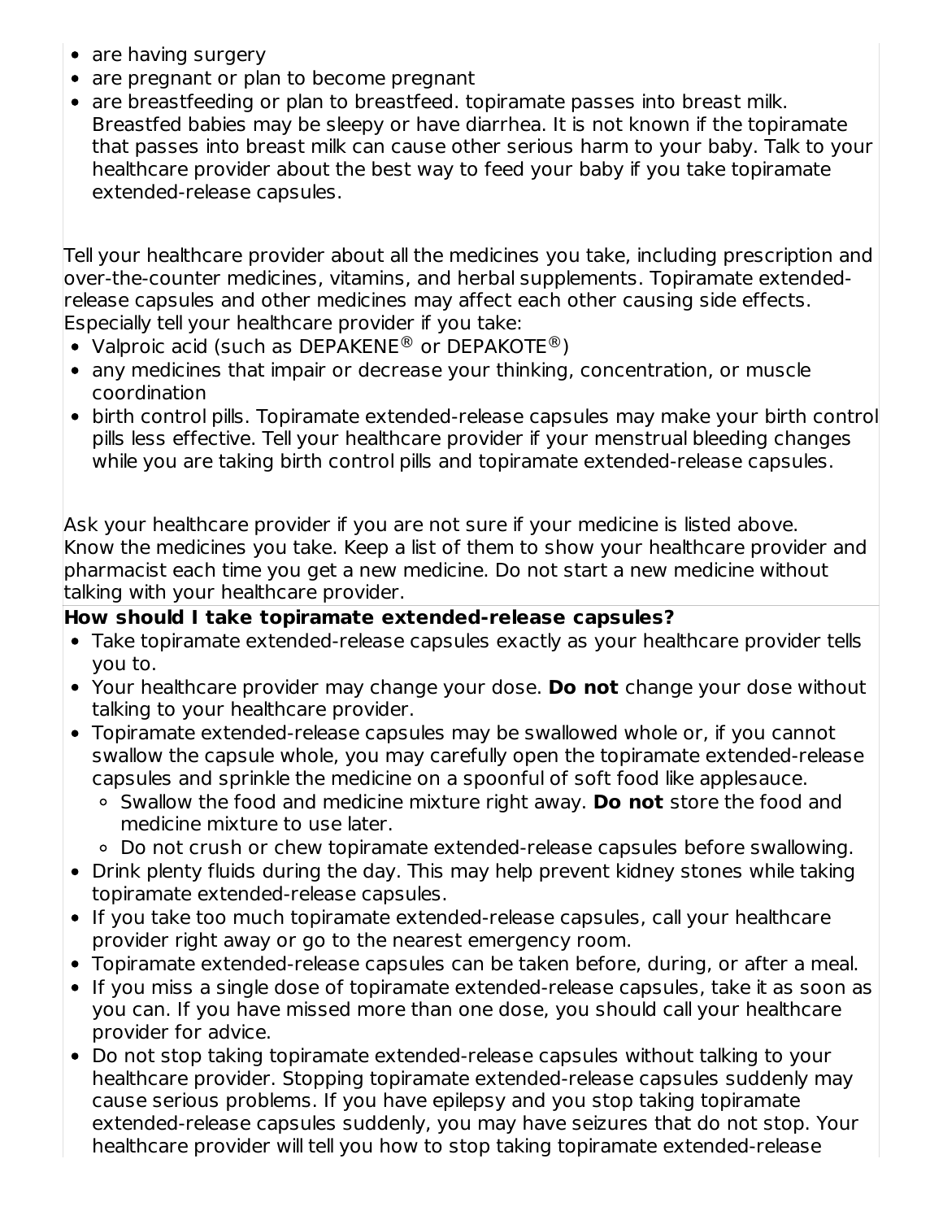- are having surgery
- are pregnant or plan to become pregnant
- are breastfeeding or plan to breastfeed. topiramate passes into breast milk. Breastfed babies may be sleepy or have diarrhea. It is not known if the topiramate that passes into breast milk can cause other serious harm to your baby. Talk to your healthcare provider about the best way to feed your baby if you take topiramate extended-release capsules.

Tell your healthcare provider about all the medicines you take, including prescription and over-the-counter medicines, vitamins, and herbal supplements. Topiramate extended-release capsules and other medicines may affect each other causing side effects. Especially tell your healthcare provider if you take:

- Valproic acid (such as DEPAKENE® or DEPAKOTE®)
- any medicines that impair or decrease your thinking, concentration, or muscle coordination
- birth control pills. Topiramate extended-release capsules may make your birth control pills less effective. Tell your healthcare provider if your menstrual bleeding changes while you are taking birth control pills and topiramate extended-release capsules.

Ask your healthcare provider if you are not sure if your medicine is listed above.
Know the medicines you take. Keep a list of them to show your healthcare provider and pharmacist each time you get a new medicine. Do not start a new medicine without talking with your healthcare provider.

**How should I take topiramate extended-release capsules?**

- Take topiramate extended-release capsules exactly as your healthcare provider tells you to.
- Your healthcare provider may change your dose. **Do not** change your dose without talking to your healthcare provider.
- Topiramate extended-release capsules may be swallowed whole or, if you cannot swallow the capsule whole, you may carefully open the topiramate extended-release capsules and sprinkle the medicine on a spoonful of soft food like applesauce.
  - Swallow the food and medicine mixture right away. **Do not** store the food and medicine mixture to use later.
  - Do not crush or chew topiramate extended-release capsules before swallowing.
- Drink plenty fluids during the day. This may help prevent kidney stones while taking topiramate extended-release capsules.
- If you take too much topiramate extended-release capsules, call your healthcare provider right away or go to the nearest emergency room.
- Topiramate extended-release capsules can be taken before, during, or after a meal.
- If you miss a single dose of topiramate extended-release capsules, take it as soon as you can. If you have missed more than one dose, you should call your healthcare provider for advice.
- Do not stop taking topiramate extended-release capsules without talking to your healthcare provider. Stopping topiramate extended-release capsules suddenly may cause serious problems. If you have epilepsy and you stop taking topiramate extended-release capsules suddenly, you may have seizures that do not stop. Your healthcare provider will tell you how to stop taking topiramate extended-release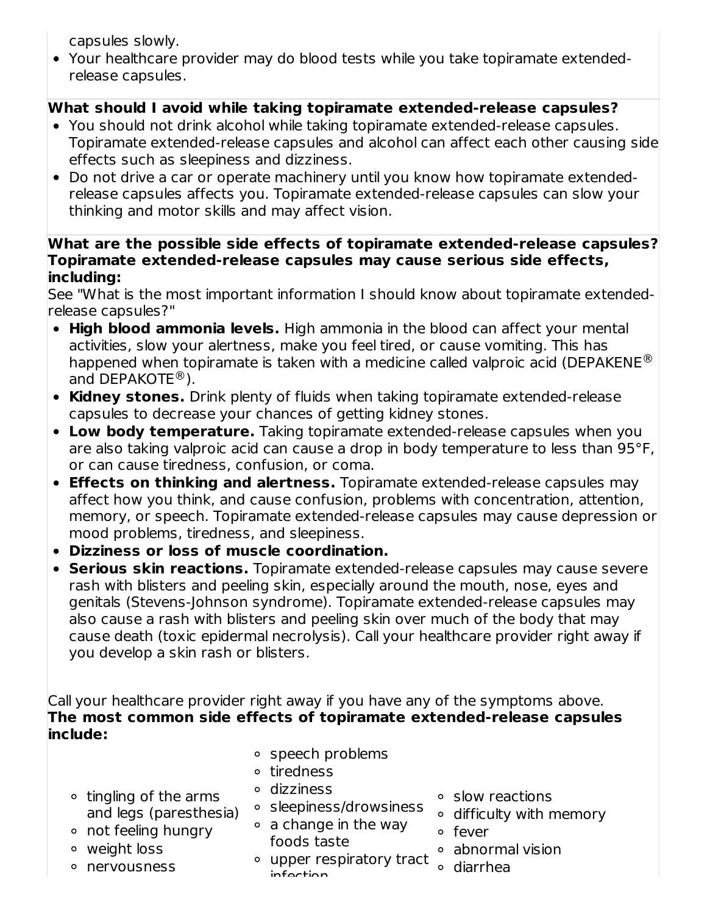capsules slowly.

- Your healthcare provider may do blood tests while you take topiramate extended-release capsules.

**What should I avoid while taking topiramate extended-release capsules?**

- You should not drink alcohol while taking topiramate extended-release capsules. Topiramate extended-release capsules and alcohol can affect each other causing side effects such as sleepiness and dizziness.
- Do not drive a car or operate machinery until you know how topiramate extended-release capsules affects you. Topiramate extended-release capsules can slow your thinking and motor skills and may affect vision.

**What are the possible side effects of topiramate extended-release capsules?**
**Topiramate extended-release capsules may cause serious side effects, including:**

See "What is the most important information I should know about topiramate extended-release capsules?"

- **High blood ammonia levels.** High ammonia in the blood can affect your mental activities, slow your alertness, make you feel tired, or cause vomiting. This has happened when topiramate is taken with a medicine called valproic acid (DEPAKENE® and DEPAKOTE®).
- **Kidney stones.** Drink plenty of fluids when taking topiramate extended-release capsules to decrease your chances of getting kidney stones.
- **Low body temperature.** Taking topiramate extended-release capsules when you are also taking valproic acid can cause a drop in body temperature to less than 95°F, or can cause tiredness, confusion, or coma.
- **Effects on thinking and alertness.** Topiramate extended-release capsules may affect how you think, and cause confusion, problems with concentration, attention, memory, or speech. Topiramate extended-release capsules may cause depression or mood problems, tiredness, and sleepiness.
- **Dizziness or loss of muscle coordination.**
- **Serious skin reactions.** Topiramate extended-release capsules may cause severe rash with blisters and peeling skin, especially around the mouth, nose, eyes and genitals (Stevens-Johnson syndrome). Topiramate extended-release capsules may also cause a rash with blisters and peeling skin over much of the body that may cause death (toxic epidermal necrolysis). Call your healthcare provider right away if you develop a skin rash or blisters.

Call your healthcare provider right away if you have any of the symptoms above.

**The most common side effects of topiramate extended-release capsules include:**

- tingling of the arms and legs (paresthesia)
- not feeling hungry
- weight loss
- nervousness
- speech problems
- tiredness
- dizziness
- sleepiness/drowsiness
- a change in the way foods taste
- upper respiratory tract infection
- slow reactions
- difficulty with memory
- fever
- abnormal vision
- diarrhea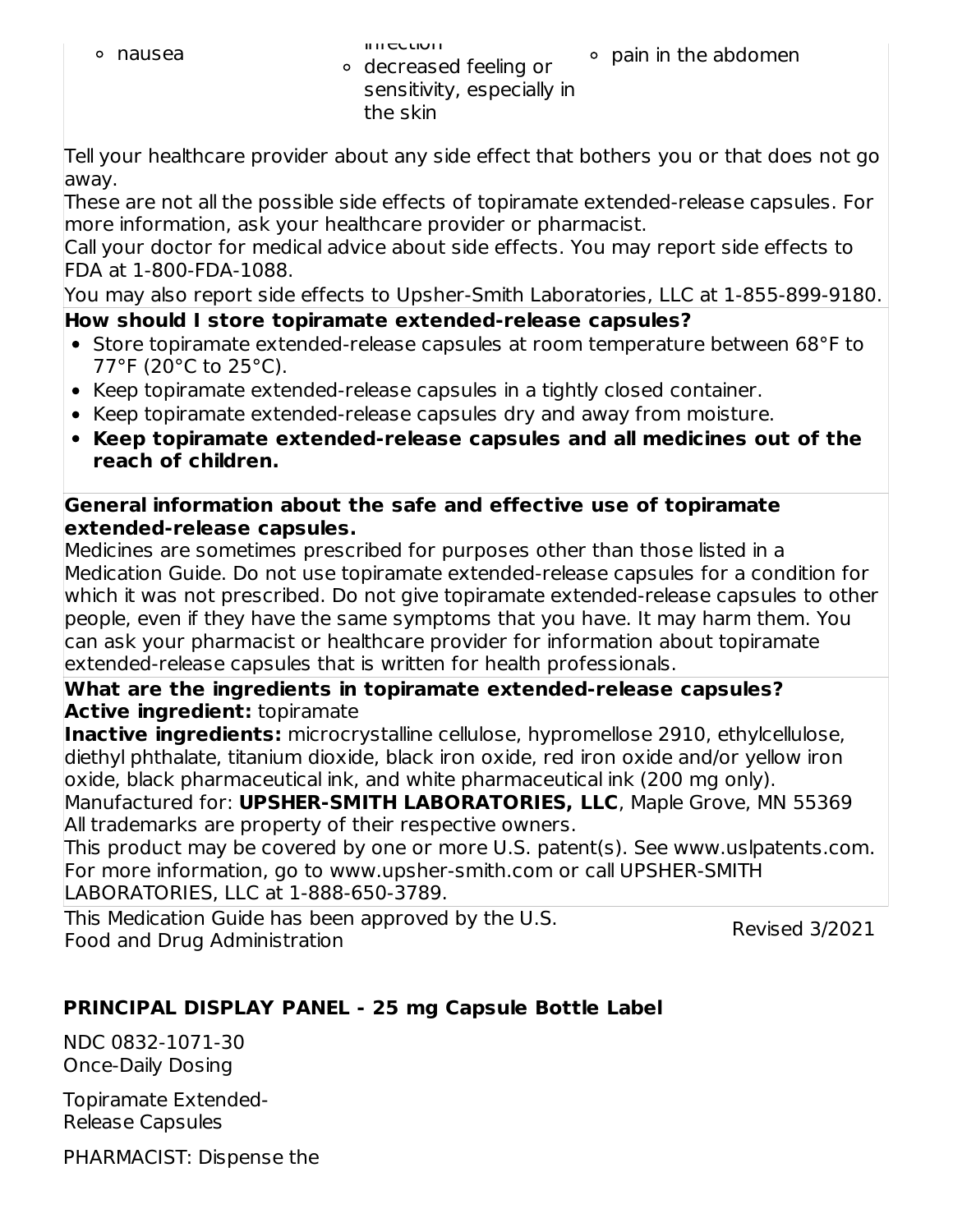- nausea
- infection
- decreased feeling or sensitivity, especially in the skin
- pain in the abdomen

Tell your healthcare provider about any side effect that bothers you or that does not go away.
These are not all the possible side effects of topiramate extended-release capsules. For more information, ask your healthcare provider or pharmacist.
Call your doctor for medical advice about side effects. You may report side effects to FDA at 1-800-FDA-1088.
You may also report side effects to Upsher-Smith Laboratories, LLC at 1-855-899-9180.

**How should I store topiramate extended-release capsules?**

- Store topiramate extended-release capsules at room temperature between 68°F to 77°F (20°C to 25°C).
- Keep topiramate extended-release capsules in a tightly closed container.
- Keep topiramate extended-release capsules dry and away from moisture.
- **Keep topiramate extended-release capsules and all medicines out of the reach of children.**

**General information about the safe and effective use of topiramate extended-release capsules.**
Medicines are sometimes prescribed for purposes other than those listed in a Medication Guide. Do not use topiramate extended-release capsules for a condition for which it was not prescribed. Do not give topiramate extended-release capsules to other people, even if they have the same symptoms that you have. It may harm them. You can ask your pharmacist or healthcare provider for information about topiramate extended-release capsules that is written for health professionals.

**What are the ingredients in topiramate extended-release capsules?**
**Active ingredient:** topiramate
**Inactive ingredients:** microcrystalline cellulose, hypromellose 2910, ethylcellulose, diethyl phthalate, titanium dioxide, black iron oxide, red iron oxide and/or yellow iron oxide, black pharmaceutical ink, and white pharmaceutical ink (200 mg only).
Manufactured for: **UPSHER-SMITH LABORATORIES, LLC**, Maple Grove, MN 55369
All trademarks are property of their respective owners.
This product may be covered by one or more U.S. patent(s). See www.uslpatents.com.
For more information, go to www.upsher-smith.com or call UPSHER-SMITH LABORATORIES, LLC at 1-888-650-3789.

This Medication Guide has been approved by the U.S. Food and Drug Administration

Revised 3/2021

**PRINCIPAL DISPLAY PANEL - 25 mg Capsule Bottle Label**

NDC 0832-1071-30
Once-Daily Dosing

Topiramate Extended-Release Capsules

PHARMACIST: Dispense the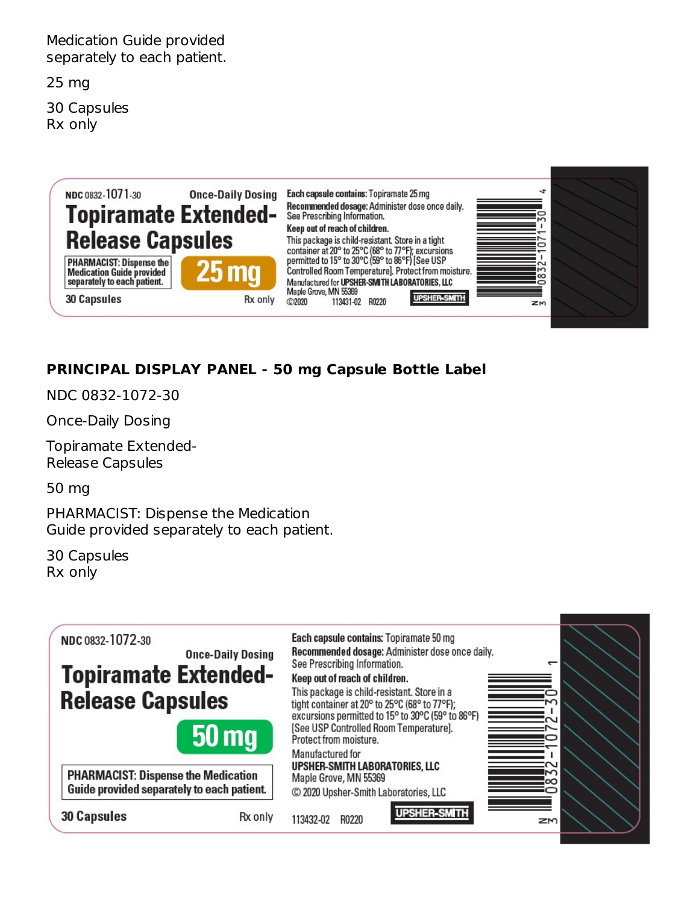Medication Guide provided separately to each patient.

25 mg

30 Capsules
Rx only

NDC 0832-1071-30

Once-Daily Dosing

Topiramate Extended-Release Capsules

PHARMACIST: Dispense the Medication Guide provided separately to each patient.

25 mg

30 Capsules

Rx only

Each capsule contains: Topiramate 25 mg

Recommended dosage: Administer dose once daily. See Prescribing Information.

Keep out of reach of children.

This package is child-resistant. Store in a tight container at 20° to 25°C (68° to 77°F); excursions permitted to 15° to 30°C (59° to 86°F) [See USP Controlled Room Temperature]. Protect from moisture.

Manufactured for UPSHER-SMITH LABORATORIES, LLC
Maple Grove, MN 55369

©2020 113431-02 R0220

UPSHER-SMITH

N 3 0832-1071-30 4

**PRINCIPAL DISPLAY PANEL - 50 mg Capsule Bottle Label**

NDC 0832-1072-30

Once-Daily Dosing

Topiramate Extended-Release Capsules

50 mg

PHARMACIST: Dispense the Medication Guide provided separately to each patient.

30 Capsules
Rx only

NDC 0832-1072-30

Once-Daily Dosing

Topiramate Extended-Release Capsules

50 mg

PHARMACIST: Dispense the Medication Guide provided separately to each patient.

30 Capsules

Rx only

Each capsule contains: Topiramate 50 mg

Recommended dosage: Administer dose once daily. See Prescribing Information.

Keep out of reach of children.

This package is child-resistant. Store in a tight container at 20° to 25°C (68° to 77°F); excursions permitted to 15° to 30°C (59° to 86°F) [See USP Controlled Room Temperature]. Protect from moisture.

Manufactured for
UPSHER-SMITH LABORATORIES, LLC
Maple Grove, MN 55369
© 2020 Upsher-Smith Laboratories, LLC

113432-02 R0220

UPSHER-SMITH

N 3 0832-1072-30 1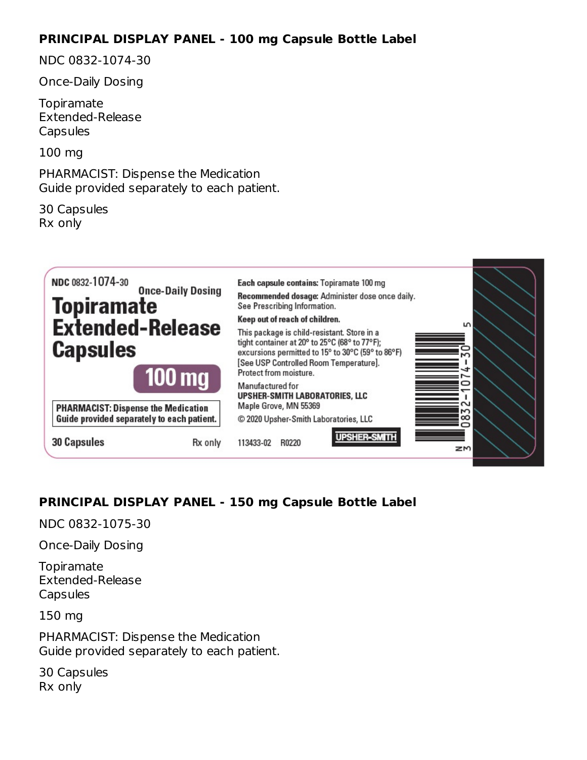**PRINCIPAL DISPLAY PANEL - 100 mg Capsule Bottle Label**

NDC 0832-1074-30

Once-Daily Dosing

Topiramate
Extended-Release
Capsules

100 mg

PHARMACIST: Dispense the Medication
Guide provided separately to each patient.

30 Capsules
Rx only

NDC 0832-1074-30

Once-Daily Dosing

**Topiramate Extended-Release Capsules**

**100 mg**

PHARMACIST: Dispense the Medication Guide provided separately to each patient.

30 Capsules

Rx only

**Each capsule contains:** Topiramate 100 mg

**Recommended dosage:** Administer dose once daily. See Prescribing Information.

**Keep out of reach of children.**

This package is child-resistant. Store in a tight container at 20° to 25°C (68° to 77°F); excursions permitted to 15° to 30°C (59° to 86°F) [See USP Controlled Room Temperature]. Protect from moisture.

Manufactured for
**UPSHER-SMITH LABORATORIES, LLC**
Maple Grove, MN 55369

© 2020 Upsher-Smith Laboratories, LLC

113433-02 R0220

UPSHER-SMITH

N 3 0832-1074-30 5

**PRINCIPAL DISPLAY PANEL - 150 mg Capsule Bottle Label**

NDC 0832-1075-30

Once-Daily Dosing

Topiramate
Extended-Release
Capsules

150 mg

PHARMACIST: Dispense the Medication
Guide provided separately to each patient.

30 Capsules
Rx only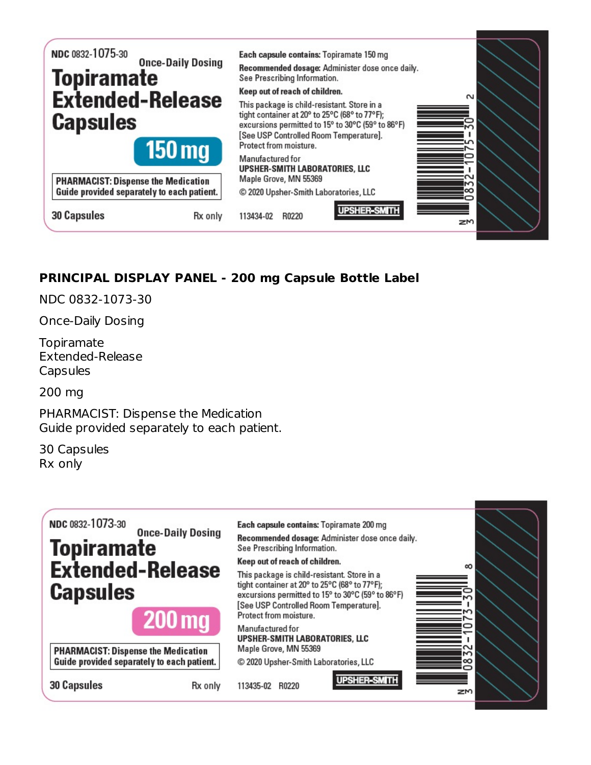NDC 0832-1075-30

Once-Daily Dosing

**Topiramate Extended-Release Capsules**

**150 mg**

PHARMACIST: Dispense the Medication Guide provided separately to each patient.

30 Capsules

Rx only

**Each capsule contains:** Topiramate 150 mg

**Recommended dosage:** Administer dose once daily. See Prescribing Information.

**Keep out of reach of children.**

This package is child-resistant. Store in a tight container at 20° to 25°C (68° to 77°F); excursions permitted to 15° to 30°C (59° to 86°F) [See USP Controlled Room Temperature]. Protect from moisture.

Manufactured for
**UPSHER-SMITH LABORATORIES, LLC**
Maple Grove, MN 55369

© 2020 Upsher-Smith Laboratories, LLC

113434-02 R0220

UPSHER-SMITH

N 3 0832-1075-30 2

**PRINCIPAL DISPLAY PANEL - 200 mg Capsule Bottle Label**

NDC 0832-1073-30

Once-Daily Dosing

Topiramate
Extended-Release
Capsules

200 mg

PHARMACIST: Dispense the Medication
Guide provided separately to each patient.

30 Capsules
Rx only

NDC 0832-1073-30

Once-Daily Dosing

**Topiramate Extended-Release Capsules**

**200 mg**

PHARMACIST: Dispense the Medication Guide provided separately to each patient.

30 Capsules

Rx only

**Each capsule contains:** Topiramate 200 mg

**Recommended dosage:** Administer dose once daily. See Prescribing Information.

**Keep out of reach of children.**

This package is child-resistant. Store in a tight container at 20° to 25°C (68° to 77°F); excursions permitted to 15° to 30°C (59° to 86°F) [See USP Controlled Room Temperature]. Protect from moisture.

Manufactured for
**UPSHER-SMITH LABORATORIES, LLC**
Maple Grove, MN 55369

© 2020 Upsher-Smith Laboratories, LLC

113435-02 R0220

UPSHER-SMITH

N 3 0832-1073-30 8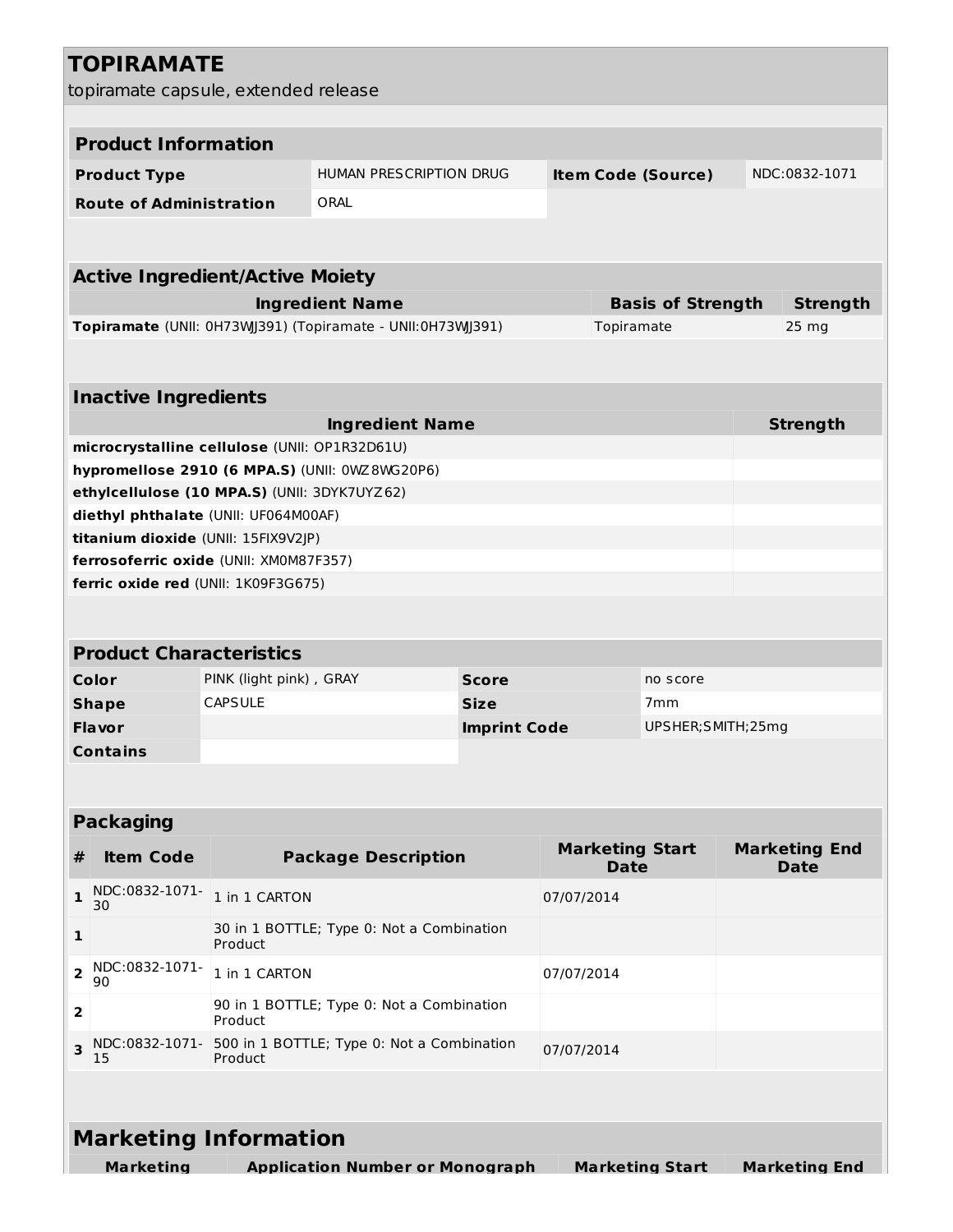# TOPIRAMATE

topiramate capsule, extended release

| Product Information | | | |
|---|---|---|---|
| **Product Type** | HUMAN PRESCRIPTION DRUG | **Item Code (Source)** | NDC:0832-1071 |
| **Route of Administration** | ORAL | | |

| Active Ingredient/Active Moiety | | |
|---|---|---|
| **Ingredient Name** | **Basis of Strength** | **Strength** |
| **Topiramate** (UNII: 0H73WJJ391) (Topiramate - UNII:0H73WJJ391) | Topiramate | 25 mg |

| Inactive Ingredients | |
|---|---|
| **Ingredient Name** | **Strength** |
| **microcrystalline cellulose** (UNII: OP1R32D61U) | |
| **hypromellose 2910 (6 MPA.S)** (UNII: 0WZ8WG20P6) | |
| **ethylcellulose (10 MPA.S)** (UNII: 3DYK7UYZ62) | |
| **diethyl phthalate** (UNII: UF064M00AF) | |
| **titanium dioxide** (UNII: 15FIX9V2JP) | |
| **ferrosoferric oxide** (UNII: XM0M87F357) | |
| **ferric oxide red** (UNII: 1K09F3G675) | |

| Product Characteristics | | | |
|---|---|---|---|
| **Color** | PINK (light pink) , GRAY | **Score** | no score |
| **Shape** | CAPSULE | **Size** | 7mm |
| **Flavor** | | **Imprint Code** | UPSHER;SMITH;25mg |
| **Contains** | | | |

| Packaging | | | | |
|---|---|---|---|---|
| **#** | **Item Code** | **Package Description** | **Marketing Start Date** | **Marketing End Date** |
| **1** | NDC:0832-1071-30 | 1 in 1 CARTON | 07/07/2014 | |
| **1** | | 30 in 1 BOTTLE; Type 0: Not a Combination Product | | |
| **2** | NDC:0832-1071-90 | 1 in 1 CARTON | 07/07/2014 | |
| **2** | | 90 in 1 BOTTLE; Type 0: Not a Combination Product | | |
| **3** | NDC:0832-1071-15 | 500 in 1 BOTTLE; Type 0: Not a Combination Product | 07/07/2014 | |

## Marketing Information

| Marketing | Application Number or Monograph | Marketing Start | Marketing End |
|---|---|---|---|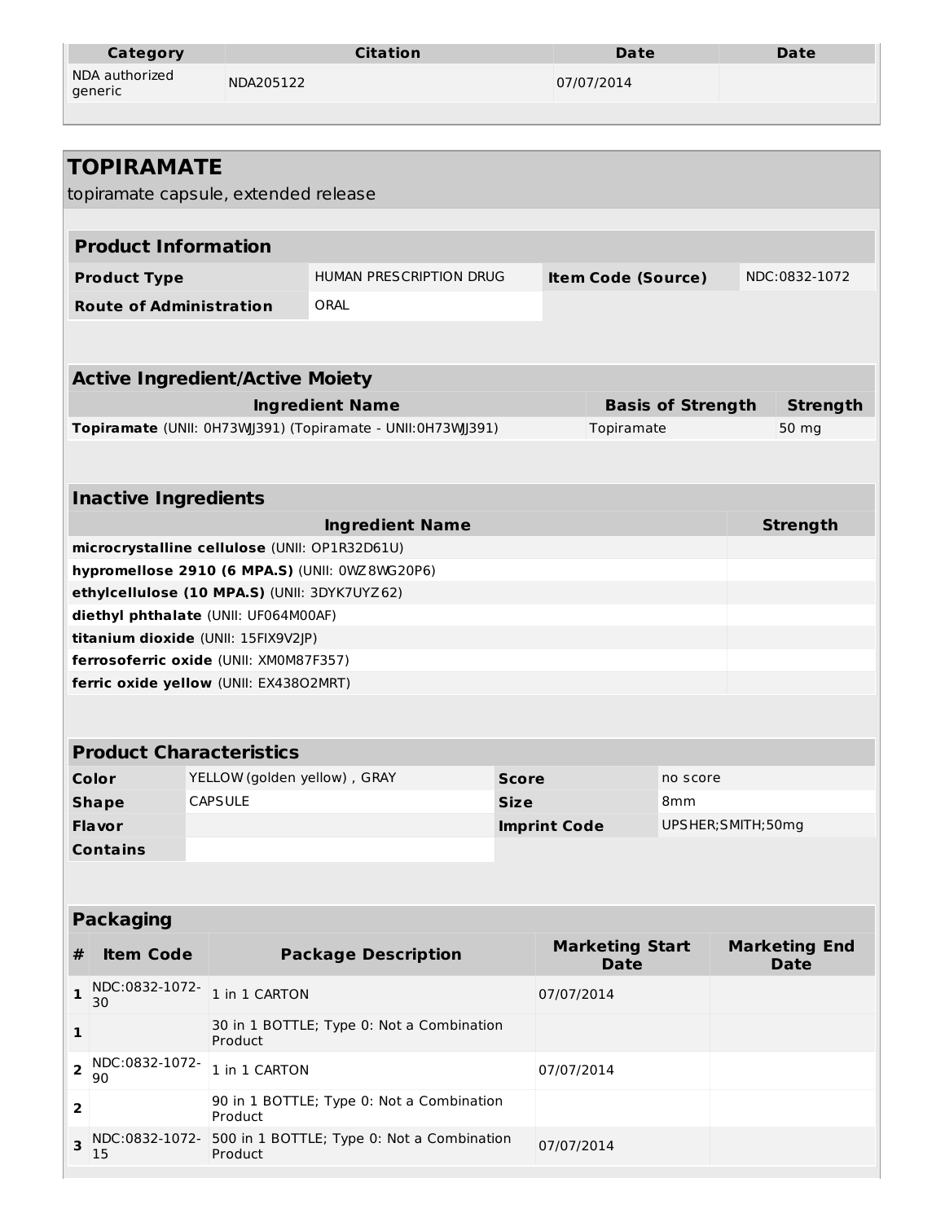| Category | Citation | Date | Date |
| --- | --- | --- | --- |
| NDA authorized generic | NDA205122 | 07/07/2014 | |

# TOPIRAMATE

topiramate capsule, extended release

| Product Information | | | |
| --- | --- | --- | --- |
| **Product Type** | HUMAN PRESCRIPTION DRUG | **Item Code (Source)** | NDC:0832-1072 |
| **Route of Administration** | ORAL | | |

| Active Ingredient/Active Moiety | | |
| --- | --- | --- |
| **Ingredient Name** | **Basis of Strength** | **Strength** |
| **Topiramate** (UNII: 0H73WJJ391) (Topiramate - UNII:0H73WJJ391) | Topiramate | 50 mg |

| Inactive Ingredients | |
| --- | --- |
| **Ingredient Name** | **Strength** |
| **microcrystalline cellulose** (UNII: OP1R32D61U) | |
| **hypromellose 2910 (6 MPA.S)** (UNII: 0WZ8WG20P6) | |
| **ethylcellulose (10 MPA.S)** (UNII: 3DYK7UYZ62) | |
| **diethyl phthalate** (UNII: UF064M00AF) | |
| **titanium dioxide** (UNII: 15FIX9V2JP) | |
| **ferrosoferric oxide** (UNII: XM0M87F357) | |
| **ferric oxide yellow** (UNII: EX438O2MRT) | |

| Product Characteristics | | | |
| --- | --- | --- | --- |
| **Color** | YELLOW (golden yellow) , GRAY | **Score** | no score |
| **Shape** | CAPSULE | **Size** | 8mm |
| **Flavor** | | **Imprint Code** | UPSHER;SMITH;50mg |
| **Contains** | | | |

| Packaging | | | | |
| --- | --- | --- | --- | --- |
| **#** | **Item Code** | **Package Description** | **Marketing Start Date** | **Marketing End Date** |
| **1** | NDC:0832-1072-30 | 1 in 1 CARTON | 07/07/2014 | |
| **1** | | 30 in 1 BOTTLE; Type 0: Not a Combination Product | | |
| **2** | NDC:0832-1072-90 | 1 in 1 CARTON | 07/07/2014 | |
| **2** | | 90 in 1 BOTTLE; Type 0: Not a Combination Product | | |
| **3** | NDC:0832-1072-15 | 500 in 1 BOTTLE; Type 0: Not a Combination Product | 07/07/2014 | |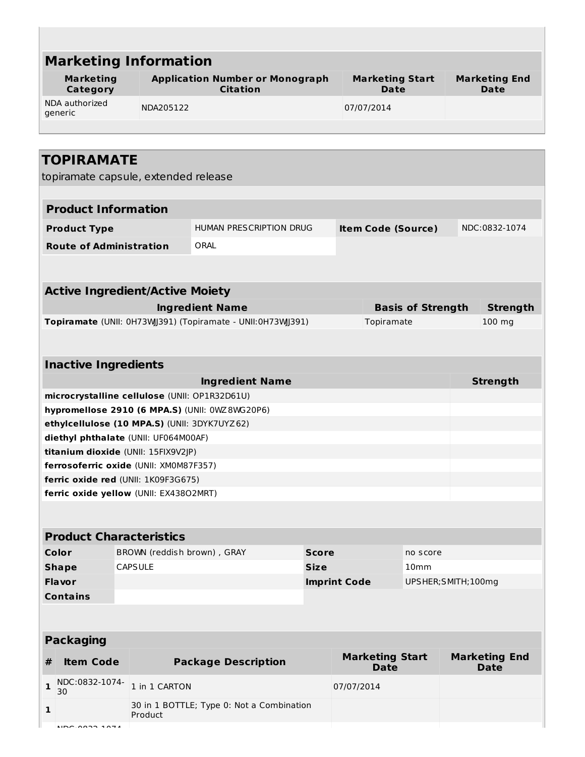## Marketing Information

| Marketing Category | Application Number or Monograph Citation | Marketing Start Date | Marketing End Date |
|---|---|---|---|
| NDA authorized generic | NDA205122 | 07/07/2014 | |

## TOPIRAMATE

topiramate capsule, extended release

### Product Information

| | | | |
|---|---|---|---|
| **Product Type** | HUMAN PRESCRIPTION DRUG | **Item Code (Source)** | NDC:0832-1074 |
| **Route of Administration** | ORAL | | |

### Active Ingredient/Active Moiety

| Ingredient Name | Basis of Strength | Strength |
|---|---|---|
| **Topiramate** (UNII: 0H73WJJ391) (Topiramate - UNII:0H73WJJ391) | Topiramate | 100 mg |

### Inactive Ingredients

| Ingredient Name | Strength |
|---|---|
| **microcrystalline cellulose** (UNII: OP1R32D61U) | |
| **hypromellose 2910 (6 MPA.S)** (UNII: 0WZ8WG20P6) | |
| **ethylcellulose (10 MPA.S)** (UNII: 3DYK7UYZ62) | |
| **diethyl phthalate** (UNII: UF064M00AF) | |
| **titanium dioxide** (UNII: 15FIX9V2JP) | |
| **ferrosoferric oxide** (UNII: XM0M87F357) | |
| **ferric oxide red** (UNII: 1K09F3G675) | |
| **ferric oxide yellow** (UNII: EX438O2MRT) | |

### Product Characteristics

| | | | |
|---|---|---|---|
| **Color** | BROWN (reddish brown) , GRAY | **Score** | no score |
| **Shape** | CAPSULE | **Size** | 10mm |
| **Flavor** | | **Imprint Code** | UPSHER;SMITH;100mg |
| **Contains** | | | |

### Packaging

| # | Item Code | Package Description | Marketing Start Date | Marketing End Date |
|---|---|---|---|---|
| 1 | NDC:0832-1074-30 | 1 in 1 CARTON | 07/07/2014 | |
| 1 | | 30 in 1 BOTTLE; Type 0: Not a Combination Product | | |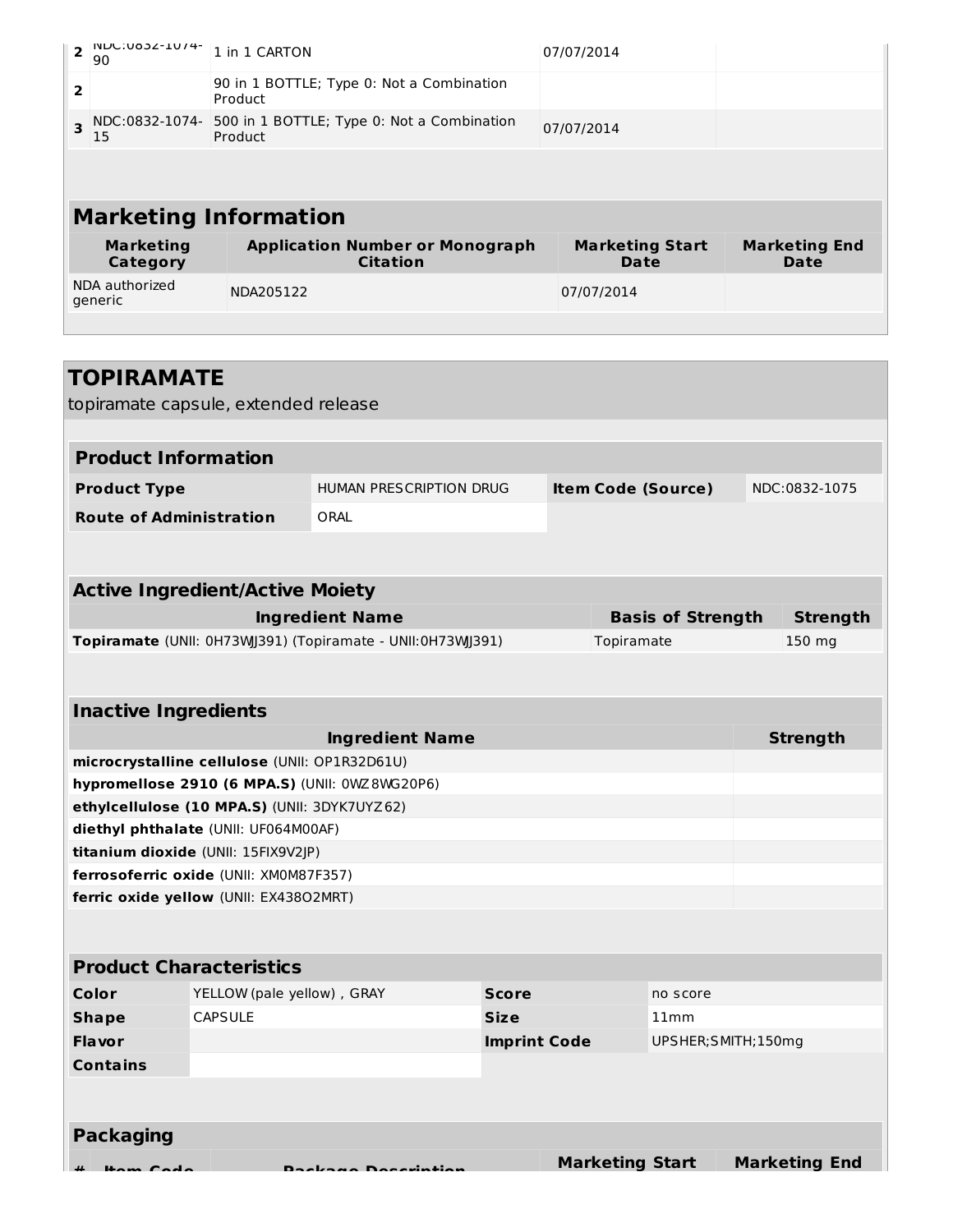| # | Item Code | Package Description | Marketing Start Date | Marketing End Date |
|---|---|---|---|---|
| 2 | NDC:0832-1074-90 | 1 in 1 CARTON | 07/07/2014 | |
| 2 | | 90 in 1 BOTTLE; Type 0: Not a Combination Product | | |
| 3 | NDC:0832-1074-15 | 500 in 1 BOTTLE; Type 0: Not a Combination Product | 07/07/2014 | |

## Marketing Information

| Marketing Category | Application Number or Monograph Citation | Marketing Start Date | Marketing End Date |
|---|---|---|---|
| NDA authorized generic | NDA205122 | 07/07/2014 | |

# TOPIRAMATE

topiramate capsule, extended release

## Product Information

| | | | |
|---|---|---|---|
| **Product Type** | HUMAN PRESCRIPTION DRUG | **Item Code (Source)** | NDC:0832-1075 |
| **Route of Administration** | ORAL | | |

## Active Ingredient/Active Moiety

| Ingredient Name | Basis of Strength | Strength |
|---|---|---|
| **Topiramate** (UNII: 0H73WJJ391) (Topiramate - UNII:0H73WJJ391) | Topiramate | 150 mg |

## Inactive Ingredients

| Ingredient Name | Strength |
|---|---|
| **microcrystalline cellulose** (UNII: OP1R32D61U) | |
| **hypromellose 2910 (6 MPA.S)** (UNII: 0WZ8WG20P6) | |
| **ethylcellulose (10 MPA.S)** (UNII: 3DYK7UYZ62) | |
| **diethyl phthalate** (UNII: UF064M00AF) | |
| **titanium dioxide** (UNII: 15FIX9V2JP) | |
| **ferrosoferric oxide** (UNII: XM0M87F357) | |
| **ferric oxide yellow** (UNII: EX438O2MRT) | |

## Product Characteristics

| | | | |
|---|---|---|---|
| **Color** | YELLOW (pale yellow) , GRAY | **Score** | no score |
| **Shape** | CAPSULE | **Size** | 11mm |
| **Flavor** | | **Imprint Code** | UPSHER;SMITH;150mg |
| **Contains** | | | |

## Packaging

| # | Item Code | Package Description | Marketing Start Date | Marketing End Date |
|---|---|---|---|---|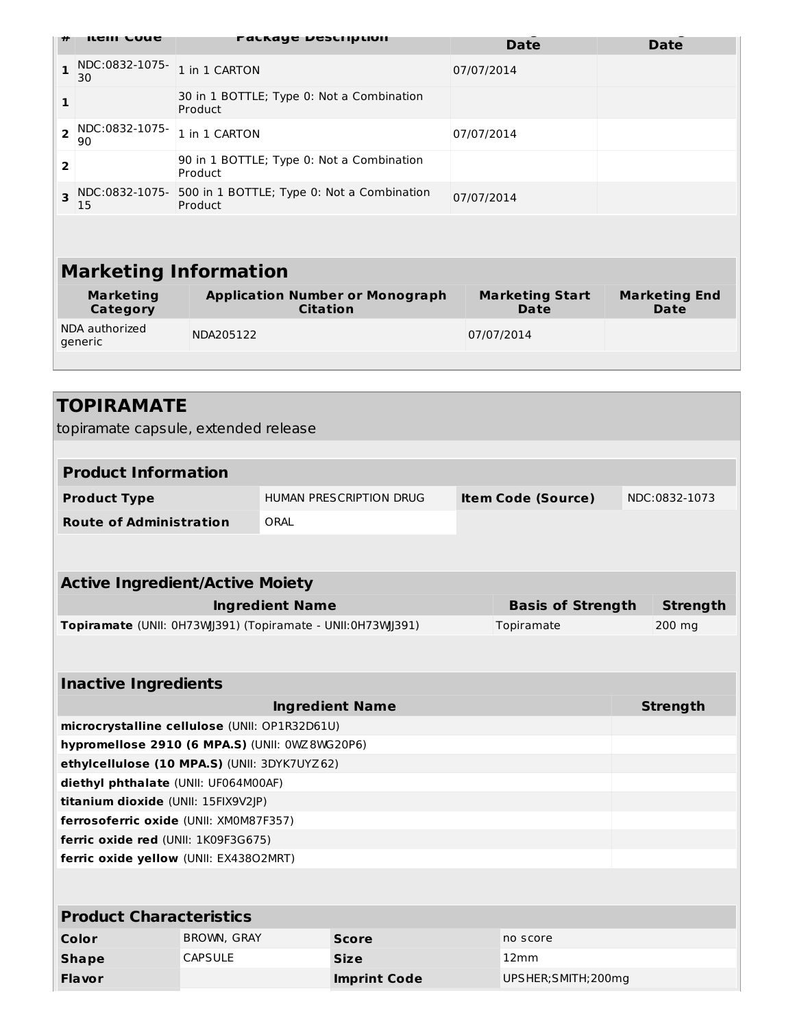| # | Item Code | Package Description | Marketing Start Date | Marketing End Date |
|---|---|---|---|---|
| 1 | NDC:0832-1075-30 | 1 in 1 CARTON | 07/07/2014 | |
| 1 | | 30 in 1 BOTTLE; Type 0: Not a Combination Product | | |
| 2 | NDC:0832-1075-90 | 1 in 1 CARTON | 07/07/2014 | |
| 2 | | 90 in 1 BOTTLE; Type 0: Not a Combination Product | | |
| 3 | NDC:0832-1075-15 | 500 in 1 BOTTLE; Type 0: Not a Combination Product | 07/07/2014 | |

## Marketing Information

| Marketing Category | Application Number or Monograph Citation | Marketing Start Date | Marketing End Date |
|---|---|---|---|
| NDA authorized generic | NDA205122 | 07/07/2014 | |

## TOPIRAMATE

topiramate capsule, extended release

### Product Information

| Product Type | HUMAN PRESCRIPTION DRUG | Item Code (Source) | NDC:0832-1073 |
|---|---|---|---|
| Route of Administration | ORAL | | |

### Active Ingredient/Active Moiety

| Ingredient Name | Basis of Strength | Strength |
|---|---|---|
| **Topiramate** (UNII: 0H73WJJ391) (Topiramate - UNII:0H73WJJ391) | Topiramate | 200 mg |

### Inactive Ingredients

| Ingredient Name | Strength |
|---|---|
| **microcrystalline cellulose** (UNII: OP1R32D61U) | |
| **hypromellose 2910 (6 MPA.S)** (UNII: 0WZ8WG20P6) | |
| **ethylcellulose (10 MPA.S)** (UNII: 3DYK7UYZ62) | |
| **diethyl phthalate** (UNII: UF064M00AF) | |
| **titanium dioxide** (UNII: 15FIX9V2JP) | |
| **ferrosoferric oxide** (UNII: XM0M87F357) | |
| **ferric oxide red** (UNII: 1K09F3G675) | |
| **ferric oxide yellow** (UNII: EX438O2MRT) | |

### Product Characteristics

| Color | BROWN, GRAY | Score | no score |
|---|---|---|---|
| Shape | CAPSULE | Size | 12mm |
| Flavor | | Imprint Code | UPSHER;SMITH;200mg |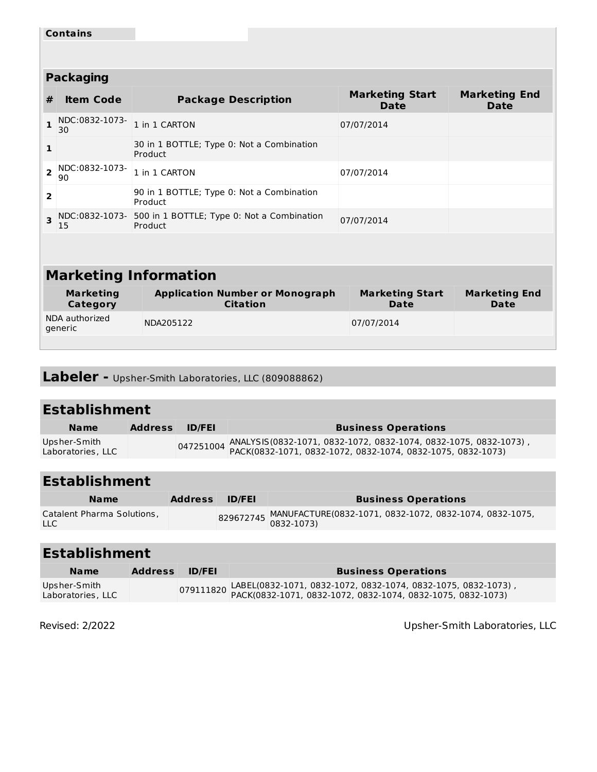| Contains | |
|---|---|

## Packaging

| # | Item Code | Package Description | Marketing Start Date | Marketing End Date |
|---|---|---|---|---|
| 1 | NDC:0832-1073-30 | 1 in 1 CARTON | 07/07/2014 | |
| 1 | | 30 in 1 BOTTLE; Type 0: Not a Combination Product | | |
| 2 | NDC:0832-1073-90 | 1 in 1 CARTON | 07/07/2014 | |
| 2 | | 90 in 1 BOTTLE; Type 0: Not a Combination Product | | |
| 3 | NDC:0832-1073-15 | 500 in 1 BOTTLE; Type 0: Not a Combination Product | 07/07/2014 | |

## Marketing Information

| Marketing Category | Application Number or Monograph Citation | Marketing Start Date | Marketing End Date |
|---|---|---|---|
| NDA authorized generic | NDA205122 | 07/07/2014 | |

## Labeler - Upsher-Smith Laboratories, LLC (809088862)

## Establishment

| Name | Address | ID/FEI | Business Operations |
|---|---|---|---|
| Upsher-Smith Laboratories, LLC | | 047251004 | ANALYSIS(0832-1071, 0832-1072, 0832-1074, 0832-1075, 0832-1073) , PACK(0832-1071, 0832-1072, 0832-1074, 0832-1075, 0832-1073) |

## Establishment

| Name | Address | ID/FEI | Business Operations |
|---|---|---|---|
| Catalent Pharma Solutions, LLC | | 829672745 | MANUFACTURE(0832-1071, 0832-1072, 0832-1074, 0832-1075, 0832-1073) |

## Establishment

| Name | Address | ID/FEI | Business Operations |
|---|---|---|---|
| Upsher-Smith Laboratories, LLC | | 079111820 | LABEL(0832-1071, 0832-1072, 0832-1074, 0832-1075, 0832-1073) , PACK(0832-1071, 0832-1072, 0832-1074, 0832-1075, 0832-1073) |

Revised: 2/2022

Upsher-Smith Laboratories, LLC